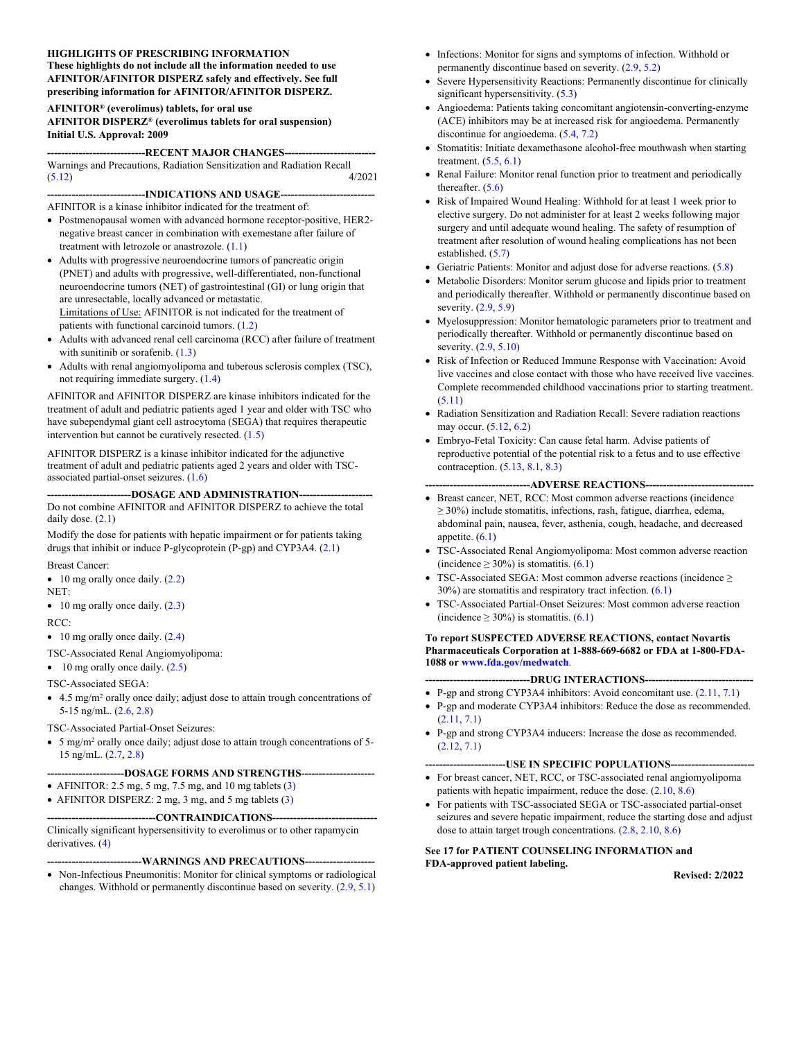## HIGHLIGHTS OF PRESCRIBING INFORMATION

**These highlights do not include all the information needed to use AFINITOR/AFINITOR DISPERZ safely and effectively. See full prescribing information for AFINITOR/AFINITOR DISPERZ.**

**AFINITOR® (everolimus) tablets, for oral use**
**AFINITOR DISPERZ® (everolimus tablets for oral suspension)**
**Initial U.S. Approval: 2009**

### RECENT MAJOR CHANGES

Warnings and Precautions, Radiation Sensitization and Radiation Recall (5.12) 4/2021

### INDICATIONS AND USAGE

AFINITOR is a kinase inhibitor indicated for the treatment of:

- Postmenopausal women with advanced hormone receptor-positive, HER2-negative breast cancer in combination with exemestane after failure of treatment with letrozole or anastrozole. (1.1)
- Adults with progressive neuroendocrine tumors of pancreatic origin (PNET) and adults with progressive, well-differentiated, non-functional neuroendocrine tumors (NET) of gastrointestinal (GI) or lung origin that are unresectable, locally advanced or metastatic.
  Limitations of Use: AFINITOR is not indicated for the treatment of patients with functional carcinoid tumors. (1.2)
- Adults with advanced renal cell carcinoma (RCC) after failure of treatment with sunitinib or sorafenib. (1.3)
- Adults with renal angiomyolipoma and tuberous sclerosis complex (TSC), not requiring immediate surgery. (1.4)

AFINITOR and AFINITOR DISPERZ are kinase inhibitors indicated for the treatment of adult and pediatric patients aged 1 year and older with TSC who have subependymal giant cell astrocytoma (SEGA) that requires therapeutic intervention but cannot be curatively resected. (1.5)

AFINITOR DISPERZ is a kinase inhibitor indicated for the adjunctive treatment of adult and pediatric patients aged 2 years and older with TSC-associated partial-onset seizures. (1.6)

### DOSAGE AND ADMINISTRATION

Do not combine AFINITOR and AFINITOR DISPERZ to achieve the total daily dose. (2.1)

Modify the dose for patients with hepatic impairment or for patients taking drugs that inhibit or induce P-glycoprotein (P-gp) and CYP3A4. (2.1)

Breast Cancer:
- 10 mg orally once daily. (2.2)

NET:
- 10 mg orally once daily. (2.3)

RCC:
- 10 mg orally once daily. (2.4)

TSC-Associated Renal Angiomyolipoma:
- 10 mg orally once daily. (2.5)

TSC-Associated SEGA:
- 4.5 mg/m² orally once daily; adjust dose to attain trough concentrations of 5-15 ng/mL. (2.6, 2.8)

TSC-Associated Partial-Onset Seizures:
- 5 mg/m² orally once daily; adjust dose to attain trough concentrations of 5-15 ng/mL. (2.7, 2.8)

### DOSAGE FORMS AND STRENGTHS

- AFINITOR: 2.5 mg, 5 mg, 7.5 mg, and 10 mg tablets (3)
- AFINITOR DISPERZ: 2 mg, 3 mg, and 5 mg tablets (3)

### CONTRAINDICATIONS

Clinically significant hypersensitivity to everolimus or to other rapamycin derivatives. (4)

### WARNINGS AND PRECAUTIONS

- Non-Infectious Pneumonitis: Monitor for clinical symptoms or radiological changes. Withhold or permanently discontinue based on severity. (2.9, 5.1)
- Infections: Monitor for signs and symptoms of infection. Withhold or permanently discontinue based on severity. (2.9, 5.2)
- Severe Hypersensitivity Reactions: Permanently discontinue for clinically significant hypersensitivity. (5.3)
- Angioedema: Patients taking concomitant angiotensin-converting-enzyme (ACE) inhibitors may be at increased risk for angioedema. Permanently discontinue for angioedema. (5.4, 7.2)
- Stomatitis: Initiate dexamethasone alcohol-free mouthwash when starting treatment. (5.5, 6.1)
- Renal Failure: Monitor renal function prior to treatment and periodically thereafter. (5.6)
- Risk of Impaired Wound Healing: Withhold for at least 1 week prior to elective surgery. Do not administer for at least 2 weeks following major surgery and until adequate wound healing. The safety of resumption of treatment after resolution of wound healing complications has not been established. (5.7)
- Geriatric Patients: Monitor and adjust dose for adverse reactions. (5.8)
- Metabolic Disorders: Monitor serum glucose and lipids prior to treatment and periodically thereafter. Withhold or permanently discontinue based on severity. (2.9, 5.9)
- Myelosuppression: Monitor hematologic parameters prior to treatment and periodically thereafter. Withhold or permanently discontinue based on severity. (2.9, 5.10)
- Risk of Infection or Reduced Immune Response with Vaccination: Avoid live vaccines and close contact with those who have received live vaccines. Complete recommended childhood vaccinations prior to starting treatment. (5.11)
- Radiation Sensitization and Radiation Recall: Severe radiation reactions may occur. (5.12, 6.2)
- Embryo-Fetal Toxicity: Can cause fetal harm. Advise patients of reproductive potential of the potential risk to a fetus and to use effective contraception. (5.13, 8.1, 8.3)

### ADVERSE REACTIONS

- Breast cancer, NET, RCC: Most common adverse reactions (incidence ≥ 30%) include stomatitis, infections, rash, fatigue, diarrhea, edema, abdominal pain, nausea, fever, asthenia, cough, headache, and decreased appetite. (6.1)
- TSC-Associated Renal Angiomyolipoma: Most common adverse reaction (incidence ≥ 30%) is stomatitis. (6.1)
- TSC-Associated SEGA: Most common adverse reactions (incidence ≥ 30%) are stomatitis and respiratory tract infection. (6.1)
- TSC-Associated Partial-Onset Seizures: Most common adverse reaction (incidence ≥ 30%) is stomatitis. (6.1)

**To report SUSPECTED ADVERSE REACTIONS, contact Novartis Pharmaceuticals Corporation at 1-888-669-6682 or FDA at 1-800-FDA-1088 or www.fda.gov/medwatch.**

### DRUG INTERACTIONS

- P-gp and strong CYP3A4 inhibitors: Avoid concomitant use. (2.11, 7.1)
- P-gp and moderate CYP3A4 inhibitors: Reduce the dose as recommended. (2.11, 7.1)
- P-gp and strong CYP3A4 inducers: Increase the dose as recommended. (2.12, 7.1)

### USE IN SPECIFIC POPULATIONS

- For breast cancer, NET, RCC, or TSC-associated renal angiomyolipoma patients with hepatic impairment, reduce the dose. (2.10, 8.6)
- For patients with TSC-associated SEGA or TSC-associated partial-onset seizures and severe hepatic impairment, reduce the starting dose and adjust dose to attain target trough concentrations. (2.8, 2.10, 8.6)

**See 17 for PATIENT COUNSELING INFORMATION and FDA-approved patient labeling.**

**Revised: 2/2022**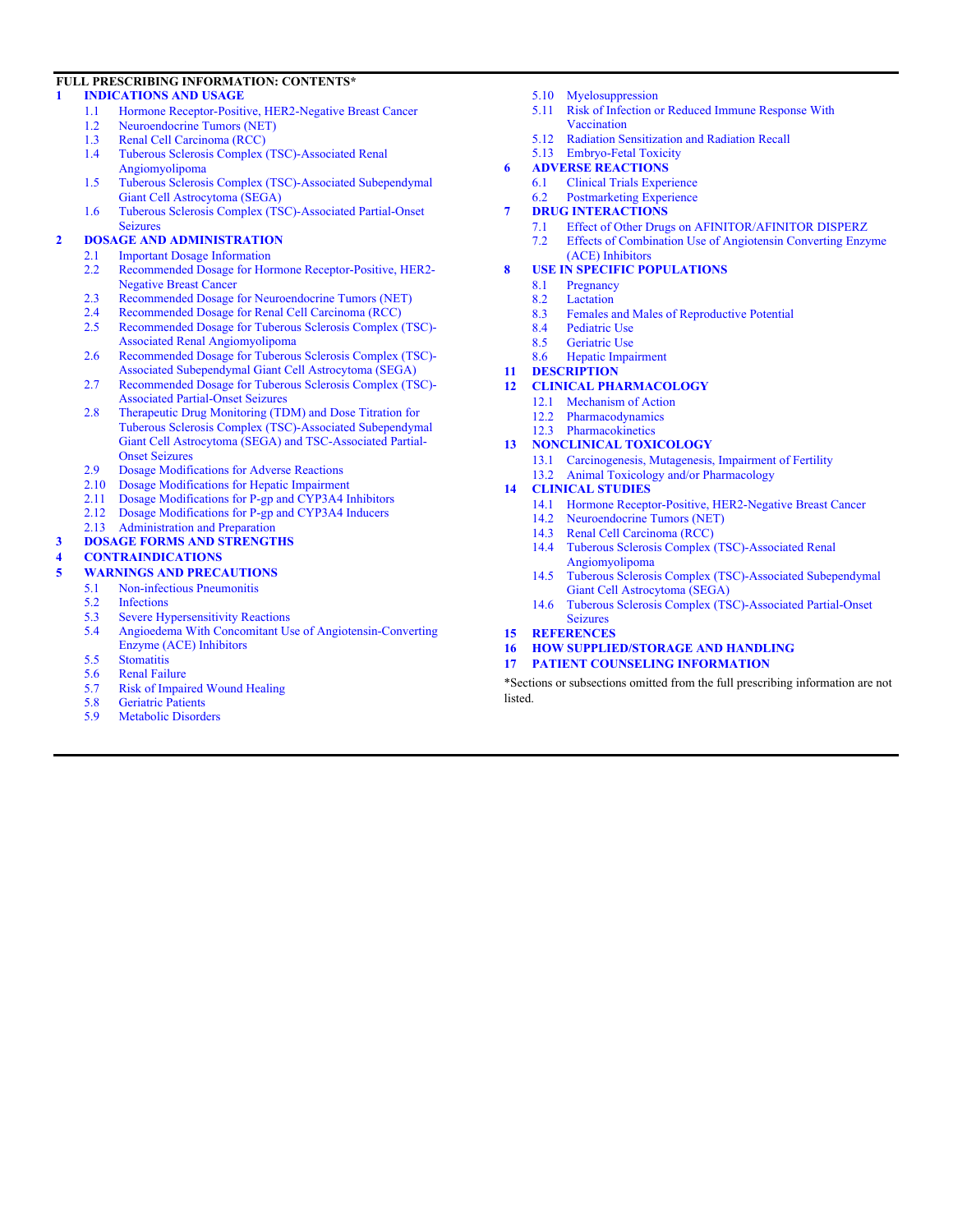**FULL PRESCRIBING INFORMATION: CONTENTS***

**1 INDICATIONS AND USAGE**
- 1.1 Hormone Receptor-Positive, HER2-Negative Breast Cancer
- 1.2 Neuroendocrine Tumors (NET)
- 1.3 Renal Cell Carcinoma (RCC)
- 1.4 Tuberous Sclerosis Complex (TSC)-Associated Renal Angiomyolipoma
- 1.5 Tuberous Sclerosis Complex (TSC)-Associated Subependymal Giant Cell Astrocytoma (SEGA)
- 1.6 Tuberous Sclerosis Complex (TSC)-Associated Partial-Onset Seizures

**2 DOSAGE AND ADMINISTRATION**
- 2.1 Important Dosage Information
- 2.2 Recommended Dosage for Hormone Receptor-Positive, HER2-Negative Breast Cancer
- 2.3 Recommended Dosage for Neuroendocrine Tumors (NET)
- 2.4 Recommended Dosage for Renal Cell Carcinoma (RCC)
- 2.5 Recommended Dosage for Tuberous Sclerosis Complex (TSC)-Associated Renal Angiomyolipoma
- 2.6 Recommended Dosage for Tuberous Sclerosis Complex (TSC)-Associated Subependymal Giant Cell Astrocytoma (SEGA)
- 2.7 Recommended Dosage for Tuberous Sclerosis Complex (TSC)-Associated Partial-Onset Seizures
- 2.8 Therapeutic Drug Monitoring (TDM) and Dose Titration for Tuberous Sclerosis Complex (TSC)-Associated Subependymal Giant Cell Astrocytoma (SEGA) and TSC-Associated Partial-Onset Seizures
- 2.9 Dosage Modifications for Adverse Reactions
- 2.10 Dosage Modifications for Hepatic Impairment
- 2.11 Dosage Modifications for P-gp and CYP3A4 Inhibitors
- 2.12 Dosage Modifications for P-gp and CYP3A4 Inducers
- 2.13 Administration and Preparation

**3 DOSAGE FORMS AND STRENGTHS**

**4 CONTRAINDICATIONS**

**5 WARNINGS AND PRECAUTIONS**
- 5.1 Non-infectious Pneumonitis
- 5.2 Infections
- 5.3 Severe Hypersensitivity Reactions
- 5.4 Angioedema With Concomitant Use of Angiotensin-Converting Enzyme (ACE) Inhibitors
- 5.5 Stomatitis
- 5.6 Renal Failure
- 5.7 Risk of Impaired Wound Healing
- 5.8 Geriatric Patients
- 5.9 Metabolic Disorders
- 5.10 Myelosuppression
- 5.11 Risk of Infection or Reduced Immune Response With Vaccination
- 5.12 Radiation Sensitization and Radiation Recall
- 5.13 Embryo-Fetal Toxicity

**6 ADVERSE REACTIONS**
- 6.1 Clinical Trials Experience
- 6.2 Postmarketing Experience

**7 DRUG INTERACTIONS**
- 7.1 Effect of Other Drugs on AFINITOR/AFINITOR DISPERZ
- 7.2 Effects of Combination Use of Angiotensin Converting Enzyme (ACE) Inhibitors

**8 USE IN SPECIFIC POPULATIONS**
- 8.1 Pregnancy
- 8.2 Lactation
- 8.3 Females and Males of Reproductive Potential
- 8.4 Pediatric Use
- 8.5 Geriatric Use
- 8.6 Hepatic Impairment

**11 DESCRIPTION**

**12 CLINICAL PHARMACOLOGY**
- 12.1 Mechanism of Action
- 12.2 Pharmacodynamics
- 12.3 Pharmacokinetics

**13 NONCLINICAL TOXICOLOGY**
- 13.1 Carcinogenesis, Mutagenesis, Impairment of Fertility
- 13.2 Animal Toxicology and/or Pharmacology

**14 CLINICAL STUDIES**
- 14.1 Hormone Receptor-Positive, HER2-Negative Breast Cancer
- 14.2 Neuroendocrine Tumors (NET)
- 14.3 Renal Cell Carcinoma (RCC)
- 14.4 Tuberous Sclerosis Complex (TSC)-Associated Renal Angiomyolipoma
- 14.5 Tuberous Sclerosis Complex (TSC)-Associated Subependymal Giant Cell Astrocytoma (SEGA)
- 14.6 Tuberous Sclerosis Complex (TSC)-Associated Partial-Onset Seizures

**15 REFERENCES**

**16 HOW SUPPLIED/STORAGE AND HANDLING**

**17 PATIENT COUNSELING INFORMATION**

*Sections or subsections omitted from the full prescribing information are not listed.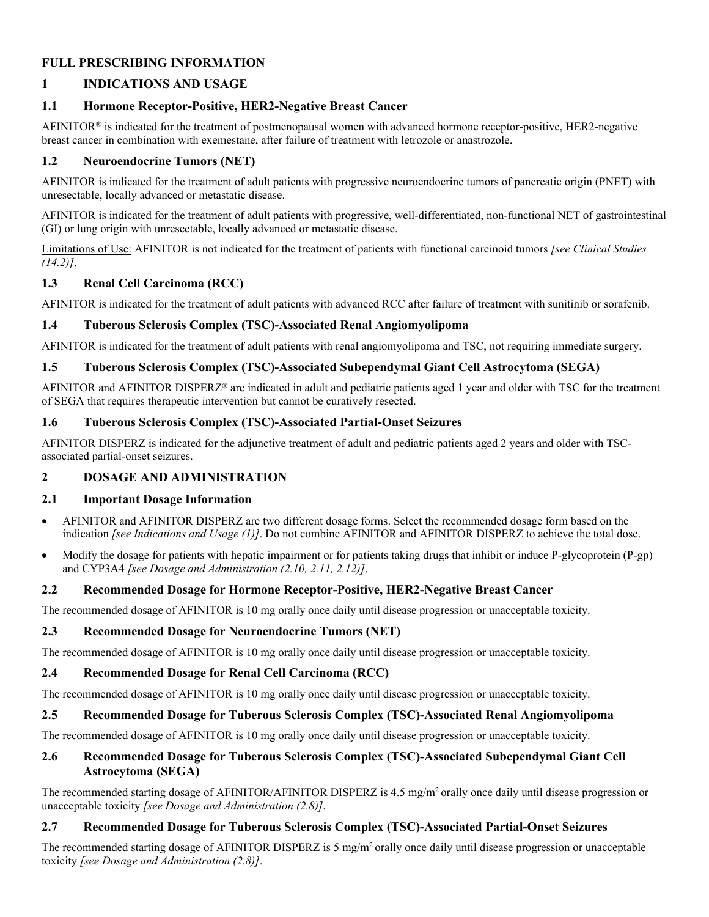# FULL PRESCRIBING INFORMATION

## 1 INDICATIONS AND USAGE

### 1.1 Hormone Receptor-Positive, HER2-Negative Breast Cancer

AFINITOR® is indicated for the treatment of postmenopausal women with advanced hormone receptor-positive, HER2-negative breast cancer in combination with exemestane, after failure of treatment with letrozole or anastrozole.

### 1.2 Neuroendocrine Tumors (NET)

AFINITOR is indicated for the treatment of adult patients with progressive neuroendocrine tumors of pancreatic origin (PNET) with unresectable, locally advanced or metastatic disease.

AFINITOR is indicated for the treatment of adult patients with progressive, well-differentiated, non-functional NET of gastrointestinal (GI) or lung origin with unresectable, locally advanced or metastatic disease.

Limitations of Use: AFINITOR is not indicated for the treatment of patients with functional carcinoid tumors *[see Clinical Studies (14.2)]*.

### 1.3 Renal Cell Carcinoma (RCC)

AFINITOR is indicated for the treatment of adult patients with advanced RCC after failure of treatment with sunitinib or sorafenib.

### 1.4 Tuberous Sclerosis Complex (TSC)-Associated Renal Angiomyolipoma

AFINITOR is indicated for the treatment of adult patients with renal angiomyolipoma and TSC, not requiring immediate surgery.

### 1.5 Tuberous Sclerosis Complex (TSC)-Associated Subependymal Giant Cell Astrocytoma (SEGA)

AFINITOR and AFINITOR DISPERZ® are indicated in adult and pediatric patients aged 1 year and older with TSC for the treatment of SEGA that requires therapeutic intervention but cannot be curatively resected.

### 1.6 Tuberous Sclerosis Complex (TSC)-Associated Partial-Onset Seizures

AFINITOR DISPERZ is indicated for the adjunctive treatment of adult and pediatric patients aged 2 years and older with TSC-associated partial-onset seizures.

## 2 DOSAGE AND ADMINISTRATION

### 2.1 Important Dosage Information

- AFINITOR and AFINITOR DISPERZ are two different dosage forms. Select the recommended dosage form based on the indication *[see Indications and Usage (1)]*. Do not combine AFINITOR and AFINITOR DISPERZ to achieve the total dose.
- Modify the dosage for patients with hepatic impairment or for patients taking drugs that inhibit or induce P-glycoprotein (P-gp) and CYP3A4 *[see Dosage and Administration (2.10, 2.11, 2.12)]*.

### 2.2 Recommended Dosage for Hormone Receptor-Positive, HER2-Negative Breast Cancer

The recommended dosage of AFINITOR is 10 mg orally once daily until disease progression or unacceptable toxicity.

### 2.3 Recommended Dosage for Neuroendocrine Tumors (NET)

The recommended dosage of AFINITOR is 10 mg orally once daily until disease progression or unacceptable toxicity.

### 2.4 Recommended Dosage for Renal Cell Carcinoma (RCC)

The recommended dosage of AFINITOR is 10 mg orally once daily until disease progression or unacceptable toxicity.

### 2.5 Recommended Dosage for Tuberous Sclerosis Complex (TSC)-Associated Renal Angiomyolipoma

The recommended dosage of AFINITOR is 10 mg orally once daily until disease progression or unacceptable toxicity.

### 2.6 Recommended Dosage for Tuberous Sclerosis Complex (TSC)-Associated Subependymal Giant Cell Astrocytoma (SEGA)

The recommended starting dosage of AFINITOR/AFINITOR DISPERZ is 4.5 mg/$m^2$ orally once daily until disease progression or unacceptable toxicity *[see Dosage and Administration (2.8)]*.

### 2.7 Recommended Dosage for Tuberous Sclerosis Complex (TSC)-Associated Partial-Onset Seizures

The recommended starting dosage of AFINITOR DISPERZ is 5 mg/$m^2$ orally once daily until disease progression or unacceptable toxicity *[see Dosage and Administration (2.8)]*.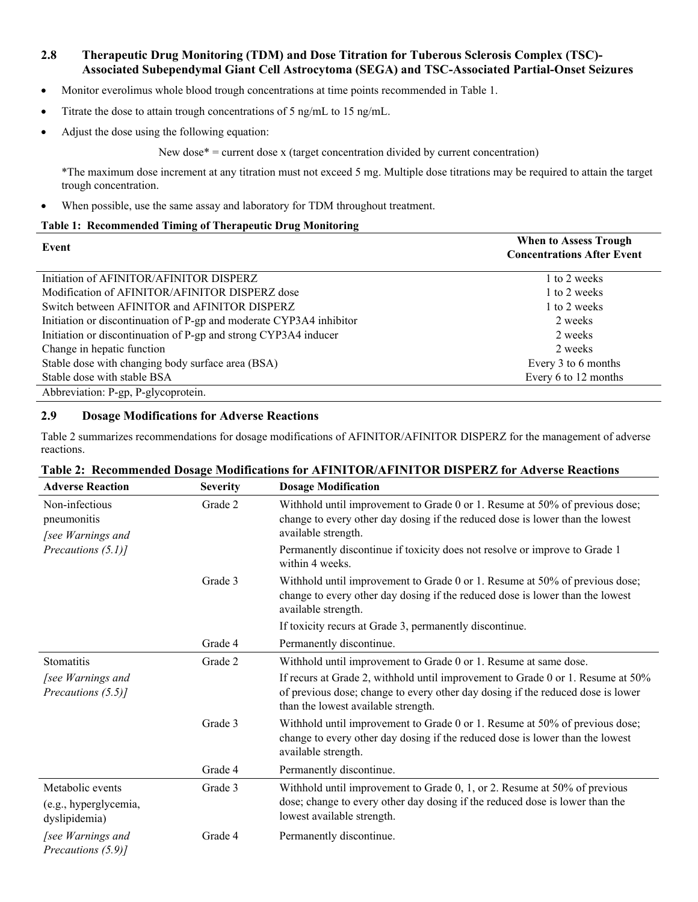## 2.8 Therapeutic Drug Monitoring (TDM) and Dose Titration for Tuberous Sclerosis Complex (TSC)-Associated Subependymal Giant Cell Astrocytoma (SEGA) and TSC-Associated Partial-Onset Seizures

- Monitor everolimus whole blood trough concentrations at time points recommended in Table 1.
- Titrate the dose to attain trough concentrations of 5 ng/mL to 15 ng/mL.
- Adjust the dose using the following equation:

  New dose* = current dose x (target concentration divided by current concentration)

  *The maximum dose increment at any titration must not exceed 5 mg. Multiple dose titrations may be required to attain the target trough concentration.

- When possible, use the same assay and laboratory for TDM throughout treatment.

**Table 1: Recommended Timing of Therapeutic Drug Monitoring**

| Event | When to Assess Trough Concentrations After Event |
|---|---|
| Initiation of AFINITOR/AFINITOR DISPERZ | 1 to 2 weeks |
| Modification of AFINITOR/AFINITOR DISPERZ dose | 1 to 2 weeks |
| Switch between AFINITOR and AFINITOR DISPERZ | 1 to 2 weeks |
| Initiation or discontinuation of P-gp and moderate CYP3A4 inhibitor | 2 weeks |
| Initiation or discontinuation of P-gp and strong CYP3A4 inducer | 2 weeks |
| Change in hepatic function | 2 weeks |
| Stable dose with changing body surface area (BSA) | Every 3 to 6 months |
| Stable dose with stable BSA | Every 6 to 12 months |

Abbreviation: P-gp, P-glycoprotein.

## 2.9 Dosage Modifications for Adverse Reactions

Table 2 summarizes recommendations for dosage modifications of AFINITOR/AFINITOR DISPERZ for the management of adverse reactions.

**Table 2: Recommended Dosage Modifications for AFINITOR/AFINITOR DISPERZ for Adverse Reactions**

| Adverse Reaction | Severity | Dosage Modification |
|---|---|---|
| Non-infectious pneumonitis *[see Warnings and Precautions (5.1)]* | Grade 2 | Withhold until improvement to Grade 0 or 1. Resume at 50% of previous dose; change to every other day dosing if the reduced dose is lower than the lowest available strength. Permanently discontinue if toxicity does not resolve or improve to Grade 1 within 4 weeks. |
| | Grade 3 | Withhold until improvement to Grade 0 or 1. Resume at 50% of previous dose; change to every other day dosing if the reduced dose is lower than the lowest available strength. If toxicity recurs at Grade 3, permanently discontinue. |
| | Grade 4 | Permanently discontinue. |
| Stomatitis *[see Warnings and Precautions (5.5)]* | Grade 2 | Withhold until improvement to Grade 0 or 1. Resume at same dose. If recurs at Grade 2, withhold until improvement to Grade 0 or 1. Resume at 50% of previous dose; change to every other day dosing if the reduced dose is lower than the lowest available strength. |
| | Grade 3 | Withhold until improvement to Grade 0 or 1. Resume at 50% of previous dose; change to every other day dosing if the reduced dose is lower than the lowest available strength. |
| | Grade 4 | Permanently discontinue. |
| Metabolic events (e.g., hyperglycemia, dyslipidemia) *[see Warnings and Precautions (5.9)]* | Grade 3 | Withhold until improvement to Grade 0, 1, or 2. Resume at 50% of previous dose; change to every other day dosing if the reduced dose is lower than the lowest available strength. |
| | Grade 4 | Permanently discontinue. |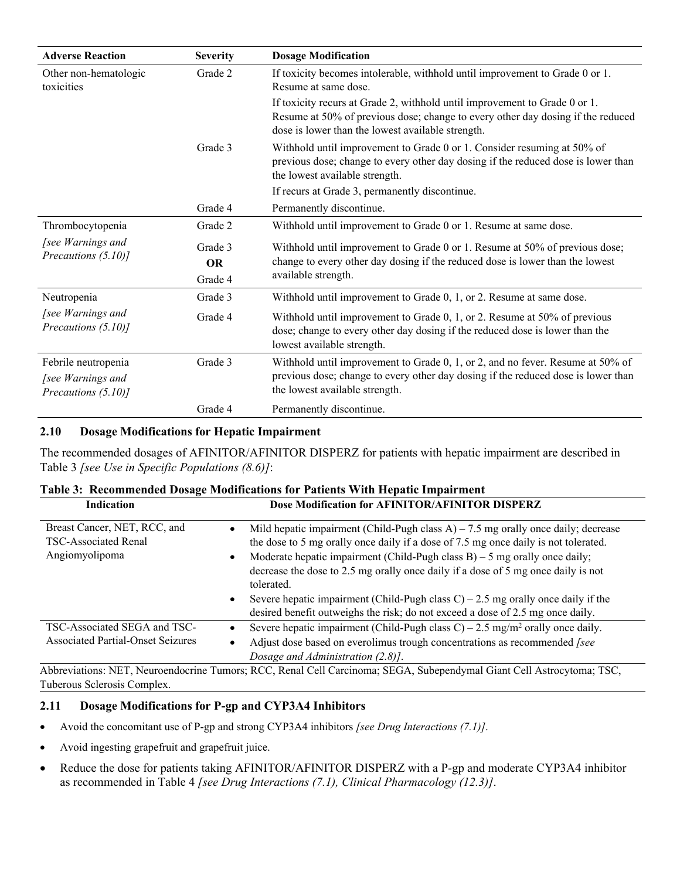| Adverse Reaction | Severity | Dosage Modification |
|---|---|---|
| Other non-hematologic toxicities | Grade 2 | If toxicity becomes intolerable, withhold until improvement to Grade 0 or 1. Resume at same dose.<br>If toxicity recurs at Grade 2, withhold until improvement to Grade 0 or 1. Resume at 50% of previous dose; change to every other day dosing if the reduced dose is lower than the lowest available strength. |
| | Grade 3 | Withhold until improvement to Grade 0 or 1. Consider resuming at 50% of previous dose; change to every other day dosing if the reduced dose is lower than the lowest available strength.<br>If recurs at Grade 3, permanently discontinue. |
| | Grade 4 | Permanently discontinue. |
| Thrombocytopenia *[see Warnings and Precautions (5.10)]* | Grade 2 | Withhold until improvement to Grade 0 or 1. Resume at same dose. |
| | Grade 3 **OR** Grade 4 | Withhold until improvement to Grade 0 or 1. Resume at 50% of previous dose; change to every other day dosing if the reduced dose is lower than the lowest available strength. |
| Neutropenia *[see Warnings and Precautions (5.10)]* | Grade 3 | Withhold until improvement to Grade 0, 1, or 2. Resume at same dose. |
| | Grade 4 | Withhold until improvement to Grade 0, 1, or 2. Resume at 50% of previous dose; change to every other day dosing if the reduced dose is lower than the lowest available strength. |
| Febrile neutropenia *[see Warnings and Precautions (5.10)]* | Grade 3 | Withhold until improvement to Grade 0, 1, or 2, and no fever. Resume at 50% of previous dose; change to every other day dosing if the reduced dose is lower than the lowest available strength. |
| | Grade 4 | Permanently discontinue. |

## 2.10 Dosage Modifications for Hepatic Impairment

The recommended dosages of AFINITOR/AFINITOR DISPERZ for patients with hepatic impairment are described in Table 3 *[see Use in Specific Populations (8.6)]*:

**Table 3: Recommended Dosage Modifications for Patients With Hepatic Impairment**

| Indication | Dose Modification for AFINITOR/AFINITOR DISPERZ |
|---|---|
| Breast Cancer, NET, RCC, and TSC-Associated Renal Angiomyolipoma | • Mild hepatic impairment (Child-Pugh class A) – 7.5 mg orally once daily; decrease the dose to 5 mg orally once daily if a dose of 7.5 mg once daily is not tolerated.<br>• Moderate hepatic impairment (Child-Pugh class B) – 5 mg orally once daily; decrease the dose to 2.5 mg orally once daily if a dose of 5 mg once daily is not tolerated.<br>• Severe hepatic impairment (Child-Pugh class C) – 2.5 mg orally once daily if the desired benefit outweighs the risk; do not exceed a dose of 2.5 mg once daily. |
| TSC-Associated SEGA and TSC-Associated Partial-Onset Seizures | • Severe hepatic impairment (Child-Pugh class C) – 2.5 mg/m² orally once daily.<br>• Adjust dose based on everolimus trough concentrations as recommended *[see Dosage and Administration (2.8)]*. |

Abbreviations: NET, Neuroendocrine Tumors; RCC, Renal Cell Carcinoma; SEGA, Subependymal Giant Cell Astrocytoma; TSC, Tuberous Sclerosis Complex.

## 2.11 Dosage Modifications for P-gp and CYP3A4 Inhibitors

- Avoid the concomitant use of P-gp and strong CYP3A4 inhibitors *[see Drug Interactions (7.1)]*.
- Avoid ingesting grapefruit and grapefruit juice.
- Reduce the dose for patients taking AFINITOR/AFINITOR DISPERZ with a P-gp and moderate CYP3A4 inhibitor as recommended in Table 4 *[see Drug Interactions (7.1), Clinical Pharmacology (12.3)]*.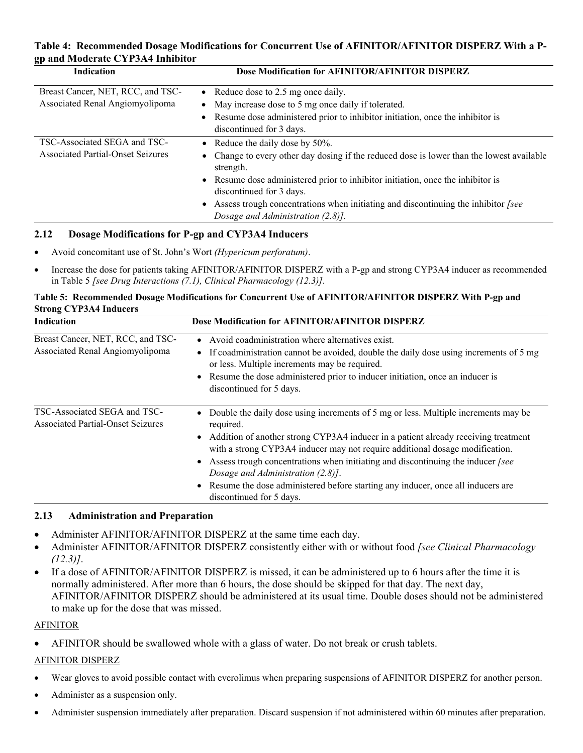**Table 4: Recommended Dosage Modifications for Concurrent Use of AFINITOR/AFINITOR DISPERZ With a P-gp and Moderate CYP3A4 Inhibitor**

| Indication | Dose Modification for AFINITOR/AFINITOR DISPERZ |
|---|---|
| Breast Cancer, NET, RCC, and TSC-Associated Renal Angiomyolipoma | • Reduce dose to 2.5 mg once daily.<br>• May increase dose to 5 mg once daily if tolerated.<br>• Resume dose administered prior to inhibitor initiation, once the inhibitor is discontinued for 3 days. |
| TSC-Associated SEGA and TSC-Associated Partial-Onset Seizures | • Reduce the daily dose by 50%.<br>• Change to every other day dosing if the reduced dose is lower than the lowest available strength.<br>• Resume dose administered prior to inhibitor initiation, once the inhibitor is discontinued for 3 days.<br>• Assess trough concentrations when initiating and discontinuing the inhibitor *[see Dosage and Administration (2.8)]*. |

### 2.12 Dosage Modifications for P-gp and CYP3A4 Inducers

- Avoid concomitant use of St. John's Wort *(Hypericum perforatum)*.
- Increase the dose for patients taking AFINITOR/AFINITOR DISPERZ with a P-gp and strong CYP3A4 inducer as recommended in Table 5 *[see Drug Interactions (7.1), Clinical Pharmacology (12.3)]*.

**Table 5: Recommended Dosage Modifications for Concurrent Use of AFINITOR/AFINITOR DISPERZ With P-gp and Strong CYP3A4 Inducers**

| Indication | Dose Modification for AFINITOR/AFINITOR DISPERZ |
|---|---|
| Breast Cancer, NET, RCC, and TSC-Associated Renal Angiomyolipoma | • Avoid coadministration where alternatives exist.<br>• If coadministration cannot be avoided, double the daily dose using increments of 5 mg or less. Multiple increments may be required.<br>• Resume the dose administered prior to inducer initiation, once an inducer is discontinued for 5 days. |
| TSC-Associated SEGA and TSC-Associated Partial-Onset Seizures | • Double the daily dose using increments of 5 mg or less. Multiple increments may be required.<br>• Addition of another strong CYP3A4 inducer in a patient already receiving treatment with a strong CYP3A4 inducer may not require additional dosage modification.<br>• Assess trough concentrations when initiating and discontinuing the inducer *[see Dosage and Administration (2.8)]*.<br>• Resume the dose administered before starting any inducer, once all inducers are discontinued for 5 days. |

### 2.13 Administration and Preparation

- Administer AFINITOR/AFINITOR DISPERZ at the same time each day.
- Administer AFINITOR/AFINITOR DISPERZ consistently either with or without food *[see Clinical Pharmacology (12.3)]*.
- If a dose of AFINITOR/AFINITOR DISPERZ is missed, it can be administered up to 6 hours after the time it is normally administered. After more than 6 hours, the dose should be skipped for that day. The next day, AFINITOR/AFINITOR DISPERZ should be administered at its usual time. Double doses should not be administered to make up for the dose that was missed.

AFINITOR

- AFINITOR should be swallowed whole with a glass of water. Do not break or crush tablets.

AFINITOR DISPERZ

- Wear gloves to avoid possible contact with everolimus when preparing suspensions of AFINITOR DISPERZ for another person.
- Administer as a suspension only.
- Administer suspension immediately after preparation. Discard suspension if not administered within 60 minutes after preparation.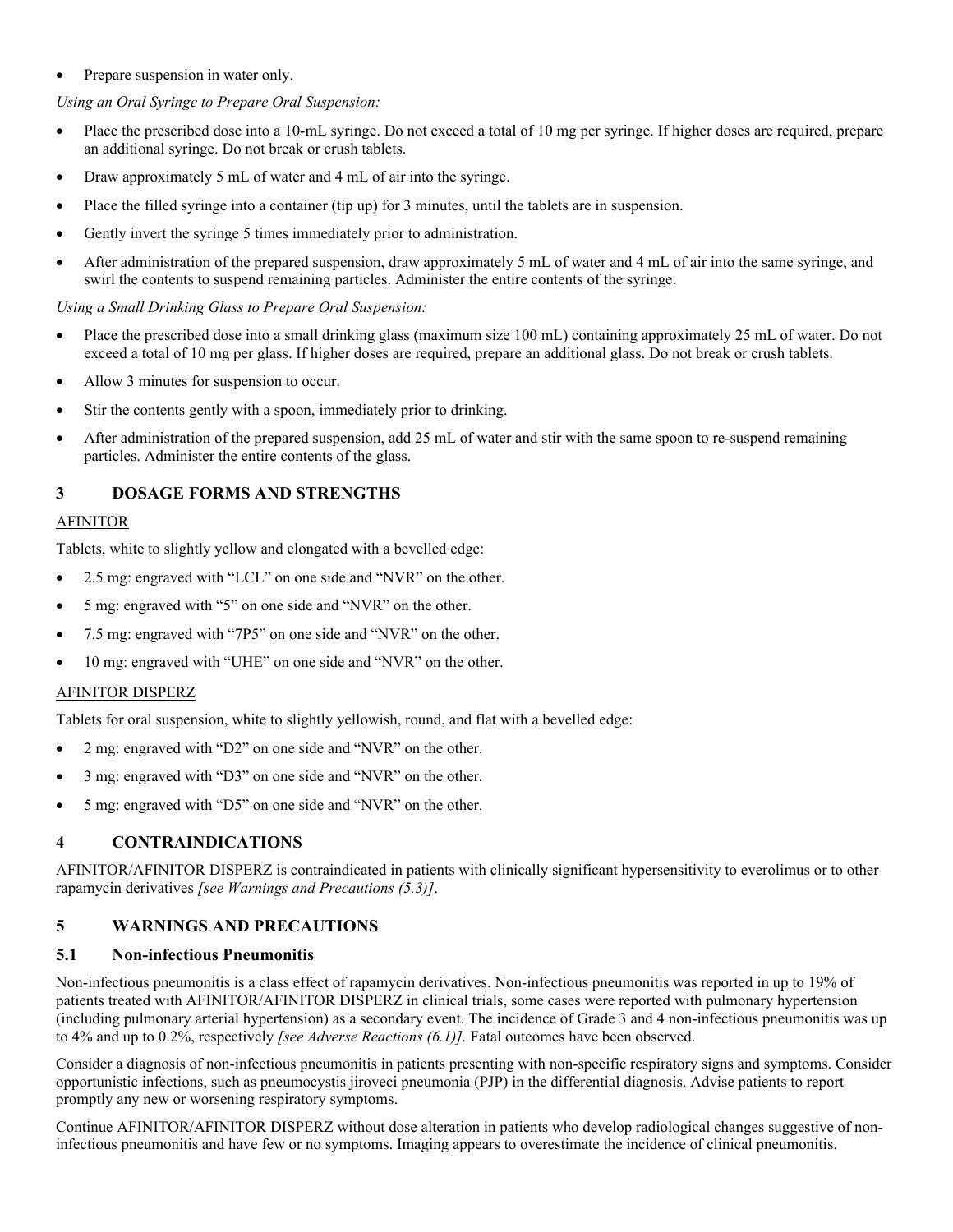- Prepare suspension in water only.

*Using an Oral Syringe to Prepare Oral Suspension:*

- Place the prescribed dose into a 10-mL syringe. Do not exceed a total of 10 mg per syringe. If higher doses are required, prepare an additional syringe. Do not break or crush tablets.
- Draw approximately 5 mL of water and 4 mL of air into the syringe.
- Place the filled syringe into a container (tip up) for 3 minutes, until the tablets are in suspension.
- Gently invert the syringe 5 times immediately prior to administration.
- After administration of the prepared suspension, draw approximately 5 mL of water and 4 mL of air into the same syringe, and swirl the contents to suspend remaining particles. Administer the entire contents of the syringe.

*Using a Small Drinking Glass to Prepare Oral Suspension:*

- Place the prescribed dose into a small drinking glass (maximum size 100 mL) containing approximately 25 mL of water. Do not exceed a total of 10 mg per glass. If higher doses are required, prepare an additional glass. Do not break or crush tablets.
- Allow 3 minutes for suspension to occur.
- Stir the contents gently with a spoon, immediately prior to drinking.
- After administration of the prepared suspension, add 25 mL of water and stir with the same spoon to re-suspend remaining particles. Administer the entire contents of the glass.

## 3 DOSAGE FORMS AND STRENGTHS

AFINITOR

Tablets, white to slightly yellow and elongated with a bevelled edge:

- 2.5 mg: engraved with "LCL" on one side and "NVR" on the other.
- 5 mg: engraved with "5" on one side and "NVR" on the other.
- 7.5 mg: engraved with "7P5" on one side and "NVR" on the other.
- 10 mg: engraved with "UHE" on one side and "NVR" on the other.

AFINITOR DISPERZ

Tablets for oral suspension, white to slightly yellowish, round, and flat with a bevelled edge:

- 2 mg: engraved with "D2" on one side and "NVR" on the other.
- 3 mg: engraved with "D3" on one side and "NVR" on the other.
- 5 mg: engraved with "D5" on one side and "NVR" on the other.

## 4 CONTRAINDICATIONS

AFINITOR/AFINITOR DISPERZ is contraindicated in patients with clinically significant hypersensitivity to everolimus or to other rapamycin derivatives *[see Warnings and Precautions (5.3)]*.

## 5 WARNINGS AND PRECAUTIONS

### 5.1 Non-infectious Pneumonitis

Non-infectious pneumonitis is a class effect of rapamycin derivatives. Non-infectious pneumonitis was reported in up to 19% of patients treated with AFINITOR/AFINITOR DISPERZ in clinical trials, some cases were reported with pulmonary hypertension (including pulmonary arterial hypertension) as a secondary event. The incidence of Grade 3 and 4 non-infectious pneumonitis was up to 4% and up to 0.2%, respectively *[see Adverse Reactions (6.1)].* Fatal outcomes have been observed.

Consider a diagnosis of non-infectious pneumonitis in patients presenting with non-specific respiratory signs and symptoms. Consider opportunistic infections, such as pneumocystis jiroveci pneumonia (PJP) in the differential diagnosis. Advise patients to report promptly any new or worsening respiratory symptoms.

Continue AFINITOR/AFINITOR DISPERZ without dose alteration in patients who develop radiological changes suggestive of non-infectious pneumonitis and have few or no symptoms. Imaging appears to overestimate the incidence of clinical pneumonitis.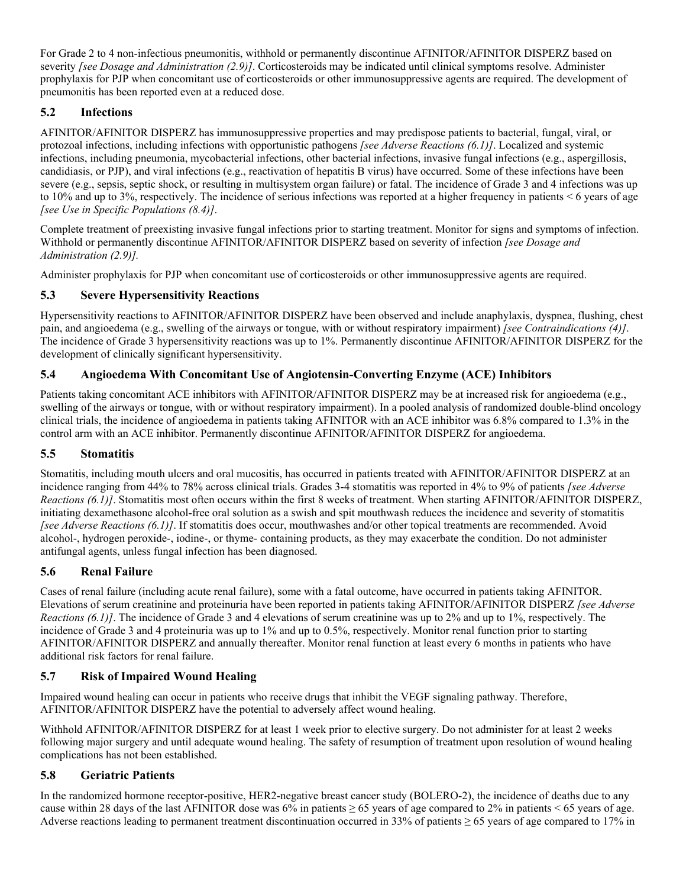For Grade 2 to 4 non-infectious pneumonitis, withhold or permanently discontinue AFINITOR/AFINITOR DISPERZ based on severity *[see Dosage and Administration (2.9)]*. Corticosteroids may be indicated until clinical symptoms resolve. Administer prophylaxis for PJP when concomitant use of corticosteroids or other immunosuppressive agents are required. The development of pneumonitis has been reported even at a reduced dose.

### 5.2 Infections

AFINITOR/AFINITOR DISPERZ has immunosuppressive properties and may predispose patients to bacterial, fungal, viral, or protozoal infections, including infections with opportunistic pathogens *[see Adverse Reactions (6.1)]*. Localized and systemic infections, including pneumonia, mycobacterial infections, other bacterial infections, invasive fungal infections (e.g., aspergillosis, candidiasis, or PJP), and viral infections (e.g., reactivation of hepatitis B virus) have occurred. Some of these infections have been severe (e.g., sepsis, septic shock, or resulting in multisystem organ failure) or fatal. The incidence of Grade 3 and 4 infections was up to 10% and up to 3%, respectively. The incidence of serious infections was reported at a higher frequency in patients < 6 years of age *[see Use in Specific Populations (8.4)]*.

Complete treatment of preexisting invasive fungal infections prior to starting treatment. Monitor for signs and symptoms of infection. Withhold or permanently discontinue AFINITOR/AFINITOR DISPERZ based on severity of infection *[see Dosage and Administration (2.9)].*

Administer prophylaxis for PJP when concomitant use of corticosteroids or other immunosuppressive agents are required.

### 5.3 Severe Hypersensitivity Reactions

Hypersensitivity reactions to AFINITOR/AFINITOR DISPERZ have been observed and include anaphylaxis, dyspnea, flushing, chest pain, and angioedema (e.g., swelling of the airways or tongue, with or without respiratory impairment) *[see Contraindications (4)]*. The incidence of Grade 3 hypersensitivity reactions was up to 1%. Permanently discontinue AFINITOR/AFINITOR DISPERZ for the development of clinically significant hypersensitivity.

### 5.4 Angioedema With Concomitant Use of Angiotensin-Converting Enzyme (ACE) Inhibitors

Patients taking concomitant ACE inhibitors with AFINITOR/AFINITOR DISPERZ may be at increased risk for angioedema (e.g., swelling of the airways or tongue, with or without respiratory impairment). In a pooled analysis of randomized double-blind oncology clinical trials, the incidence of angioedema in patients taking AFINITOR with an ACE inhibitor was 6.8% compared to 1.3% in the control arm with an ACE inhibitor. Permanently discontinue AFINITOR/AFINITOR DISPERZ for angioedema.

### 5.5 Stomatitis

Stomatitis, including mouth ulcers and oral mucositis, has occurred in patients treated with AFINITOR/AFINITOR DISPERZ at an incidence ranging from 44% to 78% across clinical trials. Grades 3-4 stomatitis was reported in 4% to 9% of patients *[see Adverse Reactions (6.1)]*. Stomatitis most often occurs within the first 8 weeks of treatment. When starting AFINITOR/AFINITOR DISPERZ, initiating dexamethasone alcohol-free oral solution as a swish and spit mouthwash reduces the incidence and severity of stomatitis *[see Adverse Reactions (6.1)]*. If stomatitis does occur, mouthwashes and/or other topical treatments are recommended. Avoid alcohol-, hydrogen peroxide-, iodine-, or thyme- containing products, as they may exacerbate the condition. Do not administer antifungal agents, unless fungal infection has been diagnosed.

### 5.6 Renal Failure

Cases of renal failure (including acute renal failure), some with a fatal outcome, have occurred in patients taking AFINITOR. Elevations of serum creatinine and proteinuria have been reported in patients taking AFINITOR/AFINITOR DISPERZ *[see Adverse Reactions (6.1)]*. The incidence of Grade 3 and 4 elevations of serum creatinine was up to 2% and up to 1%, respectively. The incidence of Grade 3 and 4 proteinuria was up to 1% and up to 0.5%, respectively. Monitor renal function prior to starting AFINITOR/AFINITOR DISPERZ and annually thereafter. Monitor renal function at least every 6 months in patients who have additional risk factors for renal failure.

### 5.7 Risk of Impaired Wound Healing

Impaired wound healing can occur in patients who receive drugs that inhibit the VEGF signaling pathway. Therefore, AFINITOR/AFINITOR DISPERZ have the potential to adversely affect wound healing.

Withhold AFINITOR/AFINITOR DISPERZ for at least 1 week prior to elective surgery. Do not administer for at least 2 weeks following major surgery and until adequate wound healing. The safety of resumption of treatment upon resolution of wound healing complications has not been established.

### 5.8 Geriatric Patients

In the randomized hormone receptor-positive, HER2-negative breast cancer study (BOLERO-2), the incidence of deaths due to any cause within 28 days of the last AFINITOR dose was 6% in patients ≥ 65 years of age compared to 2% in patients < 65 years of age. Adverse reactions leading to permanent treatment discontinuation occurred in 33% of patients ≥ 65 years of age compared to 17% in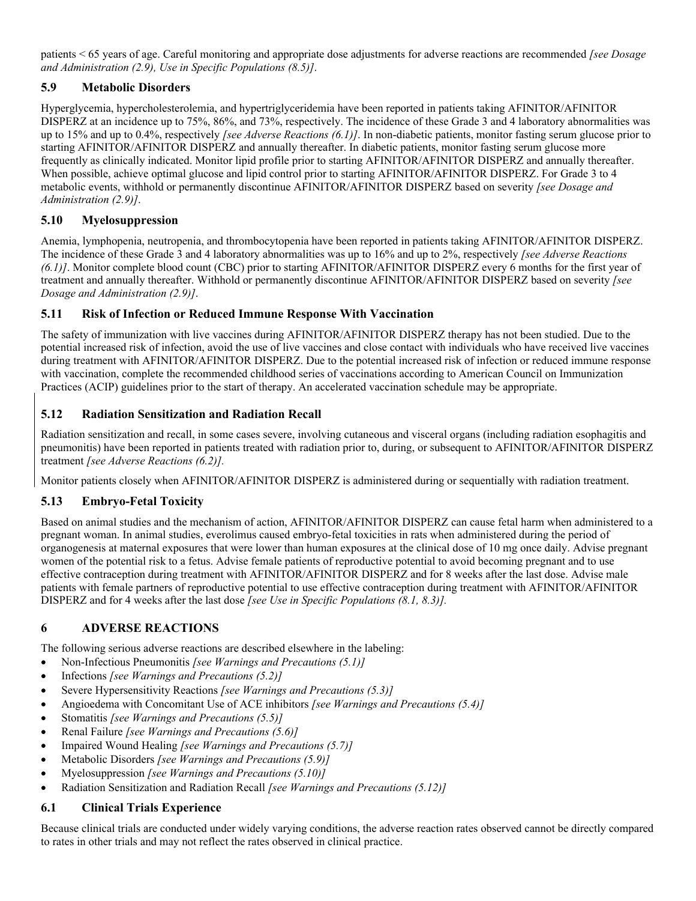patients < 65 years of age. Careful monitoring and appropriate dose adjustments for adverse reactions are recommended *[see Dosage and Administration (2.9), Use in Specific Populations (8.5)]*.

### 5.9 Metabolic Disorders

Hyperglycemia, hypercholesterolemia, and hypertriglyceridemia have been reported in patients taking AFINITOR/AFINITOR DISPERZ at an incidence up to 75%, 86%, and 73%, respectively. The incidence of these Grade 3 and 4 laboratory abnormalities was up to 15% and up to 0.4%, respectively *[see Adverse Reactions (6.1)]*. In non-diabetic patients, monitor fasting serum glucose prior to starting AFINITOR/AFINITOR DISPERZ and annually thereafter. In diabetic patients, monitor fasting serum glucose more frequently as clinically indicated. Monitor lipid profile prior to starting AFINITOR/AFINITOR DISPERZ and annually thereafter. When possible, achieve optimal glucose and lipid control prior to starting AFINITOR/AFINITOR DISPERZ. For Grade 3 to 4 metabolic events, withhold or permanently discontinue AFINITOR/AFINITOR DISPERZ based on severity *[see Dosage and Administration (2.9)]*.

### 5.10 Myelosuppression

Anemia, lymphopenia, neutropenia, and thrombocytopenia have been reported in patients taking AFINITOR/AFINITOR DISPERZ. The incidence of these Grade 3 and 4 laboratory abnormalities was up to 16% and up to 2%, respectively *[see Adverse Reactions (6.1)]*. Monitor complete blood count (CBC) prior to starting AFINITOR/AFINITOR DISPERZ every 6 months for the first year of treatment and annually thereafter. Withhold or permanently discontinue AFINITOR/AFINITOR DISPERZ based on severity *[see Dosage and Administration (2.9)]*.

### 5.11 Risk of Infection or Reduced Immune Response With Vaccination

The safety of immunization with live vaccines during AFINITOR/AFINITOR DISPERZ therapy has not been studied. Due to the potential increased risk of infection, avoid the use of live vaccines and close contact with individuals who have received live vaccines during treatment with AFINITOR/AFINITOR DISPERZ. Due to the potential increased risk of infection or reduced immune response with vaccination, complete the recommended childhood series of vaccinations according to American Council on Immunization Practices (ACIP) guidelines prior to the start of therapy. An accelerated vaccination schedule may be appropriate.

### 5.12 Radiation Sensitization and Radiation Recall

Radiation sensitization and recall, in some cases severe, involving cutaneous and visceral organs (including radiation esophagitis and pneumonitis) have been reported in patients treated with radiation prior to, during, or subsequent to AFINITOR/AFINITOR DISPERZ treatment *[see Adverse Reactions (6.2)].*

Monitor patients closely when AFINITOR/AFINITOR DISPERZ is administered during or sequentially with radiation treatment.

### 5.13 Embryo-Fetal Toxicity

Based on animal studies and the mechanism of action, AFINITOR/AFINITOR DISPERZ can cause fetal harm when administered to a pregnant woman. In animal studies, everolimus caused embryo-fetal toxicities in rats when administered during the period of organogenesis at maternal exposures that were lower than human exposures at the clinical dose of 10 mg once daily. Advise pregnant women of the potential risk to a fetus. Advise female patients of reproductive potential to avoid becoming pregnant and to use effective contraception during treatment with AFINITOR/AFINITOR DISPERZ and for 8 weeks after the last dose. Advise male patients with female partners of reproductive potential to use effective contraception during treatment with AFINITOR/AFINITOR DISPERZ and for 4 weeks after the last dose *[see Use in Specific Populations (8.1, 8.3)].*

## 6 ADVERSE REACTIONS

The following serious adverse reactions are described elsewhere in the labeling:

- Non-Infectious Pneumonitis *[see Warnings and Precautions (5.1)]*
- Infections *[see Warnings and Precautions (5.2)]*
- Severe Hypersensitivity Reactions *[see Warnings and Precautions (5.3)]*
- Angioedema with Concomitant Use of ACE inhibitors *[see Warnings and Precautions (5.4)]*
- Stomatitis *[see Warnings and Precautions (5.5)]*
- Renal Failure *[see Warnings and Precautions (5.6)]*
- Impaired Wound Healing *[see Warnings and Precautions (5.7)]*
- Metabolic Disorders *[see Warnings and Precautions (5.9)]*
- Myelosuppression *[see Warnings and Precautions (5.10)]*
- Radiation Sensitization and Radiation Recall *[see Warnings and Precautions (5.12)]*

### 6.1 Clinical Trials Experience

Because clinical trials are conducted under widely varying conditions, the adverse reaction rates observed cannot be directly compared to rates in other trials and may not reflect the rates observed in clinical practice.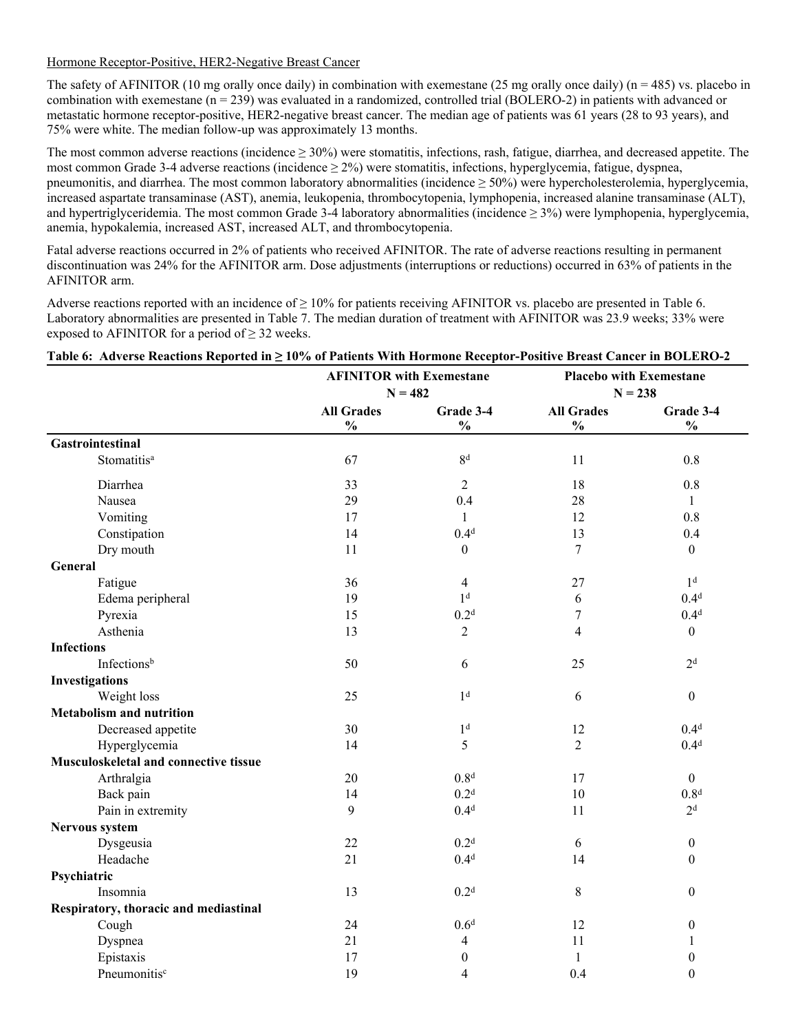Hormone Receptor-Positive, HER2-Negative Breast Cancer

The safety of AFINITOR (10 mg orally once daily) in combination with exemestane (25 mg orally once daily) (n = 485) vs. placebo in combination with exemestane (n = 239) was evaluated in a randomized, controlled trial (BOLERO-2) in patients with advanced or metastatic hormone receptor-positive, HER2-negative breast cancer. The median age of patients was 61 years (28 to 93 years), and 75% were white. The median follow-up was approximately 13 months.

The most common adverse reactions (incidence ≥ 30%) were stomatitis, infections, rash, fatigue, diarrhea, and decreased appetite. The most common Grade 3-4 adverse reactions (incidence ≥ 2%) were stomatitis, infections, hyperglycemia, fatigue, dyspnea, pneumonitis, and diarrhea. The most common laboratory abnormalities (incidence ≥ 50%) were hypercholesterolemia, hyperglycemia, increased aspartate transaminase (AST), anemia, leukopenia, thrombocytopenia, lymphopenia, increased alanine transaminase (ALT), and hypertriglyceridemia. The most common Grade 3-4 laboratory abnormalities (incidence ≥ 3%) were lymphopenia, hyperglycemia, anemia, hypokalemia, increased AST, increased ALT, and thrombocytopenia.

Fatal adverse reactions occurred in 2% of patients who received AFINITOR. The rate of adverse reactions resulting in permanent discontinuation was 24% for the AFINITOR arm. Dose adjustments (interruptions or reductions) occurred in 63% of patients in the AFINITOR arm.

Adverse reactions reported with an incidence of ≥ 10% for patients receiving AFINITOR vs. placebo are presented in Table 6. Laboratory abnormalities are presented in Table 7. The median duration of treatment with AFINITOR was 23.9 weeks; 33% were exposed to AFINITOR for a period of ≥ 32 weeks.

**Table 6: Adverse Reactions Reported in ≥ 10% of Patients With Hormone Receptor-Positive Breast Cancer in BOLERO-2**

| | AFINITOR with Exemestane N = 482 | | Placebo with Exemestane N = 238 | |
|---|---|---|---|---|
| | All Grades % | Grade 3-4 % | All Grades % | Grade 3-4 % |
| **Gastrointestinal** | | | | |
| Stomatitis[a] | 67 | 8[d] | 11 | 0.8 |
| Diarrhea | 33 | 2 | 18 | 0.8 |
| Nausea | 29 | 0.4 | 28 | 1 |
| Vomiting | 17 | 1 | 12 | 0.8 |
| Constipation | 14 | 0.4[d] | 13 | 0.4 |
| Dry mouth | 11 | 0 | 7 | 0 |
| **General** | | | | |
| Fatigue | 36 | 4 | 27 | 1[d] |
| Edema peripheral | 19 | 1[d] | 6 | 0.4[d] |
| Pyrexia | 15 | 0.2[d] | 7 | 0.4[d] |
| Asthenia | 13 | 2 | 4 | 0 |
| **Infections** | | | | |
| Infections[b] | 50 | 6 | 25 | 2[d] |
| **Investigations** | | | | |
| Weight loss | 25 | 1[d] | 6 | 0 |
| **Metabolism and nutrition** | | | | |
| Decreased appetite | 30 | 1[d] | 12 | 0.4[d] |
| Hyperglycemia | 14 | 5 | 2 | 0.4[d] |
| **Musculoskeletal and connective tissue** | | | | |
| Arthralgia | 20 | 0.8[d] | 17 | 0 |
| Back pain | 14 | 0.2[d] | 10 | 0.8[d] |
| Pain in extremity | 9 | 0.4[d] | 11 | 2[d] |
| **Nervous system** | | | | |
| Dysgeusia | 22 | 0.2[d] | 6 | 0 |
| Headache | 21 | 0.4[d] | 14 | 0 |
| **Psychiatric** | | | | |
| Insomnia | 13 | 0.2[d] | 8 | 0 |
| **Respiratory, thoracic and mediastinal** | | | | |
| Cough | 24 | 0.6[d] | 12 | 0 |
| Dyspnea | 21 | 4 | 11 | 1 |
| Epistaxis | 17 | 0 | 1 | 0 |
| Pneumonitis[c] | 19 | 4 | 0.4 | 0 |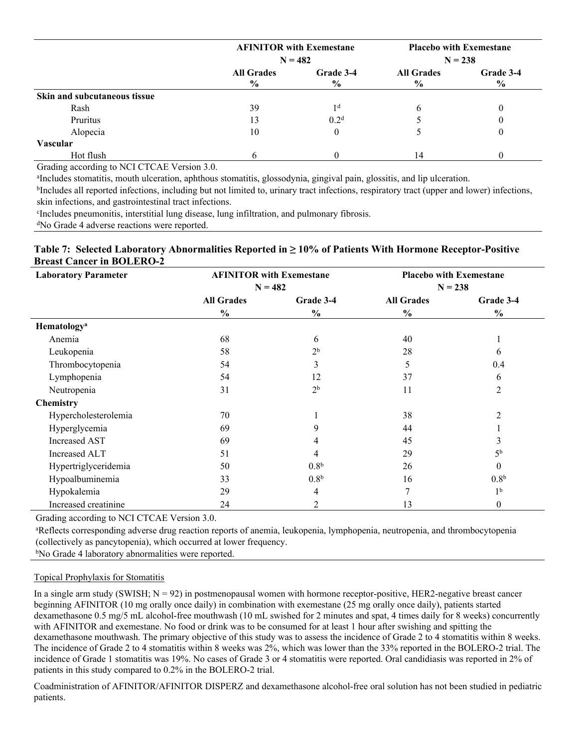| | AFINITOR with Exemestane N = 482 | | Placebo with Exemestane N = 238 | |
|---|---|---|---|---|
| | All Grades % | Grade 3-4 % | All Grades % | Grade 3-4 % |
| **Skin and subcutaneous tissue** | | | | |
| Rash | 39 | 1[d] | 6 | 0 |
| Pruritus | 13 | 0.2[d] | 5 | 0 |
| Alopecia | 10 | 0 | 5 | 0 |
| **Vascular** | | | | |
| Hot flush | 6 | 0 | 14 | 0 |

Grading according to NCI CTCAE Version 3.0.

[a]Includes stomatitis, mouth ulceration, aphthous stomatitis, glossodynia, gingival pain, glossitis, and lip ulceration.

[b]Includes all reported infections, including but not limited to, urinary tract infections, respiratory tract (upper and lower) infections, skin infections, and gastrointestinal tract infections.

[c]Includes pneumonitis, interstitial lung disease, lung infiltration, and pulmonary fibrosis.

[d]No Grade 4 adverse reactions were reported.

**Table 7: Selected Laboratory Abnormalities Reported in ≥ 10% of Patients With Hormone Receptor-Positive Breast Cancer in BOLERO-2**

| Laboratory Parameter | AFINITOR with Exemestane N = 482 | | Placebo with Exemestane N = 238 | |
|---|---|---|---|---|
| | All Grades % | Grade 3-4 % | All Grades % | Grade 3-4 % |
| **Hematology[a]** | | | | |
| Anemia | 68 | 6 | 40 | 1 |
| Leukopenia | 58 | 2[b] | 28 | 6 |
| Thrombocytopenia | 54 | 3 | 5 | 0.4 |
| Lymphopenia | 54 | 12 | 37 | 6 |
| Neutropenia | 31 | 2[b] | 11 | 2 |
| **Chemistry** | | | | |
| Hypercholesterolemia | 70 | 1 | 38 | 2 |
| Hyperglycemia | 69 | 9 | 44 | 1 |
| Increased AST | 69 | 4 | 45 | 3 |
| Increased ALT | 51 | 4 | 29 | 5[b] |
| Hypertriglyceridemia | 50 | 0.8[b] | 26 | 0 |
| Hypoalbuminemia | 33 | 0.8[b] | 16 | 0.8[b] |
| Hypokalemia | 29 | 4 | 7 | 1[b] |
| Increased creatinine | 24 | 2 | 13 | 0 |

Grading according to NCI CTCAE Version 3.0.

[a]Reflects corresponding adverse drug reaction reports of anemia, leukopenia, lymphopenia, neutropenia, and thrombocytopenia (collectively as pancytopenia), which occurred at lower frequency.

[b]No Grade 4 laboratory abnormalities were reported.

Topical Prophylaxis for Stomatitis

In a single arm study (SWISH; N = 92) in postmenopausal women with hormone receptor-positive, HER2-negative breast cancer beginning AFINITOR (10 mg orally once daily) in combination with exemestane (25 mg orally once daily), patients started dexamethasone 0.5 mg/5 mL alcohol-free mouthwash (10 mL swished for 2 minutes and spat, 4 times daily for 8 weeks) concurrently with AFINITOR and exemestane. No food or drink was to be consumed for at least 1 hour after swishing and spitting the dexamethasone mouthwash. The primary objective of this study was to assess the incidence of Grade 2 to 4 stomatitis within 8 weeks. The incidence of Grade 2 to 4 stomatitis within 8 weeks was 2%, which was lower than the 33% reported in the BOLERO-2 trial. The incidence of Grade 1 stomatitis was 19%. No cases of Grade 3 or 4 stomatitis were reported. Oral candidiasis was reported in 2% of patients in this study compared to 0.2% in the BOLERO-2 trial.

Coadministration of AFINITOR/AFINITOR DISPERZ and dexamethasone alcohol-free oral solution has not been studied in pediatric patients.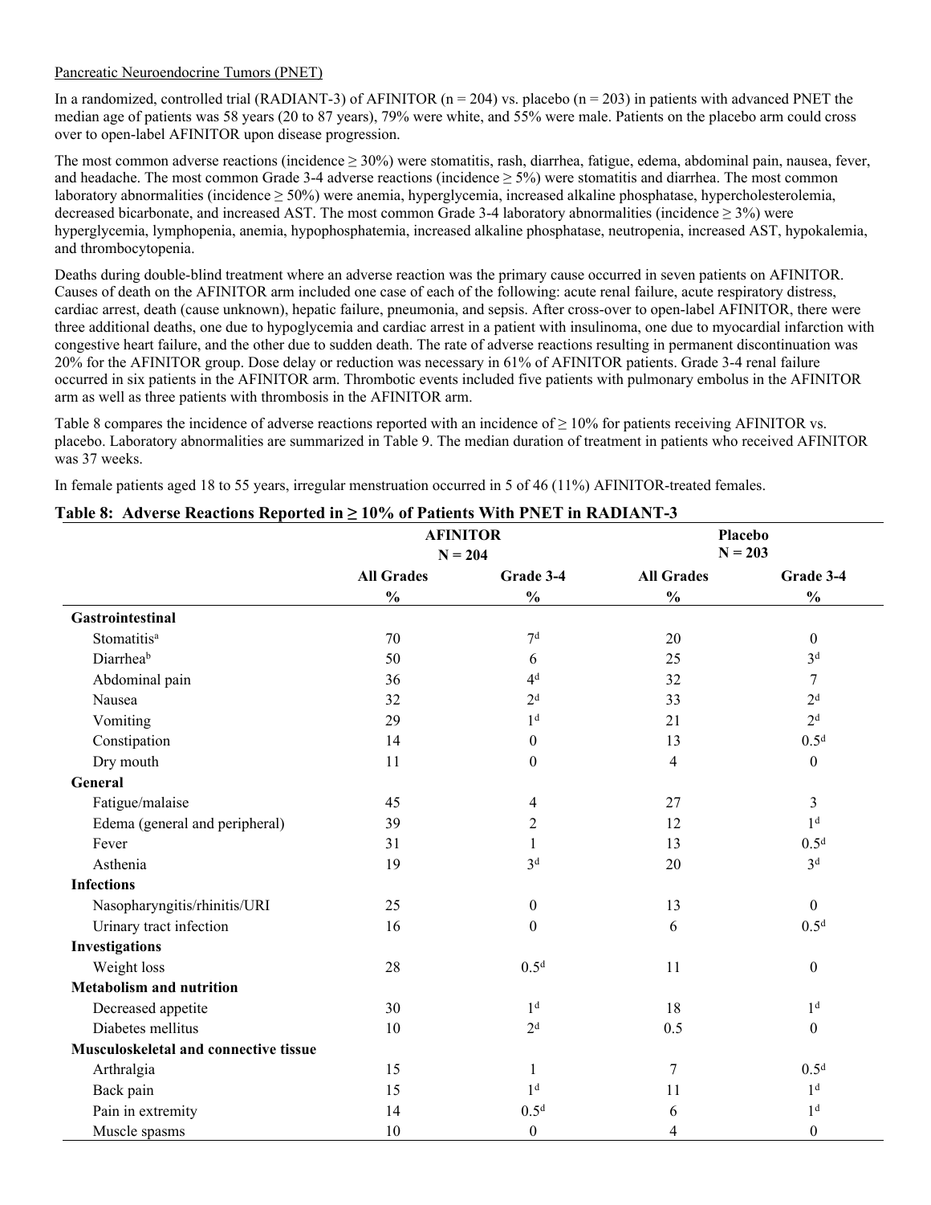Pancreatic Neuroendocrine Tumors (PNET)

In a randomized, controlled trial (RADIANT-3) of AFINITOR (n = 204) vs. placebo (n = 203) in patients with advanced PNET the median age of patients was 58 years (20 to 87 years), 79% were white, and 55% were male. Patients on the placebo arm could cross over to open-label AFINITOR upon disease progression.

The most common adverse reactions (incidence ≥ 30%) were stomatitis, rash, diarrhea, fatigue, edema, abdominal pain, nausea, fever, and headache. The most common Grade 3-4 adverse reactions (incidence ≥ 5%) were stomatitis and diarrhea. The most common laboratory abnormalities (incidence ≥ 50%) were anemia, hyperglycemia, increased alkaline phosphatase, hypercholesterolemia, decreased bicarbonate, and increased AST. The most common Grade 3-4 laboratory abnormalities (incidence ≥ 3%) were hyperglycemia, lymphopenia, anemia, hypophosphatemia, increased alkaline phosphatase, neutropenia, increased AST, hypokalemia, and thrombocytopenia.

Deaths during double-blind treatment where an adverse reaction was the primary cause occurred in seven patients on AFINITOR. Causes of death on the AFINITOR arm included one case of each of the following: acute renal failure, acute respiratory distress, cardiac arrest, death (cause unknown), hepatic failure, pneumonia, and sepsis. After cross-over to open-label AFINITOR, there were three additional deaths, one due to hypoglycemia and cardiac arrest in a patient with insulinoma, one due to myocardial infarction with congestive heart failure, and the other due to sudden death. The rate of adverse reactions resulting in permanent discontinuation was 20% for the AFINITOR group. Dose delay or reduction was necessary in 61% of AFINITOR patients. Grade 3-4 renal failure occurred in six patients in the AFINITOR arm. Thrombotic events included five patients with pulmonary embolus in the AFINITOR arm as well as three patients with thrombosis in the AFINITOR arm.

Table 8 compares the incidence of adverse reactions reported with an incidence of ≥ 10% for patients receiving AFINITOR vs. placebo. Laboratory abnormalities are summarized in Table 9. The median duration of treatment in patients who received AFINITOR was 37 weeks.

In female patients aged 18 to 55 years, irregular menstruation occurred in 5 of 46 (11%) AFINITOR-treated females.

**Table 8: Adverse Reactions Reported in ≥ 10% of Patients With PNET in RADIANT-3**

| | AFINITOR N = 204 | | Placebo N = 203 | |
|---|---|---|---|---|
| | All Grades % | Grade 3-4 % | All Grades % | Grade 3-4 % |
| **Gastrointestinal** | | | | |
| Stomatitis[a] | 70 | 7[d] | 20 | 0 |
| Diarrhea[b] | 50 | 6 | 25 | 3[d] |
| Abdominal pain | 36 | 4[d] | 32 | 7 |
| Nausea | 32 | 2[d] | 33 | 2[d] |
| Vomiting | 29 | 1[d] | 21 | 2[d] |
| Constipation | 14 | 0 | 13 | 0.5[d] |
| Dry mouth | 11 | 0 | 4 | 0 |
| **General** | | | | |
| Fatigue/malaise | 45 | 4 | 27 | 3 |
| Edema (general and peripheral) | 39 | 2 | 12 | 1[d] |
| Fever | 31 | 1 | 13 | 0.5[d] |
| Asthenia | 19 | 3[d] | 20 | 3[d] |
| **Infections** | | | | |
| Nasopharyngitis/rhinitis/URI | 25 | 0 | 13 | 0 |
| Urinary tract infection | 16 | 0 | 6 | 0.5[d] |
| **Investigations** | | | | |
| Weight loss | 28 | 0.5[d] | 11 | 0 |
| **Metabolism and nutrition** | | | | |
| Decreased appetite | 30 | 1[d] | 18 | 1[d] |
| Diabetes mellitus | 10 | 2[d] | 0.5 | 0 |
| **Musculoskeletal and connective tissue** | | | | |
| Arthralgia | 15 | 1 | 7 | 0.5[d] |
| Back pain | 15 | 1[d] | 11 | 1[d] |
| Pain in extremity | 14 | 0.5[d] | 6 | 1[d] |
| Muscle spasms | 10 | 0 | 4 | 0 |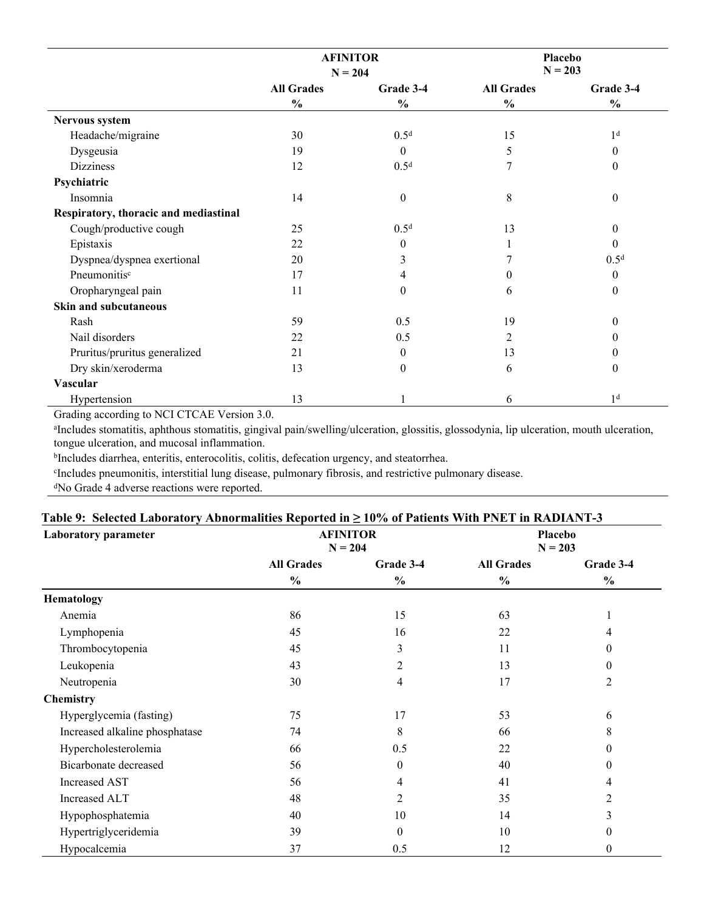| | AFINITOR N = 204 | | Placebo N = 203 | |
|---|---|---|---|---|
| | All Grades % | Grade 3-4 % | All Grades % | Grade 3-4 % |
| **Nervous system** | | | | |
| Headache/migraine | 30 | 0.5[d] | 15 | 1[d] |
| Dysgeusia | 19 | 0 | 5 | 0 |
| Dizziness | 12 | 0.5[d] | 7 | 0 |
| **Psychiatric** | | | | |
| Insomnia | 14 | 0 | 8 | 0 |
| **Respiratory, thoracic and mediastinal** | | | | |
| Cough/productive cough | 25 | 0.5[d] | 13 | 0 |
| Epistaxis | 22 | 0 | 1 | 0 |
| Dyspnea/dyspnea exertional | 20 | 3 | 7 | 0.5[d] |
| Pneumonitis[c] | 17 | 4 | 0 | 0 |
| Oropharyngeal pain | 11 | 0 | 6 | 0 |
| **Skin and subcutaneous** | | | | |
| Rash | 59 | 0.5 | 19 | 0 |
| Nail disorders | 22 | 0.5 | 2 | 0 |
| Pruritus/pruritus generalized | 21 | 0 | 13 | 0 |
| Dry skin/xeroderma | 13 | 0 | 6 | 0 |
| **Vascular** | | | | |
| Hypertension | 13 | 1 | 6 | 1[d] |

Grading according to NCI CTCAE Version 3.0.

[a]Includes stomatitis, aphthous stomatitis, gingival pain/swelling/ulceration, glossitis, glossodynia, lip ulceration, mouth ulceration, tongue ulceration, and mucosal inflammation.

[b]Includes diarrhea, enteritis, enterocolitis, colitis, defecation urgency, and steatorrhea.

[c]Includes pneumonitis, interstitial lung disease, pulmonary fibrosis, and restrictive pulmonary disease.

[d]No Grade 4 adverse reactions were reported.

**Table 9: Selected Laboratory Abnormalities Reported in ≥ 10% of Patients With PNET in RADIANT-3**

| Laboratory parameter | AFINITOR N = 204 | | Placebo N = 203 | |
|---|---|---|---|---|
| | All Grades % | Grade 3-4 % | All Grades % | Grade 3-4 % |
| **Hematology** | | | | |
| Anemia | 86 | 15 | 63 | 1 |
| Lymphopenia | 45 | 16 | 22 | 4 |
| Thrombocytopenia | 45 | 3 | 11 | 0 |
| Leukopenia | 43 | 2 | 13 | 0 |
| Neutropenia | 30 | 4 | 17 | 2 |
| **Chemistry** | | | | |
| Hyperglycemia (fasting) | 75 | 17 | 53 | 6 |
| Increased alkaline phosphatase | 74 | 8 | 66 | 8 |
| Hypercholesterolemia | 66 | 0.5 | 22 | 0 |
| Bicarbonate decreased | 56 | 0 | 40 | 0 |
| Increased AST | 56 | 4 | 41 | 4 |
| Increased ALT | 48 | 2 | 35 | 2 |
| Hypophosphatemia | 40 | 10 | 14 | 3 |
| Hypertriglyceridemia | 39 | 0 | 10 | 0 |
| Hypocalcemia | 37 | 0.5 | 12 | 0 |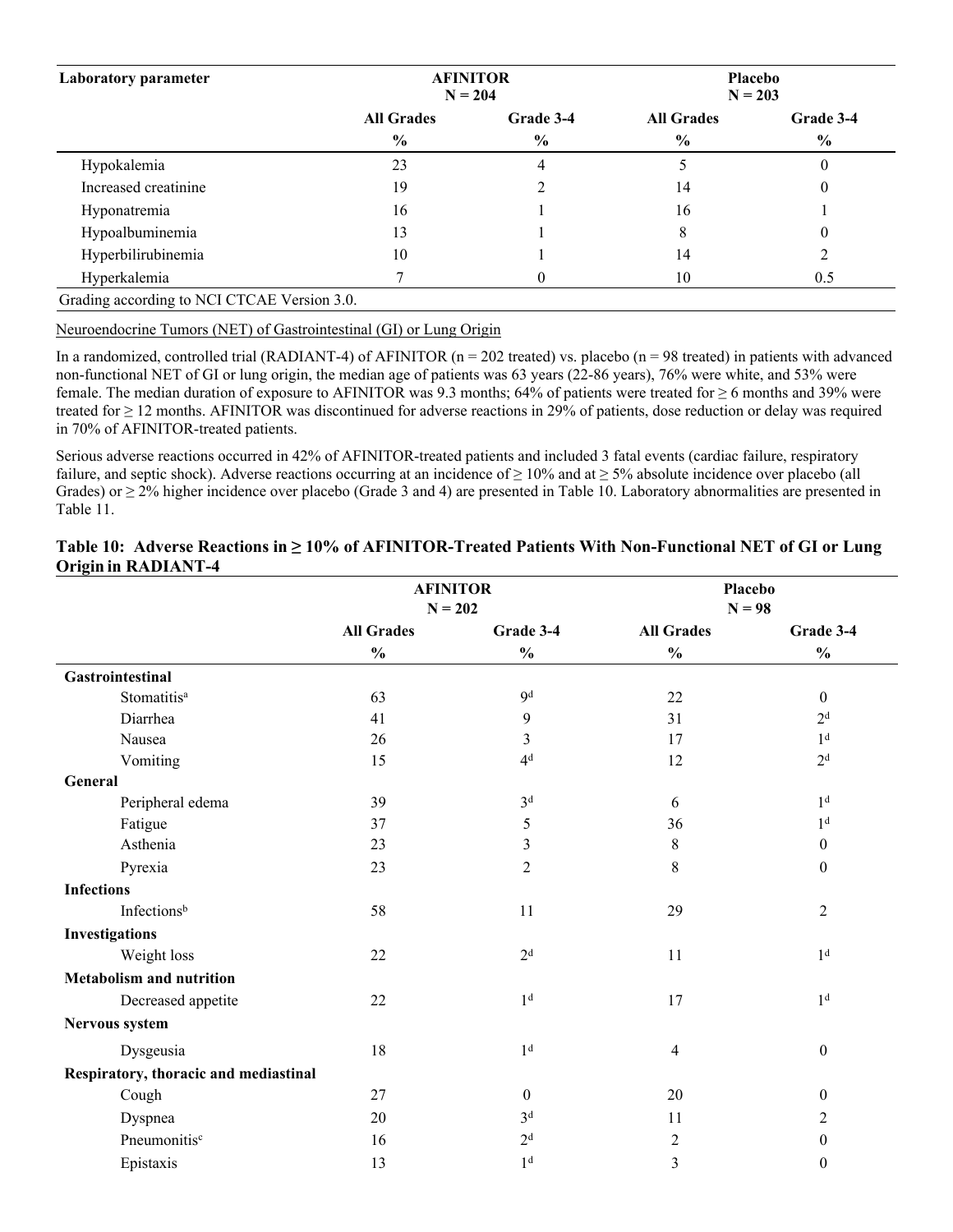| Laboratory parameter | AFINITOR N = 204 | | Placebo N = 203 | |
|---|---|---|---|---|
| | All Grades % | Grade 3-4 % | All Grades % | Grade 3-4 % |
| Hypokalemia | 23 | 4 | 5 | 0 |
| Increased creatinine | 19 | 2 | 14 | 0 |
| Hyponatremia | 16 | 1 | 16 | 1 |
| Hypoalbuminemia | 13 | 1 | 8 | 0 |
| Hyperbilirubinemia | 10 | 1 | 14 | 2 |
| Hyperkalemia | 7 | 0 | 10 | 0.5 |

Grading according to NCI CTCAE Version 3.0.

Neuroendocrine Tumors (NET) of Gastrointestinal (GI) or Lung Origin

In a randomized, controlled trial (RADIANT-4) of AFINITOR (n = 202 treated) vs. placebo (n = 98 treated) in patients with advanced non-functional NET of GI or lung origin, the median age of patients was 63 years (22-86 years), 76% were white, and 53% were female. The median duration of exposure to AFINITOR was 9.3 months; 64% of patients were treated for ≥ 6 months and 39% were treated for ≥ 12 months. AFINITOR was discontinued for adverse reactions in 29% of patients, dose reduction or delay was required in 70% of AFINITOR-treated patients.

Serious adverse reactions occurred in 42% of AFINITOR-treated patients and included 3 fatal events (cardiac failure, respiratory failure, and septic shock). Adverse reactions occurring at an incidence of ≥ 10% and at ≥ 5% absolute incidence over placebo (all Grades) or ≥ 2% higher incidence over placebo (Grade 3 and 4) are presented in Table 10. Laboratory abnormalities are presented in Table 11.

**Table 10: Adverse Reactions in ≥ 10% of AFINITOR-Treated Patients With Non-Functional NET of GI or Lung Origin in RADIANT-4**

| | AFINITOR N = 202 | | Placebo N = 98 | |
|---|---|---|---|---|
| | All Grades % | Grade 3-4 % | All Grades % | Grade 3-4 % |
| **Gastrointestinal** | | | | |
| Stomatitis[a] | 63 | 9[d] | 22 | 0 |
| Diarrhea | 41 | 9 | 31 | 2[d] |
| Nausea | 26 | 3 | 17 | 1[d] |
| Vomiting | 15 | 4[d] | 12 | 2[d] |
| **General** | | | | |
| Peripheral edema | 39 | 3[d] | 6 | 1[d] |
| Fatigue | 37 | 5 | 36 | 1[d] |
| Asthenia | 23 | 3 | 8 | 0 |
| Pyrexia | 23 | 2 | 8 | 0 |
| **Infections** | | | | |
| Infections[b] | 58 | 11 | 29 | 2 |
| **Investigations** | | | | |
| Weight loss | 22 | 2[d] | 11 | 1[d] |
| **Metabolism and nutrition** | | | | |
| Decreased appetite | 22 | 1[d] | 17 | 1[d] |
| **Nervous system** | | | | |
| Dysgeusia | 18 | 1[d] | 4 | 0 |
| **Respiratory, thoracic and mediastinal** | | | | |
| Cough | 27 | 0 | 20 | 0 |
| Dyspnea | 20 | 3[d] | 11 | 2 |
| Pneumonitis[c] | 16 | 2[d] | 2 | 0 |
| Epistaxis | 13 | 1[d] | 3 | 0 |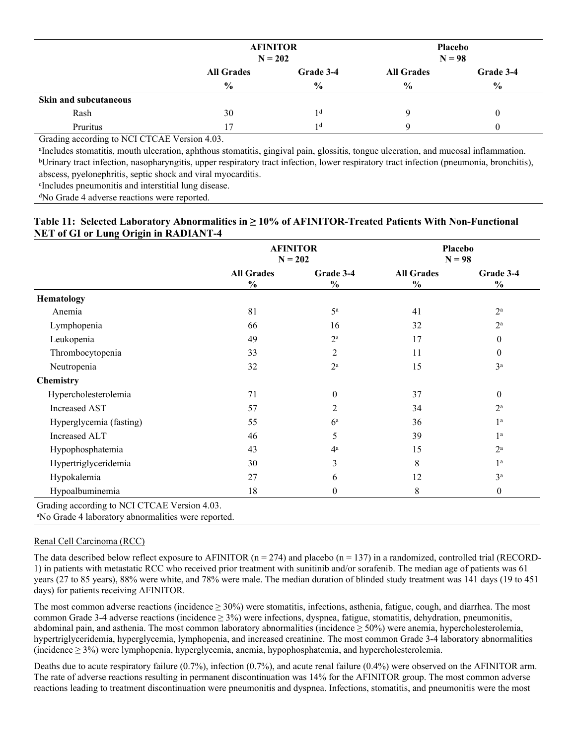| | AFINITOR N = 202 | | Placebo N = 98 | |
|---|---|---|---|---|
| | All Grades | Grade 3-4 | All Grades | Grade 3-4 |
| | % | % | % | % |
| **Skin and subcutaneous** | | | | |
| Rash | 30 | 1[d] | 9 | 0 |
| Pruritus | 17 | 1[d] | 9 | 0 |

Grading according to NCI CTCAE Version 4.03.

[a]Includes stomatitis, mouth ulceration, aphthous stomatitis, gingival pain, glossitis, tongue ulceration, and mucosal inflammation.

[b]Urinary tract infection, nasopharyngitis, upper respiratory tract infection, lower respiratory tract infection (pneumonia, bronchitis), abscess, pyelonephritis, septic shock and viral myocarditis.

[c]Includes pneumonitis and interstitial lung disease.

[d]No Grade 4 adverse reactions were reported.

**Table 11: Selected Laboratory Abnormalities in ≥ 10% of AFINITOR-Treated Patients With Non-Functional NET of GI or Lung Origin in RADIANT-4**

| | AFINITOR N = 202 | | Placebo N = 98 | |
|---|---|---|---|---|
| | All Grades % | Grade 3-4 % | All Grades % | Grade 3-4 % |
| **Hematology** | | | | |
| Anemia | 81 | 5[a] | 41 | 2[a] |
| Lymphopenia | 66 | 16 | 32 | 2[a] |
| Leukopenia | 49 | 2[a] | 17 | 0 |
| Thrombocytopenia | 33 | 2 | 11 | 0 |
| Neutropenia | 32 | 2[a] | 15 | 3[a] |
| **Chemistry** | | | | |
| Hypercholesterolemia | 71 | 0 | 37 | 0 |
| Increased AST | 57 | 2 | 34 | 2[a] |
| Hyperglycemia (fasting) | 55 | 6[a] | 36 | 1[a] |
| Increased ALT | 46 | 5 | 39 | 1[a] |
| Hypophosphatemia | 43 | 4[a] | 15 | 2[a] |
| Hypertriglyceridemia | 30 | 3 | 8 | 1[a] |
| Hypokalemia | 27 | 6 | 12 | 3[a] |
| Hypoalbuminemia | 18 | 0 | 8 | 0 |

Grading according to NCI CTCAE Version 4.03.

[a]No Grade 4 laboratory abnormalities were reported.

Renal Cell Carcinoma (RCC)

The data described below reflect exposure to AFINITOR (n = 274) and placebo (n = 137) in a randomized, controlled trial (RECORD-1) in patients with metastatic RCC who received prior treatment with sunitinib and/or sorafenib. The median age of patients was 61 years (27 to 85 years), 88% were white, and 78% were male. The median duration of blinded study treatment was 141 days (19 to 451 days) for patients receiving AFINITOR.

The most common adverse reactions (incidence ≥ 30%) were stomatitis, infections, asthenia, fatigue, cough, and diarrhea. The most common Grade 3-4 adverse reactions (incidence ≥ 3%) were infections, dyspnea, fatigue, stomatitis, dehydration, pneumonitis, abdominal pain, and asthenia. The most common laboratory abnormalities (incidence ≥ 50%) were anemia, hypercholesterolemia, hypertriglyceridemia, hyperglycemia, lymphopenia, and increased creatinine. The most common Grade 3-4 laboratory abnormalities (incidence ≥ 3%) were lymphopenia, hyperglycemia, anemia, hypophosphatemia, and hypercholesterolemia.

Deaths due to acute respiratory failure (0.7%), infection (0.7%), and acute renal failure (0.4%) were observed on the AFINITOR arm. The rate of adverse reactions resulting in permanent discontinuation was 14% for the AFINITOR group. The most common adverse reactions leading to treatment discontinuation were pneumonitis and dyspnea. Infections, stomatitis, and pneumonitis were the most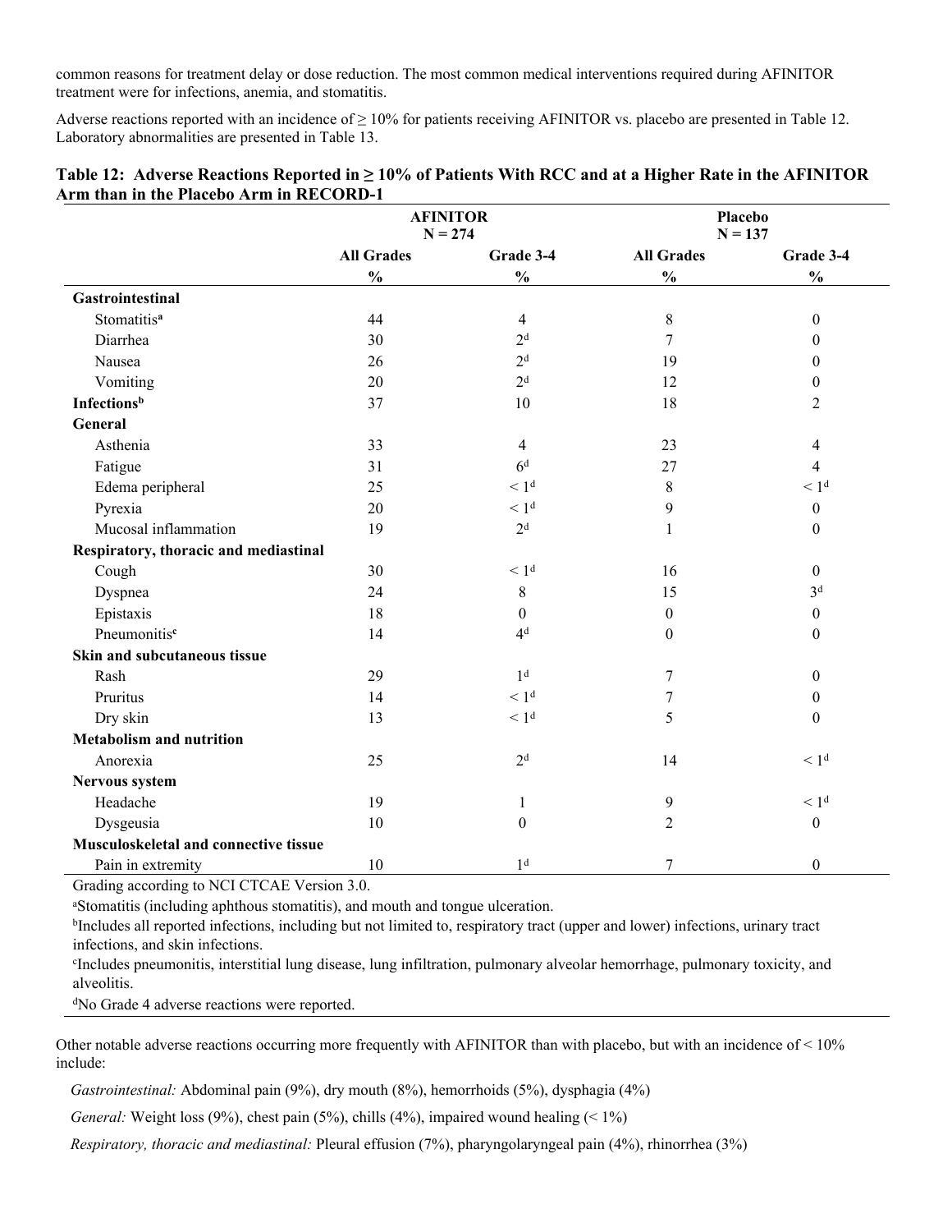common reasons for treatment delay or dose reduction. The most common medical interventions required during AFINITOR treatment were for infections, anemia, and stomatitis.

Adverse reactions reported with an incidence of ≥ 10% for patients receiving AFINITOR vs. placebo are presented in Table 12. Laboratory abnormalities are presented in Table 13.

**Table 12: Adverse Reactions Reported in ≥ 10% of Patients With RCC and at a Higher Rate in the AFINITOR Arm than in the Placebo Arm in RECORD-1**

| | AFINITOR N = 274 | | Placebo N = 137 | |
|---|---|---|---|---|
| | **All Grades %** | **Grade 3-4 %** | **All Grades %** | **Grade 3-4 %** |
| **Gastrointestinal** | | | | |
| Stomatitis[a] | 44 | 4 | 8 | 0 |
| Diarrhea | 30 | 2[d] | 7 | 0 |
| Nausea | 26 | 2[d] | 19 | 0 |
| Vomiting | 20 | 2[d] | 12 | 0 |
| **Infections[b]** | 37 | 10 | 18 | 2 |
| **General** | | | | |
| Asthenia | 33 | 4 | 23 | 4 |
| Fatigue | 31 | 6[d] | 27 | 4 |
| Edema peripheral | 25 | < 1[d] | 8 | < 1[d] |
| Pyrexia | 20 | < 1[d] | 9 | 0 |
| Mucosal inflammation | 19 | 2[d] | 1 | 0 |
| **Respiratory, thoracic and mediastinal** | | | | |
| Cough | 30 | < 1[d] | 16 | 0 |
| Dyspnea | 24 | 8 | 15 | 3[d] |
| Epistaxis | 18 | 0 | 0 | 0 |
| Pneumonitis[c] | 14 | 4[d] | 0 | 0 |
| **Skin and subcutaneous tissue** | | | | |
| Rash | 29 | 1[d] | 7 | 0 |
| Pruritus | 14 | < 1[d] | 7 | 0 |
| Dry skin | 13 | < 1[d] | 5 | 0 |
| **Metabolism and nutrition** | | | | |
| Anorexia | 25 | 2[d] | 14 | < 1[d] |
| **Nervous system** | | | | |
| Headache | 19 | 1 | 9 | < 1[d] |
| Dysgeusia | 10 | 0 | 2 | 0 |
| **Musculoskeletal and connective tissue** | | | | |
| Pain in extremity | 10 | 1[d] | 7 | 0 |

Grading according to NCI CTCAE Version 3.0.

[a]Stomatitis (including aphthous stomatitis), and mouth and tongue ulceration.

[b]Includes all reported infections, including but not limited to, respiratory tract (upper and lower) infections, urinary tract infections, and skin infections.

[c]Includes pneumonitis, interstitial lung disease, lung infiltration, pulmonary alveolar hemorrhage, pulmonary toxicity, and alveolitis.

[d]No Grade 4 adverse reactions were reported.

Other notable adverse reactions occurring more frequently with AFINITOR than with placebo, but with an incidence of < 10% include:

*Gastrointestinal:* Abdominal pain (9%), dry mouth (8%), hemorrhoids (5%), dysphagia (4%)

*General:* Weight loss (9%), chest pain (5%), chills (4%), impaired wound healing (< 1%)

*Respiratory, thoracic and mediastinal:* Pleural effusion (7%), pharyngolaryngeal pain (4%), rhinorrhea (3%)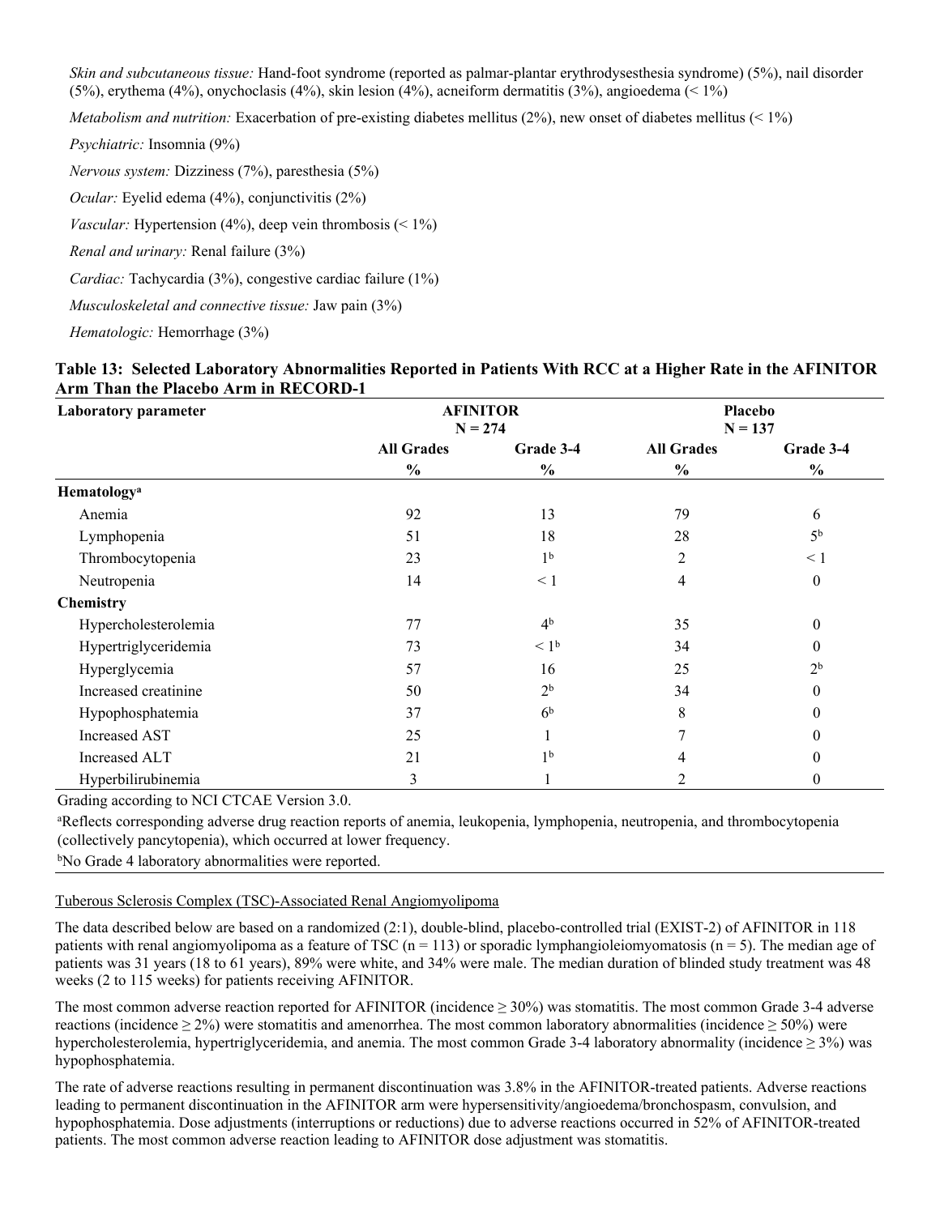*Skin and subcutaneous tissue:* Hand-foot syndrome (reported as palmar-plantar erythrodysesthesia syndrome) (5%), nail disorder (5%), erythema (4%), onychoclasis (4%), skin lesion (4%), acneiform dermatitis (3%), angioedema (< 1%)

*Metabolism and nutrition:* Exacerbation of pre-existing diabetes mellitus (2%), new onset of diabetes mellitus (< 1%)

*Psychiatric:* Insomnia (9%)

*Nervous system:* Dizziness (7%), paresthesia (5%)

*Ocular:* Eyelid edema (4%), conjunctivitis (2%)

*Vascular:* Hypertension (4%), deep vein thrombosis (< 1%)

*Renal and urinary:* Renal failure (3%)

*Cardiac:* Tachycardia (3%), congestive cardiac failure (1%)

*Musculoskeletal and connective tissue:* Jaw pain (3%)

*Hematologic:* Hemorrhage (3%)

**Table 13: Selected Laboratory Abnormalities Reported in Patients With RCC at a Higher Rate in the AFINITOR Arm Than the Placebo Arm in RECORD-1**

| Laboratory parameter | AFINITOR N = 274 | | Placebo N = 137 | |
|---|---|---|---|---|
| | All Grades % | Grade 3-4 % | All Grades % | Grade 3-4 % |
| **Hematology**[a] | | | | |
| Anemia | 92 | 13 | 79 | 6 |
| Lymphopenia | 51 | 18 | 28 | 5[b] |
| Thrombocytopenia | 23 | 1[b] | 2 | < 1 |
| Neutropenia | 14 | < 1 | 4 | 0 |
| **Chemistry** | | | | |
| Hypercholesterolemia | 77 | 4[b] | 35 | 0 |
| Hypertriglyceridemia | 73 | < 1[b] | 34 | 0 |
| Hyperglycemia | 57 | 16 | 25 | 2[b] |
| Increased creatinine | 50 | 2[b] | 34 | 0 |
| Hypophosphatemia | 37 | 6[b] | 8 | 0 |
| Increased AST | 25 | 1 | 7 | 0 |
| Increased ALT | 21 | 1[b] | 4 | 0 |
| Hyperbilirubinemia | 3 | 1 | 2 | 0 |

Grading according to NCI CTCAE Version 3.0.

[a]Reflects corresponding adverse drug reaction reports of anemia, leukopenia, lymphopenia, neutropenia, and thrombocytopenia (collectively pancytopenia), which occurred at lower frequency.

[b]No Grade 4 laboratory abnormalities were reported.

Tuberous Sclerosis Complex (TSC)-Associated Renal Angiomyolipoma

The data described below are based on a randomized (2:1), double-blind, placebo-controlled trial (EXIST-2) of AFINITOR in 118 patients with renal angiomyolipoma as a feature of TSC (n = 113) or sporadic lymphangioleiomyomatosis (n = 5). The median age of patients was 31 years (18 to 61 years), 89% were white, and 34% were male. The median duration of blinded study treatment was 48 weeks (2 to 115 weeks) for patients receiving AFINITOR.

The most common adverse reaction reported for AFINITOR (incidence ≥ 30%) was stomatitis. The most common Grade 3-4 adverse reactions (incidence ≥ 2%) were stomatitis and amenorrhea. The most common laboratory abnormalities (incidence ≥ 50%) were hypercholesterolemia, hypertriglyceridemia, and anemia. The most common Grade 3-4 laboratory abnormality (incidence ≥ 3%) was hypophosphatemia.

The rate of adverse reactions resulting in permanent discontinuation was 3.8% in the AFINITOR-treated patients. Adverse reactions leading to permanent discontinuation in the AFINITOR arm were hypersensitivity/angioedema/bronchospasm, convulsion, and hypophosphatemia. Dose adjustments (interruptions or reductions) due to adverse reactions occurred in 52% of AFINITOR-treated patients. The most common adverse reaction leading to AFINITOR dose adjustment was stomatitis.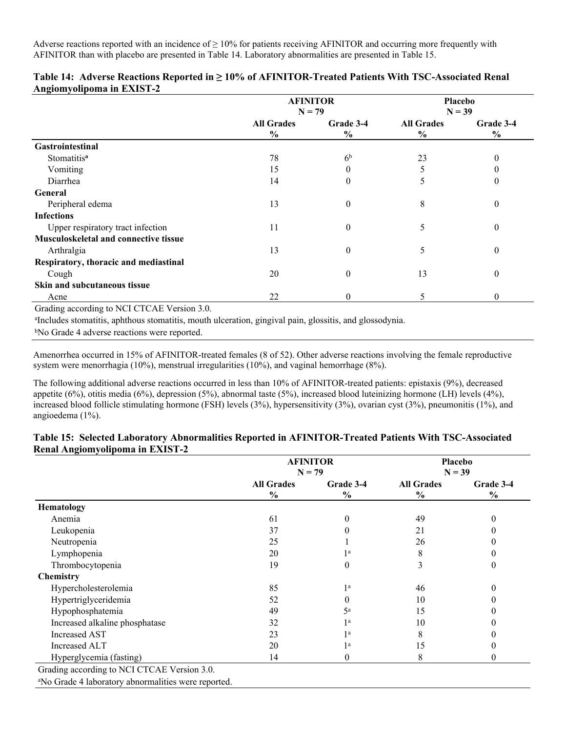Adverse reactions reported with an incidence of ≥ 10% for patients receiving AFINITOR and occurring more frequently with AFINITOR than with placebo are presented in Table 14. Laboratory abnormalities are presented in Table 15.

**Table 14: Adverse Reactions Reported in ≥ 10% of AFINITOR-Treated Patients With TSC-Associated Renal Angiomyolipoma in EXIST-2**

| | AFINITOR N = 79 | | Placebo N = 39 | |
|---|---|---|---|---|
| | All Grades % | Grade 3-4 % | All Grades % | Grade 3-4 % |
| **Gastrointestinal** | | | | |
| Stomatitis[a] | 78 | 6[b] | 23 | 0 |
| Vomiting | 15 | 0 | 5 | 0 |
| Diarrhea | 14 | 0 | 5 | 0 |
| **General** | | | | |
| Peripheral edema | 13 | 0 | 8 | 0 |
| **Infections** | | | | |
| Upper respiratory tract infection | 11 | 0 | 5 | 0 |
| **Musculoskeletal and connective tissue** | | | | |
| Arthralgia | 13 | 0 | 5 | 0 |
| **Respiratory, thoracic and mediastinal** | | | | |
| Cough | 20 | 0 | 13 | 0 |
| **Skin and subcutaneous tissue** | | | | |
| Acne | 22 | 0 | 5 | 0 |

Grading according to NCI CTCAE Version 3.0.

[a]Includes stomatitis, aphthous stomatitis, mouth ulceration, gingival pain, glossitis, and glossodynia.

[b]No Grade 4 adverse reactions were reported.

Amenorrhea occurred in 15% of AFINITOR-treated females (8 of 52). Other adverse reactions involving the female reproductive system were menorrhagia (10%), menstrual irregularities (10%), and vaginal hemorrhage (8%).

The following additional adverse reactions occurred in less than 10% of AFINITOR-treated patients: epistaxis (9%), decreased appetite (6%), otitis media (6%), depression (5%), abnormal taste (5%), increased blood luteinizing hormone (LH) levels (4%), increased blood follicle stimulating hormone (FSH) levels (3%), hypersensitivity (3%), ovarian cyst (3%), pneumonitis (1%), and angioedema (1%).

**Table 15: Selected Laboratory Abnormalities Reported in AFINITOR-Treated Patients With TSC-Associated Renal Angiomyolipoma in EXIST-2**

| | AFINITOR N = 79 | | Placebo N = 39 | |
|---|---|---|---|---|
| | All Grades % | Grade 3-4 % | All Grades % | Grade 3-4 % |
| **Hematology** | | | | |
| Anemia | 61 | 0 | 49 | 0 |
| Leukopenia | 37 | 0 | 21 | 0 |
| Neutropenia | 25 | 1 | 26 | 0 |
| Lymphopenia | 20 | 1[a] | 8 | 0 |
| Thrombocytopenia | 19 | 0 | 3 | 0 |
| **Chemistry** | | | | |
| Hypercholesterolemia | 85 | 1[a] | 46 | 0 |
| Hypertriglyceridemia | 52 | 0 | 10 | 0 |
| Hypophosphatemia | 49 | 5[a] | 15 | 0 |
| Increased alkaline phosphatase | 32 | 1[a] | 10 | 0 |
| Increased AST | 23 | 1[a] | 8 | 0 |
| Increased ALT | 20 | 1[a] | 15 | 0 |
| Hyperglycemia (fasting) | 14 | 0 | 8 | 0 |

Grading according to NCI CTCAE Version 3.0.

[a]No Grade 4 laboratory abnormalities were reported.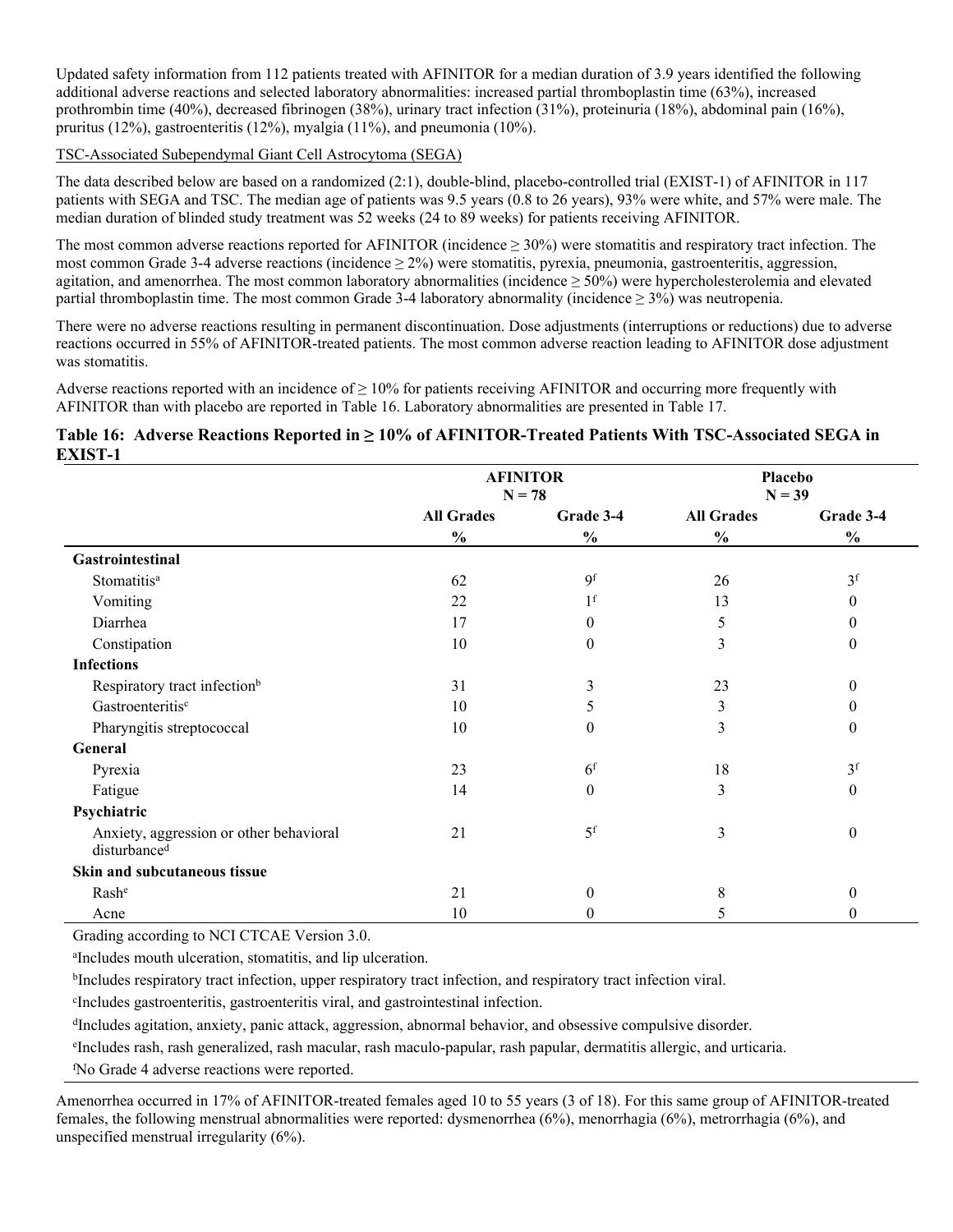Updated safety information from 112 patients treated with AFINITOR for a median duration of 3.9 years identified the following additional adverse reactions and selected laboratory abnormalities: increased partial thromboplastin time (63%), increased prothrombin time (40%), decreased fibrinogen (38%), urinary tract infection (31%), proteinuria (18%), abdominal pain (16%), pruritus (12%), gastroenteritis (12%), myalgia (11%), and pneumonia (10%).

TSC-Associated Subependymal Giant Cell Astrocytoma (SEGA)

The data described below are based on a randomized (2:1), double-blind, placebo-controlled trial (EXIST-1) of AFINITOR in 117 patients with SEGA and TSC. The median age of patients was 9.5 years (0.8 to 26 years), 93% were white, and 57% were male. The median duration of blinded study treatment was 52 weeks (24 to 89 weeks) for patients receiving AFINITOR.

The most common adverse reactions reported for AFINITOR (incidence ≥ 30%) were stomatitis and respiratory tract infection. The most common Grade 3-4 adverse reactions (incidence ≥ 2%) were stomatitis, pyrexia, pneumonia, gastroenteritis, aggression, agitation, and amenorrhea. The most common laboratory abnormalities (incidence ≥ 50%) were hypercholesterolemia and elevated partial thromboplastin time. The most common Grade 3-4 laboratory abnormality (incidence ≥ 3%) was neutropenia.

There were no adverse reactions resulting in permanent discontinuation. Dose adjustments (interruptions or reductions) due to adverse reactions occurred in 55% of AFINITOR-treated patients. The most common adverse reaction leading to AFINITOR dose adjustment was stomatitis.

Adverse reactions reported with an incidence of ≥ 10% for patients receiving AFINITOR and occurring more frequently with AFINITOR than with placebo are reported in Table 16. Laboratory abnormalities are presented in Table 17.

**Table 16: Adverse Reactions Reported in ≥ 10% of AFINITOR-Treated Patients With TSC-Associated SEGA in EXIST-1**

| | AFINITOR N = 78 | | Placebo N = 39 | |
|---|---|---|---|---|
| | All Grades % | Grade 3-4 % | All Grades % | Grade 3-4 % |
| **Gastrointestinal** | | | | |
| Stomatitis[a] | 62 | 9[f] | 26 | 3[f] |
| Vomiting | 22 | 1[f] | 13 | 0 |
| Diarrhea | 17 | 0 | 5 | 0 |
| Constipation | 10 | 0 | 3 | 0 |
| **Infections** | | | | |
| Respiratory tract infection[b] | 31 | 3 | 23 | 0 |
| Gastroenteritis[c] | 10 | 5 | 3 | 0 |
| Pharyngitis streptococcal | 10 | 0 | 3 | 0 |
| **General** | | | | |
| Pyrexia | 23 | 6[f] | 18 | 3[f] |
| Fatigue | 14 | 0 | 3 | 0 |
| **Psychiatric** | | | | |
| Anxiety, aggression or other behavioral disturbance[d] | 21 | 5[f] | 3 | 0 |
| **Skin and subcutaneous tissue** | | | | |
| Rash[e] | 21 | 0 | 8 | 0 |
| Acne | 10 | 0 | 5 | 0 |

Grading according to NCI CTCAE Version 3.0.

[a]Includes mouth ulceration, stomatitis, and lip ulceration.

[b]Includes respiratory tract infection, upper respiratory tract infection, and respiratory tract infection viral.

[c]Includes gastroenteritis, gastroenteritis viral, and gastrointestinal infection.

[d]Includes agitation, anxiety, panic attack, aggression, abnormal behavior, and obsessive compulsive disorder.

[e]Includes rash, rash generalized, rash macular, rash maculo-papular, rash papular, dermatitis allergic, and urticaria.

[f]No Grade 4 adverse reactions were reported.

Amenorrhea occurred in 17% of AFINITOR-treated females aged 10 to 55 years (3 of 18). For this same group of AFINITOR-treated females, the following menstrual abnormalities were reported: dysmenorrhea (6%), menorrhagia (6%), metrorrhagia (6%), and unspecified menstrual irregularity (6%).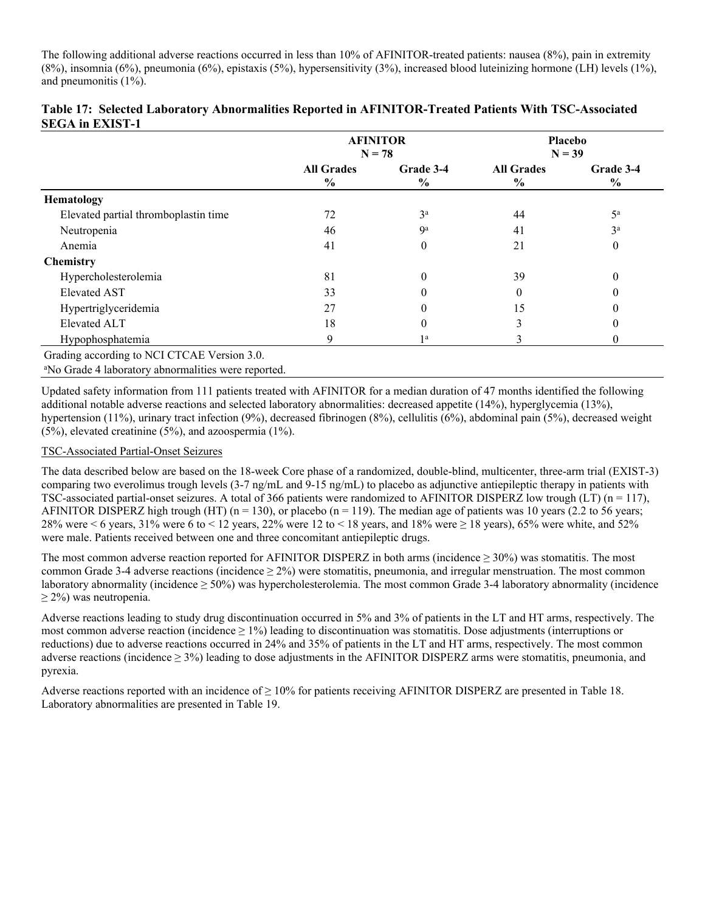The following additional adverse reactions occurred in less than 10% of AFINITOR-treated patients: nausea (8%), pain in extremity (8%), insomnia (6%), pneumonia (6%), epistaxis (5%), hypersensitivity (3%), increased blood luteinizing hormone (LH) levels (1%), and pneumonitis (1%).

**Table 17: Selected Laboratory Abnormalities Reported in AFINITOR-Treated Patients With TSC-Associated SEGA in EXIST-1**

| | AFINITOR N = 78 | | Placebo N = 39 | |
|---|---|---|---|---|
| | All Grades % | Grade 3-4 % | All Grades % | Grade 3-4 % |
| **Hematology** | | | | |
| Elevated partial thromboplastin time | 72 | 3[a] | 44 | 5[a] |
| Neutropenia | 46 | 9[a] | 41 | 3[a] |
| Anemia | 41 | 0 | 21 | 0 |
| **Chemistry** | | | | |
| Hypercholesterolemia | 81 | 0 | 39 | 0 |
| Elevated AST | 33 | 0 | 0 | 0 |
| Hypertriglyceridemia | 27 | 0 | 15 | 0 |
| Elevated ALT | 18 | 0 | 3 | 0 |
| Hypophosphatemia | 9 | 1[a] | 3 | 0 |

Grading according to NCI CTCAE Version 3.0.

[a]No Grade 4 laboratory abnormalities were reported.

Updated safety information from 111 patients treated with AFINITOR for a median duration of 47 months identified the following additional notable adverse reactions and selected laboratory abnormalities: decreased appetite (14%), hyperglycemia (13%), hypertension (11%), urinary tract infection (9%), decreased fibrinogen (8%), cellulitis (6%), abdominal pain (5%), decreased weight (5%), elevated creatinine (5%), and azoospermia (1%).

TSC-Associated Partial-Onset Seizures

The data described below are based on the 18-week Core phase of a randomized, double-blind, multicenter, three-arm trial (EXIST-3) comparing two everolimus trough levels (3-7 ng/mL and 9-15 ng/mL) to placebo as adjunctive antiepileptic therapy in patients with TSC-associated partial-onset seizures. A total of 366 patients were randomized to AFINITOR DISPERZ low trough (LT) (n = 117), AFINITOR DISPERZ high trough (HT) (n = 130), or placebo (n = 119). The median age of patients was 10 years (2.2 to 56 years; 28% were < 6 years, 31% were 6 to < 12 years, 22% were 12 to < 18 years, and 18% were ≥ 18 years), 65% were white, and 52% were male. Patients received between one and three concomitant antiepileptic drugs.

The most common adverse reaction reported for AFINITOR DISPERZ in both arms (incidence ≥ 30%) was stomatitis. The most common Grade 3-4 adverse reactions (incidence ≥ 2%) were stomatitis, pneumonia, and irregular menstruation. The most common laboratory abnormality (incidence ≥ 50%) was hypercholesterolemia. The most common Grade 3-4 laboratory abnormality (incidence ≥ 2%) was neutropenia.

Adverse reactions leading to study drug discontinuation occurred in 5% and 3% of patients in the LT and HT arms, respectively. The most common adverse reaction (incidence ≥ 1%) leading to discontinuation was stomatitis. Dose adjustments (interruptions or reductions) due to adverse reactions occurred in 24% and 35% of patients in the LT and HT arms, respectively. The most common adverse reactions (incidence ≥ 3%) leading to dose adjustments in the AFINITOR DISPERZ arms were stomatitis, pneumonia, and pyrexia.

Adverse reactions reported with an incidence of ≥ 10% for patients receiving AFINITOR DISPERZ are presented in Table 18. Laboratory abnormalities are presented in Table 19.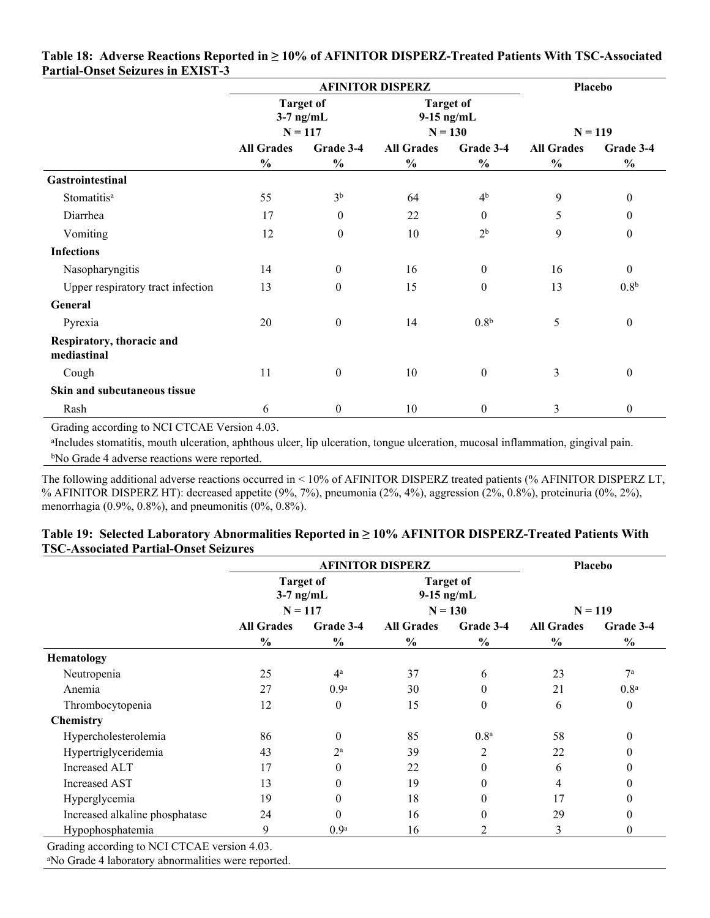**Table 18: Adverse Reactions Reported in ≥ 10% of AFINITOR DISPERZ-Treated Patients With TSC-Associated Partial-Onset Seizures in EXIST-3**

| | AFINITOR DISPERZ | | | | Placebo | |
|---|---|---|---|---|---|---|
| | Target of 3-7 ng/mL N = 117 | | Target of 9-15 ng/mL N = 130 | | N = 119 | |
| | All Grades % | Grade 3-4 % | All Grades % | Grade 3-4 % | All Grades % | Grade 3-4 % |
| **Gastrointestinal** | | | | | | |
| Stomatitis[a] | 55 | 3[b] | 64 | 4[b] | 9 | 0 |
| Diarrhea | 17 | 0 | 22 | 0 | 5 | 0 |
| Vomiting | 12 | 0 | 10 | 2[b] | 9 | 0 |
| **Infections** | | | | | | |
| Nasopharyngitis | 14 | 0 | 16 | 0 | 16 | 0 |
| Upper respiratory tract infection | 13 | 0 | 15 | 0 | 13 | 0.8[b] |
| **General** | | | | | | |
| Pyrexia | 20 | 0 | 14 | 0.8[b] | 5 | 0 |
| **Respiratory, thoracic and mediastinal** | | | | | | |
| Cough | 11 | 0 | 10 | 0 | 3 | 0 |
| **Skin and subcutaneous tissue** | | | | | | |
| Rash | 6 | 0 | 10 | 0 | 3 | 0 |

Grading according to NCI CTCAE Version 4.03.

[a]Includes stomatitis, mouth ulceration, aphthous ulcer, lip ulceration, tongue ulceration, mucosal inflammation, gingival pain.

[b]No Grade 4 adverse reactions were reported.

The following additional adverse reactions occurred in < 10% of AFINITOR DISPERZ treated patients (% AFINITOR DISPERZ LT, % AFINITOR DISPERZ HT): decreased appetite (9%, 7%), pneumonia (2%, 4%), aggression (2%, 0.8%), proteinuria (0%, 2%), menorrhagia (0.9%, 0.8%), and pneumonitis (0%, 0.8%).

**Table 19: Selected Laboratory Abnormalities Reported in ≥ 10% AFINITOR DISPERZ-Treated Patients With TSC-Associated Partial-Onset Seizures**

| | AFINITOR DISPERZ | | | | Placebo | |
|---|---|---|---|---|---|---|
| | Target of 3-7 ng/mL N = 117 | | Target of 9-15 ng/mL N = 130 | | N = 119 | |
| | All Grades % | Grade 3-4 % | All Grades % | Grade 3-4 % | All Grades % | Grade 3-4 % |
| **Hematology** | | | | | | |
| Neutropenia | 25 | 4[a] | 37 | 6 | 23 | 7[a] |
| Anemia | 27 | 0.9[a] | 30 | 0 | 21 | 0.8[a] |
| Thrombocytopenia | 12 | 0 | 15 | 0 | 6 | 0 |
| **Chemistry** | | | | | | |
| Hypercholesterolemia | 86 | 0 | 85 | 0.8[a] | 58 | 0 |
| Hypertriglyceridemia | 43 | 2[a] | 39 | 2 | 22 | 0 |
| Increased ALT | 17 | 0 | 22 | 0 | 6 | 0 |
| Increased AST | 13 | 0 | 19 | 0 | 4 | 0 |
| Hyperglycemia | 19 | 0 | 18 | 0 | 17 | 0 |
| Increased alkaline phosphatase | 24 | 0 | 16 | 0 | 29 | 0 |
| Hypophosphatemia | 9 | 0.9[a] | 16 | 2 | 3 | 0 |

Grading according to NCI CTCAE version 4.03.

[a]No Grade 4 laboratory abnormalities were reported.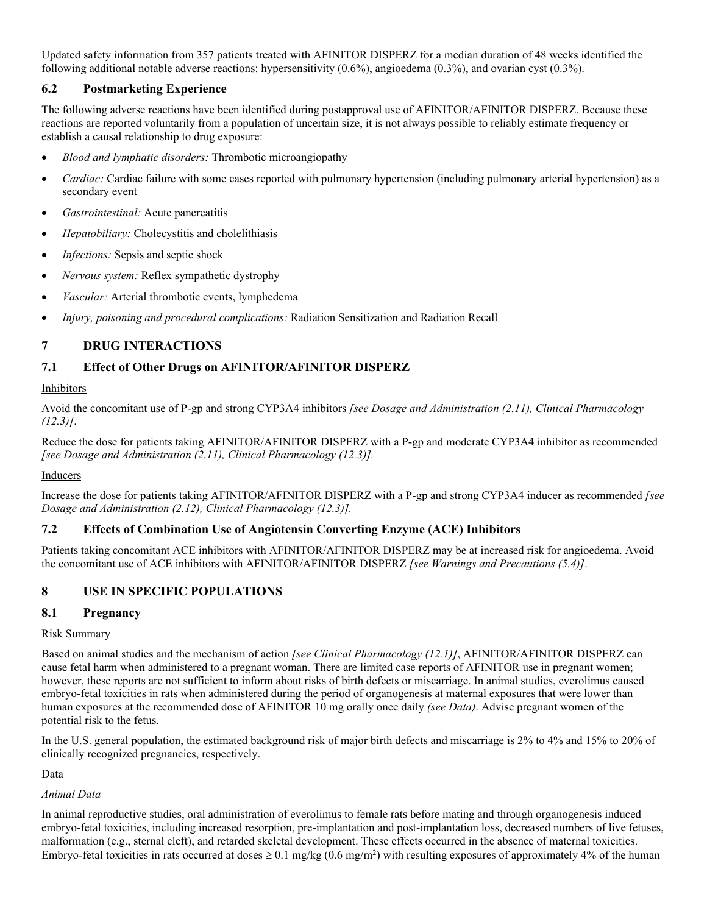Updated safety information from 357 patients treated with AFINITOR DISPERZ for a median duration of 48 weeks identified the following additional notable adverse reactions: hypersensitivity (0.6%), angioedema (0.3%), and ovarian cyst (0.3%).

### 6.2 Postmarketing Experience

The following adverse reactions have been identified during postapproval use of AFINITOR/AFINITOR DISPERZ. Because these reactions are reported voluntarily from a population of uncertain size, it is not always possible to reliably estimate frequency or establish a causal relationship to drug exposure:

- *Blood and lymphatic disorders:* Thrombotic microangiopathy
- *Cardiac:* Cardiac failure with some cases reported with pulmonary hypertension (including pulmonary arterial hypertension) as a secondary event
- *Gastrointestinal:* Acute pancreatitis
- *Hepatobiliary:* Cholecystitis and cholelithiasis
- *Infections:* Sepsis and septic shock
- *Nervous system:* Reflex sympathetic dystrophy
- *Vascular:* Arterial thrombotic events, lymphedema
- *Injury, poisoning and procedural complications:* Radiation Sensitization and Radiation Recall

## 7 DRUG INTERACTIONS

### 7.1 Effect of Other Drugs on AFINITOR/AFINITOR DISPERZ

Inhibitors

Avoid the concomitant use of P-gp and strong CYP3A4 inhibitors *[see Dosage and Administration (2.11), Clinical Pharmacology (12.3)]*.

Reduce the dose for patients taking AFINITOR/AFINITOR DISPERZ with a P-gp and moderate CYP3A4 inhibitor as recommended *[see Dosage and Administration (2.11), Clinical Pharmacology (12.3)].*

Inducers

Increase the dose for patients taking AFINITOR/AFINITOR DISPERZ with a P-gp and strong CYP3A4 inducer as recommended *[see Dosage and Administration (2.12), Clinical Pharmacology (12.3)].*

### 7.2 Effects of Combination Use of Angiotensin Converting Enzyme (ACE) Inhibitors

Patients taking concomitant ACE inhibitors with AFINITOR/AFINITOR DISPERZ may be at increased risk for angioedema. Avoid the concomitant use of ACE inhibitors with AFINITOR/AFINITOR DISPERZ *[see Warnings and Precautions (5.4)]*.

## 8 USE IN SPECIFIC POPULATIONS

### 8.1 Pregnancy

Risk Summary

Based on animal studies and the mechanism of action *[see Clinical Pharmacology (12.1)]*, AFINITOR/AFINITOR DISPERZ can cause fetal harm when administered to a pregnant woman. There are limited case reports of AFINITOR use in pregnant women; however, these reports are not sufficient to inform about risks of birth defects or miscarriage. In animal studies, everolimus caused embryo-fetal toxicities in rats when administered during the period of organogenesis at maternal exposures that were lower than human exposures at the recommended dose of AFINITOR 10 mg orally once daily *(see Data)*. Advise pregnant women of the potential risk to the fetus.

In the U.S. general population, the estimated background risk of major birth defects and miscarriage is 2% to 4% and 15% to 20% of clinically recognized pregnancies, respectively.

Data

*Animal Data*

In animal reproductive studies, oral administration of everolimus to female rats before mating and through organogenesis induced embryo-fetal toxicities, including increased resorption, pre-implantation and post-implantation loss, decreased numbers of live fetuses, malformation (e.g., sternal cleft), and retarded skeletal development. These effects occurred in the absence of maternal toxicities. Embryo-fetal toxicities in rats occurred at doses ≥ 0.1 mg/kg (0.6 mg/m$^2$) with resulting exposures of approximately 4% of the human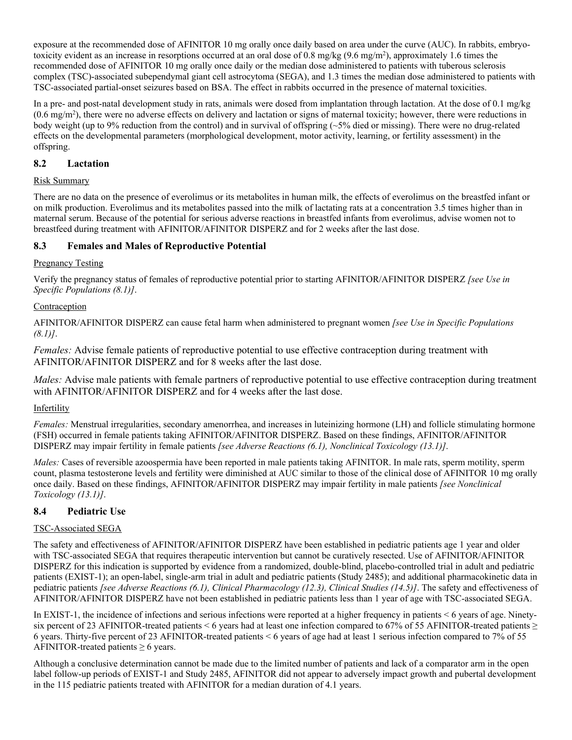exposure at the recommended dose of AFINITOR 10 mg orally once daily based on area under the curve (AUC). In rabbits, embryo-toxicity evident as an increase in resorptions occurred at an oral dose of 0.8 mg/kg (9.6 mg/m$^2$), approximately 1.6 times the recommended dose of AFINITOR 10 mg orally once daily or the median dose administered to patients with tuberous sclerosis complex (TSC)-associated subependymal giant cell astrocytoma (SEGA), and 1.3 times the median dose administered to patients with TSC-associated partial-onset seizures based on BSA. The effect in rabbits occurred in the presence of maternal toxicities.

In a pre- and post-natal development study in rats, animals were dosed from implantation through lactation. At the dose of 0.1 mg/kg (0.6 mg/m$^2$), there were no adverse effects on delivery and lactation or signs of maternal toxicity; however, there were reductions in body weight (up to 9% reduction from the control) and in survival of offspring (~5% died or missing). There were no drug-related effects on the developmental parameters (morphological development, motor activity, learning, or fertility assessment) in the offspring.

## 8.2 Lactation

Risk Summary

There are no data on the presence of everolimus or its metabolites in human milk, the effects of everolimus on the breastfed infant or on milk production. Everolimus and its metabolites passed into the milk of lactating rats at a concentration 3.5 times higher than in maternal serum. Because of the potential for serious adverse reactions in breastfed infants from everolimus, advise women not to breastfeed during treatment with AFINITOR/AFINITOR DISPERZ and for 2 weeks after the last dose.

## 8.3 Females and Males of Reproductive Potential

Pregnancy Testing

Verify the pregnancy status of females of reproductive potential prior to starting AFINITOR/AFINITOR DISPERZ *[see Use in Specific Populations (8.1)]*.

Contraception

AFINITOR/AFINITOR DISPERZ can cause fetal harm when administered to pregnant women *[see Use in Specific Populations (8.1)]*.

*Females:* Advise female patients of reproductive potential to use effective contraception during treatment with AFINITOR/AFINITOR DISPERZ and for 8 weeks after the last dose.

*Males:* Advise male patients with female partners of reproductive potential to use effective contraception during treatment with AFINITOR/AFINITOR DISPERZ and for 4 weeks after the last dose.

Infertility

*Females:* Menstrual irregularities, secondary amenorrhea, and increases in luteinizing hormone (LH) and follicle stimulating hormone (FSH) occurred in female patients taking AFINITOR/AFINITOR DISPERZ. Based on these findings, AFINITOR/AFINITOR DISPERZ may impair fertility in female patients *[see Adverse Reactions (6.1), Nonclinical Toxicology (13.1)]*.

*Males:* Cases of reversible azoospermia have been reported in male patients taking AFINITOR. In male rats, sperm motility, sperm count, plasma testosterone levels and fertility were diminished at AUC similar to those of the clinical dose of AFINITOR 10 mg orally once daily. Based on these findings, AFINITOR/AFINITOR DISPERZ may impair fertility in male patients *[see Nonclinical Toxicology (13.1)]*.

## 8.4 Pediatric Use

TSC-Associated SEGA

The safety and effectiveness of AFINITOR/AFINITOR DISPERZ have been established in pediatric patients age 1 year and older with TSC-associated SEGA that requires therapeutic intervention but cannot be curatively resected. Use of AFINITOR/AFINITOR DISPERZ for this indication is supported by evidence from a randomized, double-blind, placebo-controlled trial in adult and pediatric patients (EXIST-1); an open-label, single-arm trial in adult and pediatric patients (Study 2485); and additional pharmacokinetic data in pediatric patients *[see Adverse Reactions (6.1), Clinical Pharmacology (12.3), Clinical Studies (14.5)]*. The safety and effectiveness of AFINITOR/AFINITOR DISPERZ have not been established in pediatric patients less than 1 year of age with TSC-associated SEGA.

In EXIST-1, the incidence of infections and serious infections were reported at a higher frequency in patients < 6 years of age. Ninety-six percent of 23 AFINITOR-treated patients < 6 years had at least one infection compared to 67% of 55 AFINITOR-treated patients ≥ 6 years. Thirty-five percent of 23 AFINITOR-treated patients < 6 years of age had at least 1 serious infection compared to 7% of 55 AFINITOR-treated patients ≥ 6 years.

Although a conclusive determination cannot be made due to the limited number of patients and lack of a comparator arm in the open label follow-up periods of EXIST-1 and Study 2485, AFINITOR did not appear to adversely impact growth and pubertal development in the 115 pediatric patients treated with AFINITOR for a median duration of 4.1 years.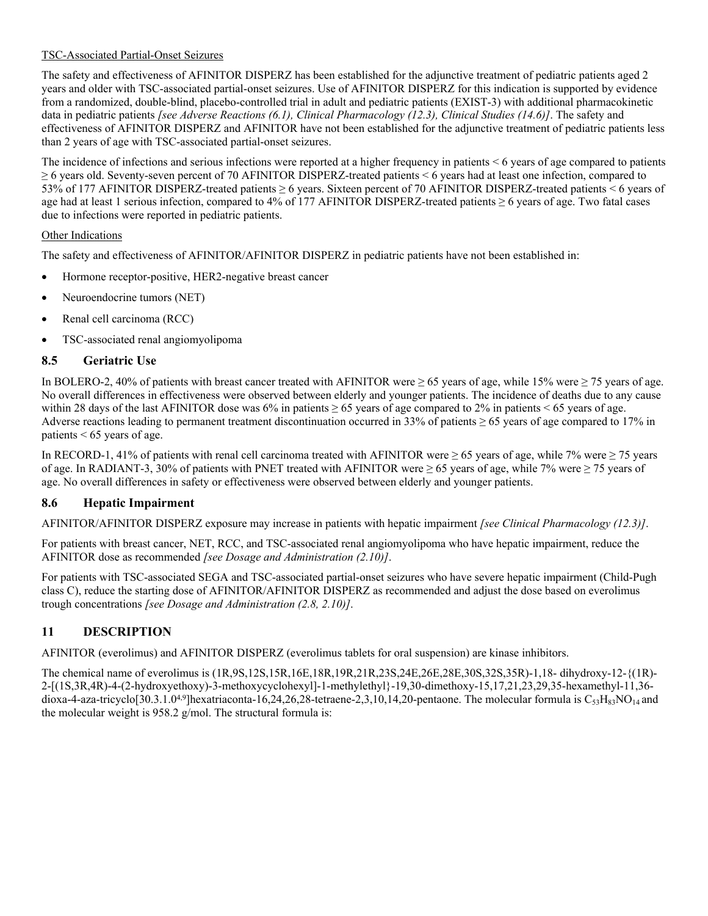TSC-Associated Partial-Onset Seizures

The safety and effectiveness of AFINITOR DISPERZ has been established for the adjunctive treatment of pediatric patients aged 2 years and older with TSC-associated partial-onset seizures. Use of AFINITOR DISPERZ for this indication is supported by evidence from a randomized, double-blind, placebo-controlled trial in adult and pediatric patients (EXIST-3) with additional pharmacokinetic data in pediatric patients *[see Adverse Reactions (6.1), Clinical Pharmacology (12.3), Clinical Studies (14.6)]*. The safety and effectiveness of AFINITOR DISPERZ and AFINITOR have not been established for the adjunctive treatment of pediatric patients less than 2 years of age with TSC-associated partial-onset seizures.

The incidence of infections and serious infections were reported at a higher frequency in patients < 6 years of age compared to patients ≥ 6 years old. Seventy-seven percent of 70 AFINITOR DISPERZ-treated patients < 6 years had at least one infection, compared to 53% of 177 AFINITOR DISPERZ-treated patients ≥ 6 years. Sixteen percent of 70 AFINITOR DISPERZ-treated patients < 6 years of age had at least 1 serious infection, compared to 4% of 177 AFINITOR DISPERZ-treated patients ≥ 6 years of age. Two fatal cases due to infections were reported in pediatric patients.

Other Indications

The safety and effectiveness of AFINITOR/AFINITOR DISPERZ in pediatric patients have not been established in:

- Hormone receptor-positive, HER2-negative breast cancer
- Neuroendocrine tumors (NET)
- Renal cell carcinoma (RCC)
- TSC-associated renal angiomyolipoma

## 8.5 Geriatric Use

In BOLERO-2, 40% of patients with breast cancer treated with AFINITOR were ≥ 65 years of age, while 15% were ≥ 75 years of age. No overall differences in effectiveness were observed between elderly and younger patients. The incidence of deaths due to any cause within 28 days of the last AFINITOR dose was 6% in patients ≥ 65 years of age compared to 2% in patients < 65 years of age. Adverse reactions leading to permanent treatment discontinuation occurred in 33% of patients ≥ 65 years of age compared to 17% in patients < 65 years of age.

In RECORD-1, 41% of patients with renal cell carcinoma treated with AFINITOR were ≥ 65 years of age, while 7% were ≥ 75 years of age. In RADIANT-3, 30% of patients with PNET treated with AFINITOR were ≥ 65 years of age, while 7% were ≥ 75 years of age. No overall differences in safety or effectiveness were observed between elderly and younger patients.

## 8.6 Hepatic Impairment

AFINITOR/AFINITOR DISPERZ exposure may increase in patients with hepatic impairment *[see Clinical Pharmacology (12.3)]*.

For patients with breast cancer, NET, RCC, and TSC-associated renal angiomyolipoma who have hepatic impairment, reduce the AFINITOR dose as recommended *[see Dosage and Administration (2.10)]*.

For patients with TSC-associated SEGA and TSC-associated partial-onset seizures who have severe hepatic impairment (Child-Pugh class C), reduce the starting dose of AFINITOR/AFINITOR DISPERZ as recommended and adjust the dose based on everolimus trough concentrations *[see Dosage and Administration (2.8, 2.10)]*.

# 11 DESCRIPTION

AFINITOR (everolimus) and AFINITOR DISPERZ (everolimus tablets for oral suspension) are kinase inhibitors.

The chemical name of everolimus is (1R,9S,12S,15R,16E,18R,19R,21R,23S,24E,26E,28E,30S,32S,35R)-1,18- dihydroxy-12-{(1R)-2-[(1S,3R,4R)-4-(2-hydroxyethoxy)-3-methoxycyclohexyl]-1-methylethyl}-19,30-dimethoxy-15,17,21,23,29,35-hexamethyl-11,36-dioxa-4-aza-tricyclo[30.3.1.0$^{4,9}$]hexatriaconta-16,24,26,28-tetraene-2,3,10,14,20-pentaone. The molecular formula is $C_{53}H_{83}NO_{14}$ and the molecular weight is 958.2 g/mol. The structural formula is: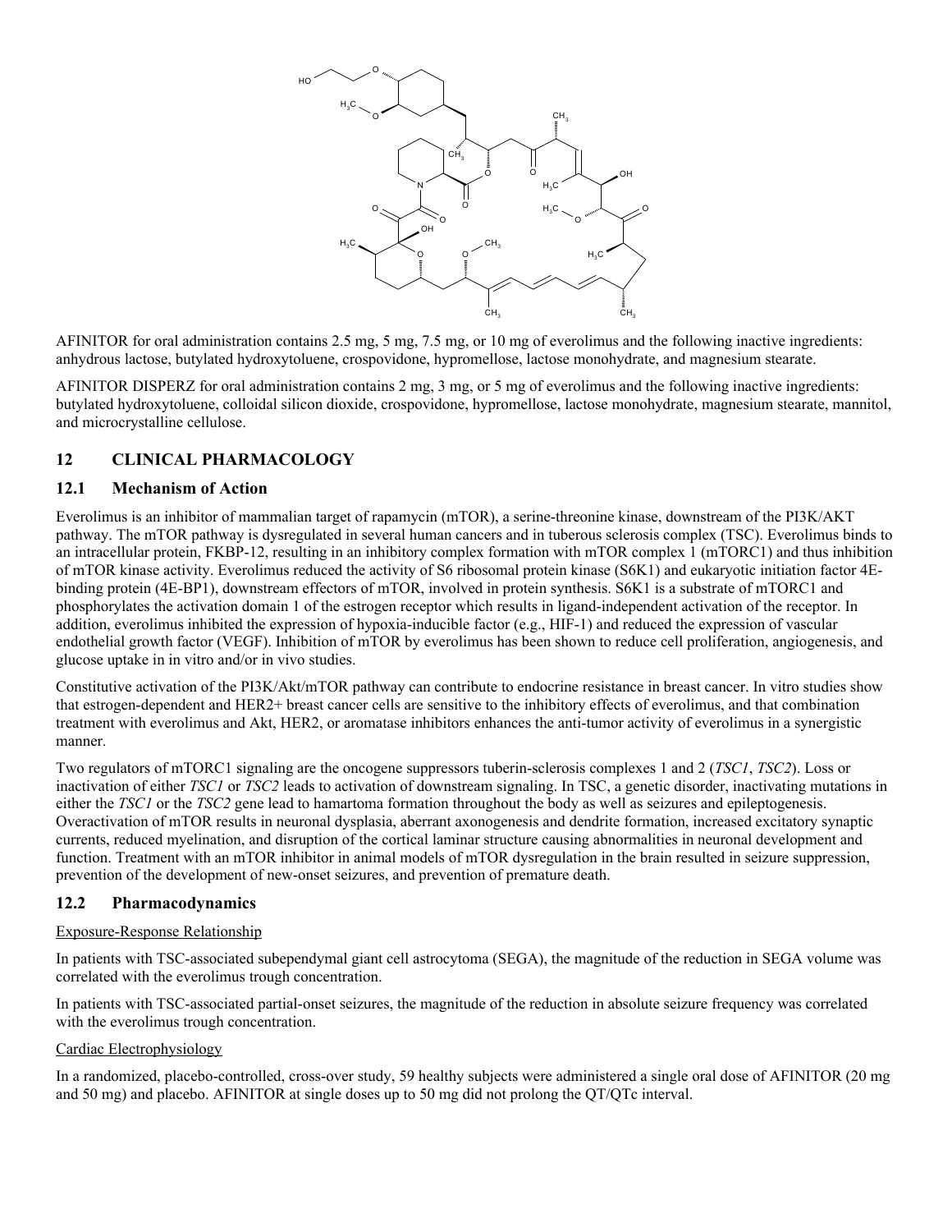AFINITOR for oral administration contains 2.5 mg, 5 mg, 7.5 mg, or 10 mg of everolimus and the following inactive ingredients: anhydrous lactose, butylated hydroxytoluene, crospovidone, hypromellose, lactose monohydrate, and magnesium stearate.

AFINITOR DISPERZ for oral administration contains 2 mg, 3 mg, or 5 mg of everolimus and the following inactive ingredients: butylated hydroxytoluene, colloidal silicon dioxide, crospovidone, hypromellose, lactose monohydrate, magnesium stearate, mannitol, and microcrystalline cellulose.

## 12 CLINICAL PHARMACOLOGY

### 12.1 Mechanism of Action

Everolimus is an inhibitor of mammalian target of rapamycin (mTOR), a serine-threonine kinase, downstream of the PI3K/AKT pathway. The mTOR pathway is dysregulated in several human cancers and in tuberous sclerosis complex (TSC). Everolimus binds to an intracellular protein, FKBP-12, resulting in an inhibitory complex formation with mTOR complex 1 (mTORC1) and thus inhibition of mTOR kinase activity. Everolimus reduced the activity of S6 ribosomal protein kinase (S6K1) and eukaryotic initiation factor 4E-binding protein (4E-BP1), downstream effectors of mTOR, involved in protein synthesis. S6K1 is a substrate of mTORC1 and phosphorylates the activation domain 1 of the estrogen receptor which results in ligand-independent activation of the receptor. In addition, everolimus inhibited the expression of hypoxia-inducible factor (e.g., HIF-1) and reduced the expression of vascular endothelial growth factor (VEGF). Inhibition of mTOR by everolimus has been shown to reduce cell proliferation, angiogenesis, and glucose uptake in in vitro and/or in vivo studies.

Constitutive activation of the PI3K/Akt/mTOR pathway can contribute to endocrine resistance in breast cancer. In vitro studies show that estrogen-dependent and HER2+ breast cancer cells are sensitive to the inhibitory effects of everolimus, and that combination treatment with everolimus and Akt, HER2, or aromatase inhibitors enhances the anti-tumor activity of everolimus in a synergistic manner.

Two regulators of mTORC1 signaling are the oncogene suppressors tuberin-sclerosis complexes 1 and 2 (*TSC1*, *TSC2*). Loss or inactivation of either *TSC1* or *TSC2* leads to activation of downstream signaling. In TSC, a genetic disorder, inactivating mutations in either the *TSC1* or the *TSC2* gene lead to hamartoma formation throughout the body as well as seizures and epileptogenesis. Overactivation of mTOR results in neuronal dysplasia, aberrant axonogenesis and dendrite formation, increased excitatory synaptic currents, reduced myelination, and disruption of the cortical laminar structure causing abnormalities in neuronal development and function. Treatment with an mTOR inhibitor in animal models of mTOR dysregulation in the brain resulted in seizure suppression, prevention of the development of new-onset seizures, and prevention of premature death.

### 12.2 Pharmacodynamics

Exposure-Response Relationship

In patients with TSC-associated subependymal giant cell astrocytoma (SEGA), the magnitude of the reduction in SEGA volume was correlated with the everolimus trough concentration.

In patients with TSC-associated partial-onset seizures, the magnitude of the reduction in absolute seizure frequency was correlated with the everolimus trough concentration.

Cardiac Electrophysiology

In a randomized, placebo-controlled, cross-over study, 59 healthy subjects were administered a single oral dose of AFINITOR (20 mg and 50 mg) and placebo. AFINITOR at single doses up to 50 mg did not prolong the QT/QTc interval.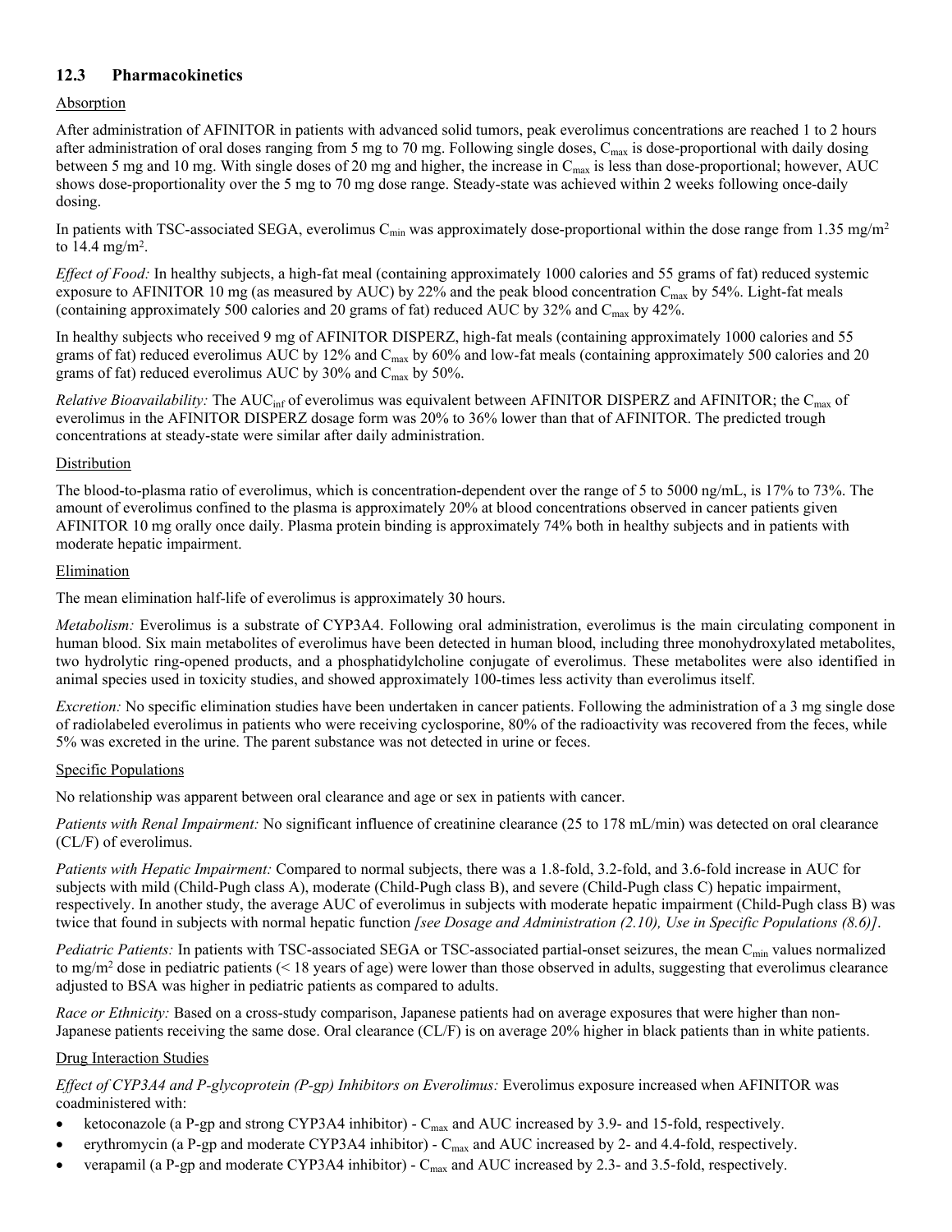### 12.3 Pharmacokinetics

Absorption

After administration of AFINITOR in patients with advanced solid tumors, peak everolimus concentrations are reached 1 to 2 hours after administration of oral doses ranging from 5 mg to 70 mg. Following single doses, $C_{max}$ is dose-proportional with daily dosing between 5 mg and 10 mg. With single doses of 20 mg and higher, the increase in $C_{max}$ is less than dose-proportional; however, AUC shows dose-proportionality over the 5 mg to 70 mg dose range. Steady-state was achieved within 2 weeks following once-daily dosing.

In patients with TSC-associated SEGA, everolimus $C_{min}$ was approximately dose-proportional within the dose range from 1.35 mg/m$^2$ to 14.4 mg/m$^2$.

*Effect of Food:* In healthy subjects, a high-fat meal (containing approximately 1000 calories and 55 grams of fat) reduced systemic exposure to AFINITOR 10 mg (as measured by AUC) by 22% and the peak blood concentration $C_{max}$ by 54%. Light-fat meals (containing approximately 500 calories and 20 grams of fat) reduced AUC by 32% and $C_{max}$ by 42%.

In healthy subjects who received 9 mg of AFINITOR DISPERZ, high-fat meals (containing approximately 1000 calories and 55 grams of fat) reduced everolimus AUC by 12% and $C_{max}$ by 60% and low-fat meals (containing approximately 500 calories and 20 grams of fat) reduced everolimus AUC by 30% and $C_{max}$ by 50%.

*Relative Bioavailability:* The $AUC_{inf}$ of everolimus was equivalent between AFINITOR DISPERZ and AFINITOR; the $C_{max}$ of everolimus in the AFINITOR DISPERZ dosage form was 20% to 36% lower than that of AFINITOR. The predicted trough concentrations at steady-state were similar after daily administration.

Distribution

The blood-to-plasma ratio of everolimus, which is concentration-dependent over the range of 5 to 5000 ng/mL, is 17% to 73%. The amount of everolimus confined to the plasma is approximately 20% at blood concentrations observed in cancer patients given AFINITOR 10 mg orally once daily. Plasma protein binding is approximately 74% both in healthy subjects and in patients with moderate hepatic impairment.

Elimination

The mean elimination half-life of everolimus is approximately 30 hours.

*Metabolism:* Everolimus is a substrate of CYP3A4. Following oral administration, everolimus is the main circulating component in human blood. Six main metabolites of everolimus have been detected in human blood, including three monohydroxylated metabolites, two hydrolytic ring-opened products, and a phosphatidylcholine conjugate of everolimus. These metabolites were also identified in animal species used in toxicity studies, and showed approximately 100-times less activity than everolimus itself.

*Excretion:* No specific elimination studies have been undertaken in cancer patients. Following the administration of a 3 mg single dose of radiolabeled everolimus in patients who were receiving cyclosporine, 80% of the radioactivity was recovered from the feces, while 5% was excreted in the urine. The parent substance was not detected in urine or feces.

Specific Populations

No relationship was apparent between oral clearance and age or sex in patients with cancer.

*Patients with Renal Impairment:* No significant influence of creatinine clearance (25 to 178 mL/min) was detected on oral clearance (CL/F) of everolimus.

*Patients with Hepatic Impairment:* Compared to normal subjects, there was a 1.8-fold, 3.2-fold, and 3.6-fold increase in AUC for subjects with mild (Child-Pugh class A), moderate (Child-Pugh class B), and severe (Child-Pugh class C) hepatic impairment, respectively. In another study, the average AUC of everolimus in subjects with moderate hepatic impairment (Child-Pugh class B) was twice that found in subjects with normal hepatic function *[see Dosage and Administration (2.10), Use in Specific Populations (8.6)]*.

*Pediatric Patients:* In patients with TSC-associated SEGA or TSC-associated partial-onset seizures, the mean $C_{min}$ values normalized to mg/m$^2$ dose in pediatric patients (< 18 years of age) were lower than those observed in adults, suggesting that everolimus clearance adjusted to BSA was higher in pediatric patients as compared to adults.

*Race or Ethnicity:* Based on a cross-study comparison, Japanese patients had on average exposures that were higher than non-Japanese patients receiving the same dose. Oral clearance (CL/F) is on average 20% higher in black patients than in white patients.

Drug Interaction Studies

*Effect of CYP3A4 and P-glycoprotein (P-gp) Inhibitors on Everolimus:* Everolimus exposure increased when AFINITOR was coadministered with:

- ketoconazole (a P-gp and strong CYP3A4 inhibitor) - $C_{max}$ and AUC increased by 3.9- and 15-fold, respectively.
- erythromycin (a P-gp and moderate CYP3A4 inhibitor) - $C_{max}$ and AUC increased by 2- and 4.4-fold, respectively.
- verapamil (a P-gp and moderate CYP3A4 inhibitor) - $C_{max}$ and AUC increased by 2.3- and 3.5-fold, respectively.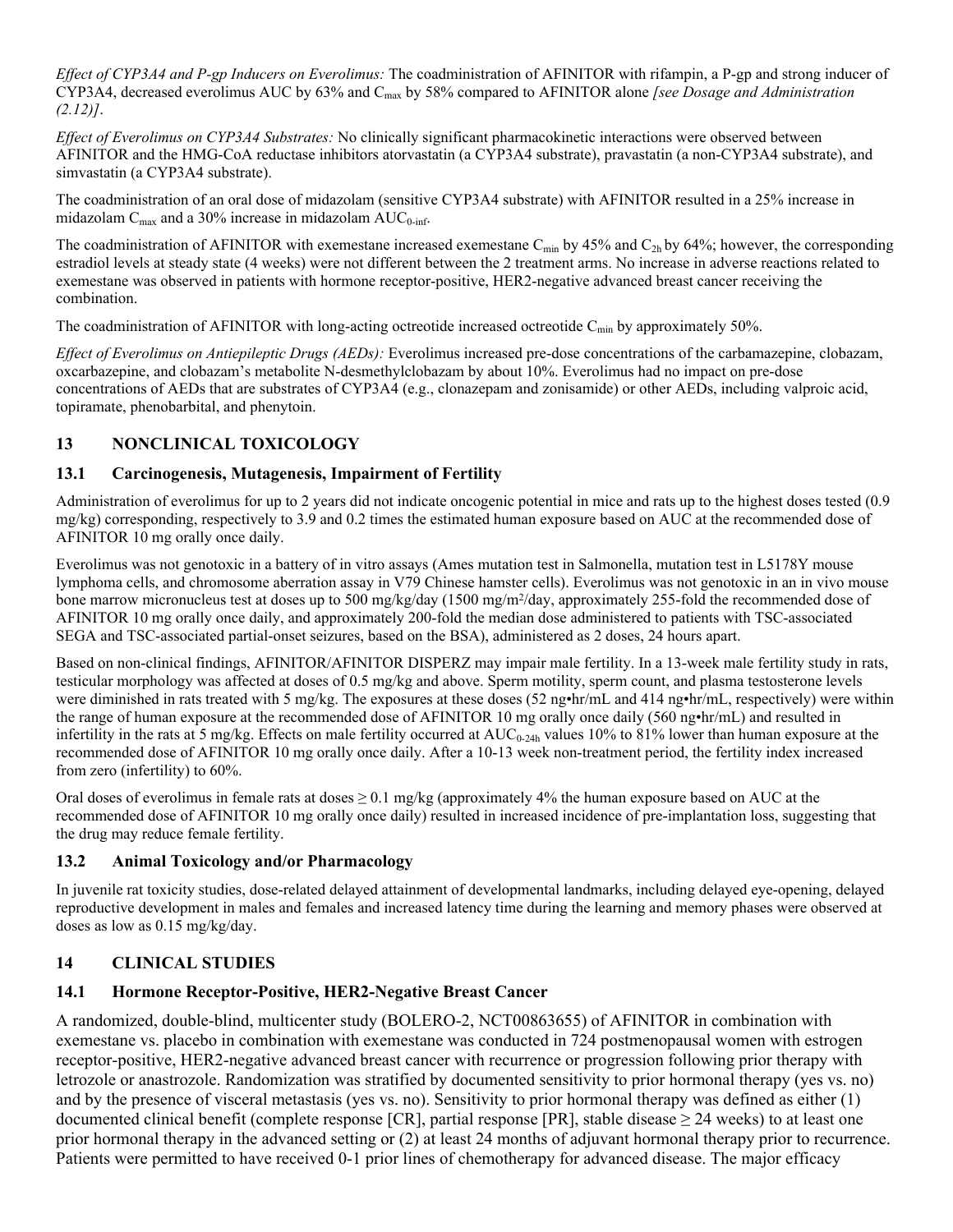*Effect of CYP3A4 and P-gp Inducers on Everolimus:* The coadministration of AFINITOR with rifampin, a P-gp and strong inducer of CYP3A4, decreased everolimus AUC by 63% and $C_{max}$ by 58% compared to AFINITOR alone *[see Dosage and Administration (2.12)]*.

*Effect of Everolimus on CYP3A4 Substrates:* No clinically significant pharmacokinetic interactions were observed between AFINITOR and the HMG-CoA reductase inhibitors atorvastatin (a CYP3A4 substrate), pravastatin (a non-CYP3A4 substrate), and simvastatin (a CYP3A4 substrate).

The coadministration of an oral dose of midazolam (sensitive CYP3A4 substrate) with AFINITOR resulted in a 25% increase in midazolam $C_{max}$ and a 30% increase in midazolam $AUC_{0\text{-inf}}$.

The coadministration of AFINITOR with exemestane increased exemestane $C_{min}$ by 45% and $C_{2h}$ by 64%; however, the corresponding estradiol levels at steady state (4 weeks) were not different between the 2 treatment arms. No increase in adverse reactions related to exemestane was observed in patients with hormone receptor-positive, HER2-negative advanced breast cancer receiving the combination.

The coadministration of AFINITOR with long-acting octreotide increased octreotide $C_{min}$ by approximately 50%.

*Effect of Everolimus on Antiepileptic Drugs (AEDs):* Everolimus increased pre-dose concentrations of the carbamazepine, clobazam, oxcarbazepine, and clobazam's metabolite N-desmethylclobazam by about 10%. Everolimus had no impact on pre-dose concentrations of AEDs that are substrates of CYP3A4 (e.g., clonazepam and zonisamide) or other AEDs, including valproic acid, topiramate, phenobarbital, and phenytoin.

## 13 NONCLINICAL TOXICOLOGY

### 13.1 Carcinogenesis, Mutagenesis, Impairment of Fertility

Administration of everolimus for up to 2 years did not indicate oncogenic potential in mice and rats up to the highest doses tested (0.9 mg/kg) corresponding, respectively to 3.9 and 0.2 times the estimated human exposure based on AUC at the recommended dose of AFINITOR 10 mg orally once daily.

Everolimus was not genotoxic in a battery of in vitro assays (Ames mutation test in Salmonella, mutation test in L5178Y mouse lymphoma cells, and chromosome aberration assay in V79 Chinese hamster cells). Everolimus was not genotoxic in an in vivo mouse bone marrow micronucleus test at doses up to 500 mg/kg/day (1500 mg/m$^2$/day, approximately 255-fold the recommended dose of AFINITOR 10 mg orally once daily, and approximately 200-fold the median dose administered to patients with TSC-associated SEGA and TSC-associated partial-onset seizures, based on the BSA), administered as 2 doses, 24 hours apart.

Based on non-clinical findings, AFINITOR/AFINITOR DISPERZ may impair male fertility. In a 13-week male fertility study in rats, testicular morphology was affected at doses of 0.5 mg/kg and above. Sperm motility, sperm count, and plasma testosterone levels were diminished in rats treated with 5 mg/kg. The exposures at these doses (52 ng•hr/mL and 414 ng•hr/mL, respectively) were within the range of human exposure at the recommended dose of AFINITOR 10 mg orally once daily (560 ng•hr/mL) and resulted in infertility in the rats at 5 mg/kg. Effects on male fertility occurred at $AUC_{0\text{-}24h}$ values 10% to 81% lower than human exposure at the recommended dose of AFINITOR 10 mg orally once daily. After a 10-13 week non-treatment period, the fertility index increased from zero (infertility) to 60%.

Oral doses of everolimus in female rats at doses ≥ 0.1 mg/kg (approximately 4% the human exposure based on AUC at the recommended dose of AFINITOR 10 mg orally once daily) resulted in increased incidence of pre-implantation loss, suggesting that the drug may reduce female fertility.

### 13.2 Animal Toxicology and/or Pharmacology

In juvenile rat toxicity studies, dose-related delayed attainment of developmental landmarks, including delayed eye-opening, delayed reproductive development in males and females and increased latency time during the learning and memory phases were observed at doses as low as 0.15 mg/kg/day.

## 14 CLINICAL STUDIES

### 14.1 Hormone Receptor-Positive, HER2-Negative Breast Cancer

A randomized, double-blind, multicenter study (BOLERO-2, NCT00863655) of AFINITOR in combination with exemestane vs. placebo in combination with exemestane was conducted in 724 postmenopausal women with estrogen receptor-positive, HER2-negative advanced breast cancer with recurrence or progression following prior therapy with letrozole or anastrozole. Randomization was stratified by documented sensitivity to prior hormonal therapy (yes vs. no) and by the presence of visceral metastasis (yes vs. no). Sensitivity to prior hormonal therapy was defined as either (1) documented clinical benefit (complete response [CR], partial response [PR], stable disease ≥ 24 weeks) to at least one prior hormonal therapy in the advanced setting or (2) at least 24 months of adjuvant hormonal therapy prior to recurrence. Patients were permitted to have received 0-1 prior lines of chemotherapy for advanced disease. The major efficacy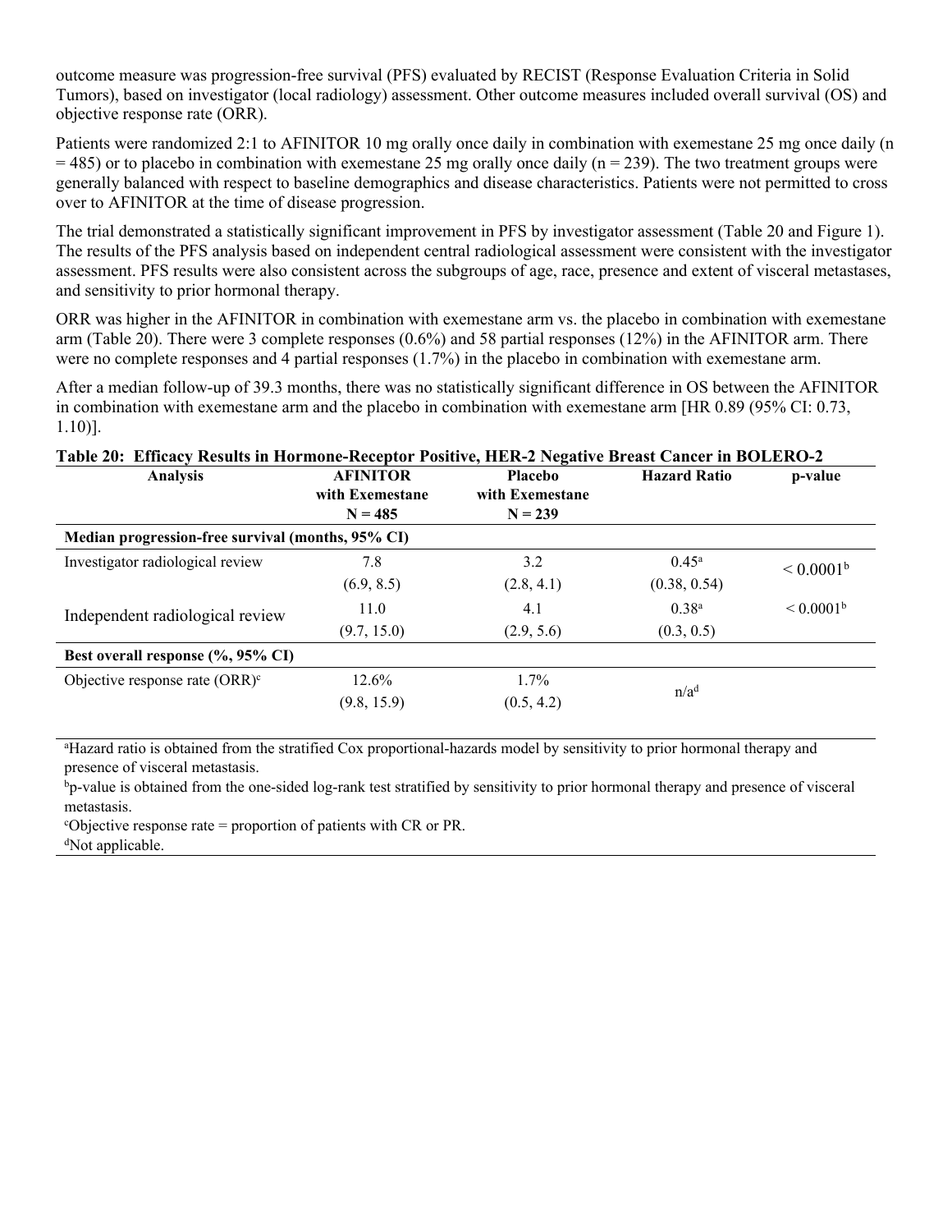outcome measure was progression-free survival (PFS) evaluated by RECIST (Response Evaluation Criteria in Solid Tumors), based on investigator (local radiology) assessment. Other outcome measures included overall survival (OS) and objective response rate (ORR).

Patients were randomized 2:1 to AFINITOR 10 mg orally once daily in combination with exemestane 25 mg once daily (n = 485) or to placebo in combination with exemestane 25 mg orally once daily (n = 239). The two treatment groups were generally balanced with respect to baseline demographics and disease characteristics. Patients were not permitted to cross over to AFINITOR at the time of disease progression.

The trial demonstrated a statistically significant improvement in PFS by investigator assessment (Table 20 and Figure 1). The results of the PFS analysis based on independent central radiological assessment were consistent with the investigator assessment. PFS results were also consistent across the subgroups of age, race, presence and extent of visceral metastases, and sensitivity to prior hormonal therapy.

ORR was higher in the AFINITOR in combination with exemestane arm vs. the placebo in combination with exemestane arm (Table 20). There were 3 complete responses (0.6%) and 58 partial responses (12%) in the AFINITOR arm. There were no complete responses and 4 partial responses (1.7%) in the placebo in combination with exemestane arm.

After a median follow-up of 39.3 months, there was no statistically significant difference in OS between the AFINITOR in combination with exemestane arm and the placebo in combination with exemestane arm [HR 0.89 (95% CI: 0.73, 1.10)].

**Table 20: Efficacy Results in Hormone-Receptor Positive, HER-2 Negative Breast Cancer in BOLERO-2**

| Analysis | AFINITOR with Exemestane N = 485 | Placebo with Exemestane N = 239 | Hazard Ratio | p-value |
|---|---|---|---|---|
| **Median progression-free survival (months, 95% CI)** | | | | |
| Investigator radiological review | 7.8 (6.9, 8.5) | 3.2 (2.8, 4.1) | 0.45[a] (0.38, 0.54) | < 0.0001[b] |
| Independent radiological review | 11.0 (9.7, 15.0) | 4.1 (2.9, 5.6) | 0.38[a] (0.3, 0.5) | < 0.0001[b] |
| **Best overall response (%, 95% CI)** | | | | |
| Objective response rate (ORR)[c] | 12.6% (9.8, 15.9) | 1.7% (0.5, 4.2) | n/a[d] | |

[a]Hazard ratio is obtained from the stratified Cox proportional-hazards model by sensitivity to prior hormonal therapy and presence of visceral metastasis.

[b]p-value is obtained from the one-sided log-rank test stratified by sensitivity to prior hormonal therapy and presence of visceral metastasis.

[c]Objective response rate = proportion of patients with CR or PR.

[d]Not applicable.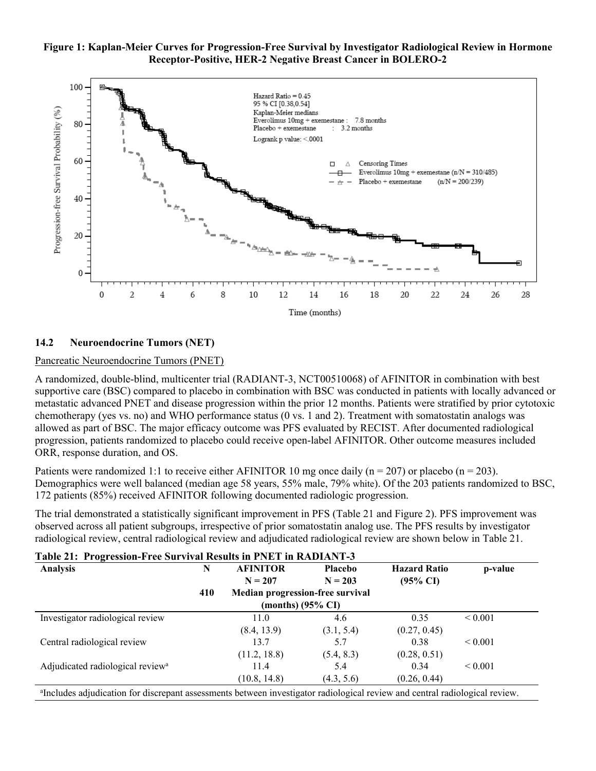**Figure 1: Kaplan-Meier Curves for Progression-Free Survival by Investigator Radiological Review in Hormone Receptor-Positive, HER-2 Negative Breast Cancer in BOLERO-2**

### 14.2 Neuroendocrine Tumors (NET)

Pancreatic Neuroendocrine Tumors (PNET)

A randomized, double-blind, multicenter trial (RADIANT-3, NCT00510068) of AFINITOR in combination with best supportive care (BSC) compared to placebo in combination with BSC was conducted in patients with locally advanced or metastatic advanced PNET and disease progression within the prior 12 months. Patients were stratified by prior cytotoxic chemotherapy (yes vs. no) and WHO performance status (0 vs. 1 and 2). Treatment with somatostatin analogs was allowed as part of BSC. The major efficacy outcome was PFS evaluated by RECIST. After documented radiological progression, patients randomized to placebo could receive open-label AFINITOR. Other outcome measures included ORR, response duration, and OS.

Patients were randomized 1:1 to receive either AFINITOR 10 mg once daily (n = 207) or placebo (n = 203). Demographics were well balanced (median age 58 years, 55% male, 79% white). Of the 203 patients randomized to BSC, 172 patients (85%) received AFINITOR following documented radiologic progression.

The trial demonstrated a statistically significant improvement in PFS (Table 21 and Figure 2). PFS improvement was observed across all patient subgroups, irrespective of prior somatostatin analog use. The PFS results by investigator radiological review, central radiological review and adjudicated radiological review are shown below in Table 21.

**Table 21: Progression-Free Survival Results in PNET in RADIANT-3**

| Analysis | N | AFINITOR N = 207 | Placebo N = 203 | Hazard Ratio (95% CI) | p-value |
|---|---|---|---|---|---|
| | 410 | Median progression-free survival (months) (95% CI) | | | |
| Investigator radiological review | | 11.0 (8.4, 13.9) | 4.6 (3.1, 5.4) | 0.35 (0.27, 0.45) | < 0.001 |
| Central radiological review | | 13.7 (11.2, 18.8) | 5.7 (5.4, 8.3) | 0.38 (0.28, 0.51) | < 0.001 |
| Adjudicated radiological review[a] | | 11.4 (10.8, 14.8) | 5.4 (4.3, 5.6) | 0.34 (0.26, 0.44) | < 0.001 |

[a]Includes adjudication for discrepant assessments between investigator radiological review and central radiological review.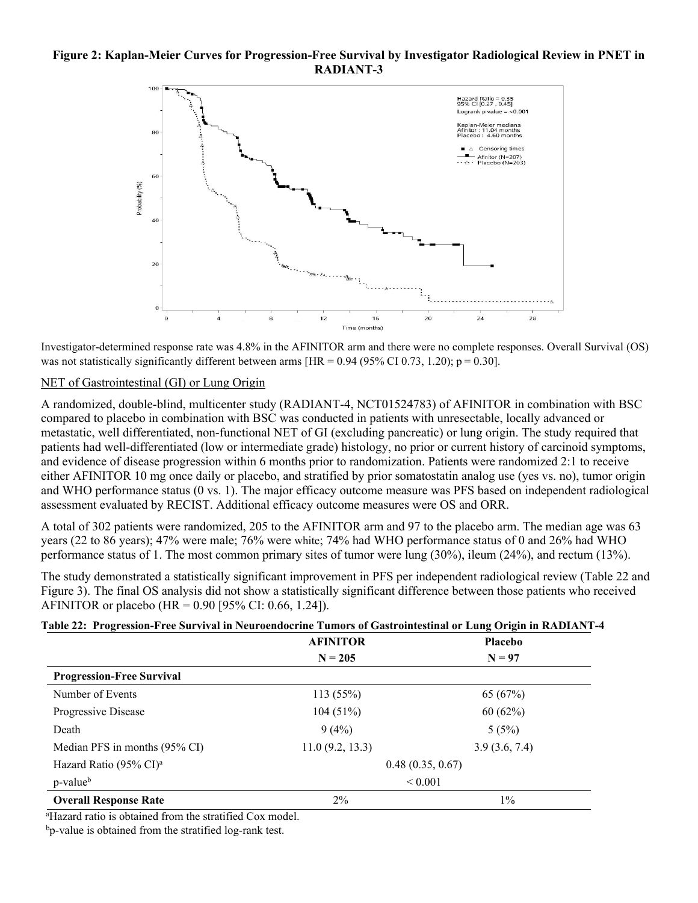**Figure 2: Kaplan-Meier Curves for Progression-Free Survival by Investigator Radiological Review in PNET in RADIANT-3**

Investigator-determined response rate was 4.8% in the AFINITOR arm and there were no complete responses. Overall Survival (OS) was not statistically significantly different between arms [HR = 0.94 (95% CI 0.73, 1.20); p = 0.30].

NET of Gastrointestinal (GI) or Lung Origin

A randomized, double-blind, multicenter study (RADIANT-4, NCT01524783) of AFINITOR in combination with BSC compared to placebo in combination with BSC was conducted in patients with unresectable, locally advanced or metastatic, well differentiated, non-functional NET of GI (excluding pancreatic) or lung origin. The study required that patients had well-differentiated (low or intermediate grade) histology, no prior or current history of carcinoid symptoms, and evidence of disease progression within 6 months prior to randomization. Patients were randomized 2:1 to receive either AFINITOR 10 mg once daily or placebo, and stratified by prior somatostatin analog use (yes vs. no), tumor origin and WHO performance status (0 vs. 1). The major efficacy outcome measure was PFS based on independent radiological assessment evaluated by RECIST. Additional efficacy outcome measures were OS and ORR.

A total of 302 patients were randomized, 205 to the AFINITOR arm and 97 to the placebo arm. The median age was 63 years (22 to 86 years); 47% were male; 76% were white; 74% had WHO performance status of 0 and 26% had WHO performance status of 1. The most common primary sites of tumor were lung (30%), ileum (24%), and rectum (13%).

The study demonstrated a statistically significant improvement in PFS per independent radiological review (Table 22 and Figure 3). The final OS analysis did not show a statistically significant difference between those patients who received AFINITOR or placebo (HR = 0.90 [95% CI: 0.66, 1.24]).

**Table 22: Progression-Free Survival in Neuroendocrine Tumors of Gastrointestinal or Lung Origin in RADIANT-4**

| | AFINITOR N = 205 | Placebo N = 97 |
|---|---|---|
| **Progression-Free Survival** | | |
| Number of Events | 113 (55%) | 65 (67%) |
| Progressive Disease | 104 (51%) | 60 (62%) |
| Death | 9 (4%) | 5 (5%) |
| Median PFS in months (95% CI) | 11.0 (9.2, 13.3) | 3.9 (3.6, 7.4) |
| Hazard Ratio (95% CI)[a] | 0.48 (0.35, 0.67) | |
| p-value[b] | < 0.001 | |
| **Overall Response Rate** | 2% | 1% |

[a]Hazard ratio is obtained from the stratified Cox model.

[b]p-value is obtained from the stratified log-rank test.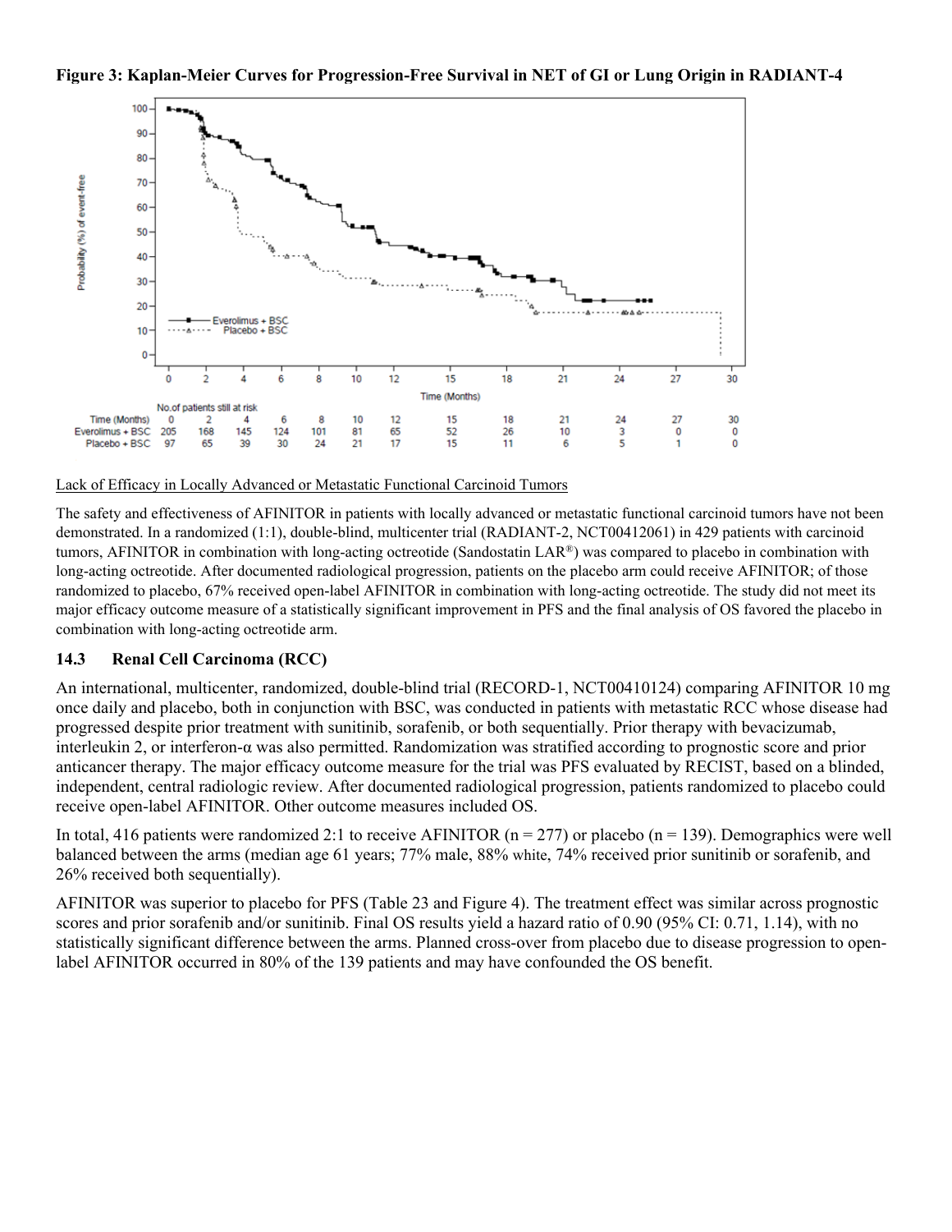**Figure 3: Kaplan-Meier Curves for Progression-Free Survival in NET of GI or Lung Origin in RADIANT-4**

No.of patients still at risk

| Time (Months) | 0 | 2 | 4 | 6 | 8 | 10 | 12 | 15 | 18 | 21 | 24 | 27 | 30 |
|---|---|---|---|---|---|---|---|---|---|---|---|---|---|
| Everolimus + BSC | 205 | 168 | 145 | 124 | 101 | 81 | 65 | 52 | 26 | 10 | 3 | 0 | 0 |
| Placebo + BSC | 97 | 65 | 39 | 30 | 24 | 21 | 17 | 15 | 11 | 6 | 5 | 1 | 0 |

Lack of Efficacy in Locally Advanced or Metastatic Functional Carcinoid Tumors

The safety and effectiveness of AFINITOR in patients with locally advanced or metastatic functional carcinoid tumors have not been demonstrated. In a randomized (1:1), double-blind, multicenter trial (RADIANT-2, NCT00412061) in 429 patients with carcinoid tumors, AFINITOR in combination with long-acting octreotide (Sandostatin LAR®) was compared to placebo in combination with long-acting octreotide. After documented radiological progression, patients on the placebo arm could receive AFINITOR; of those randomized to placebo, 67% received open-label AFINITOR in combination with long-acting octreotide. The study did not meet its major efficacy outcome measure of a statistically significant improvement in PFS and the final analysis of OS favored the placebo in combination with long-acting octreotide arm.

### 14.3 Renal Cell Carcinoma (RCC)

An international, multicenter, randomized, double-blind trial (RECORD-1, NCT00410124) comparing AFINITOR 10 mg once daily and placebo, both in conjunction with BSC, was conducted in patients with metastatic RCC whose disease had progressed despite prior treatment with sunitinib, sorafenib, or both sequentially. Prior therapy with bevacizumab, interleukin 2, or interferon-α was also permitted. Randomization was stratified according to prognostic score and prior anticancer therapy. The major efficacy outcome measure for the trial was PFS evaluated by RECIST, based on a blinded, independent, central radiologic review. After documented radiological progression, patients randomized to placebo could receive open-label AFINITOR. Other outcome measures included OS.

In total, 416 patients were randomized 2:1 to receive AFINITOR (n = 277) or placebo (n = 139). Demographics were well balanced between the arms (median age 61 years; 77% male, 88% white, 74% received prior sunitinib or sorafenib, and 26% received both sequentially).

AFINITOR was superior to placebo for PFS (Table 23 and Figure 4). The treatment effect was similar across prognostic scores and prior sorafenib and/or sunitinib. Final OS results yield a hazard ratio of 0.90 (95% CI: 0.71, 1.14), with no statistically significant difference between the arms. Planned cross-over from placebo due to disease progression to open-label AFINITOR occurred in 80% of the 139 patients and may have confounded the OS benefit.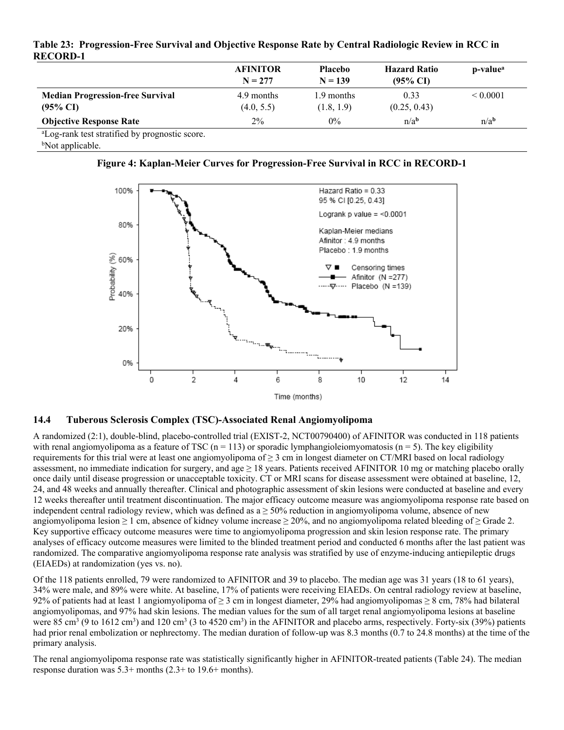**Table 23: Progression-Free Survival and Objective Response Rate by Central Radiologic Review in RCC in RECORD-1**

| | AFINITOR N = 277 | Placebo N = 139 | Hazard Ratio (95% CI) | p-value[a] |
|---|---|---|---|---|
| **Median Progression-free Survival (95% CI)** | 4.9 months (4.0, 5.5) | 1.9 months (1.8, 1.9) | 0.33 (0.25, 0.43) | < 0.0001 |
| **Objective Response Rate** | 2% | 0% | n/a[b] | n/a[b] |

[a]Log-rank test stratified by prognostic score.
[b]Not applicable.

**Figure 4: Kaplan-Meier Curves for Progression-Free Survival in RCC in RECORD-1**

### 14.4 Tuberous Sclerosis Complex (TSC)-Associated Renal Angiomyolipoma

A randomized (2:1), double-blind, placebo-controlled trial (EXIST-2, NCT00790400) of AFINITOR was conducted in 118 patients with renal angiomyolipoma as a feature of TSC (n = 113) or sporadic lymphangioleiomyomatosis (n = 5). The key eligibility requirements for this trial were at least one angiomyolipoma of ≥ 3 cm in longest diameter on CT/MRI based on local radiology assessment, no immediate indication for surgery, and age ≥ 18 years. Patients received AFINITOR 10 mg or matching placebo orally once daily until disease progression or unacceptable toxicity. CT or MRI scans for disease assessment were obtained at baseline, 12, 24, and 48 weeks and annually thereafter. Clinical and photographic assessment of skin lesions were conducted at baseline and every 12 weeks thereafter until treatment discontinuation. The major efficacy outcome measure was angiomyolipoma response rate based on independent central radiology review, which was defined as a ≥ 50% reduction in angiomyolipoma volume, absence of new angiomyolipoma lesion ≥ 1 cm, absence of kidney volume increase ≥ 20%, and no angiomyolipoma related bleeding of ≥ Grade 2. Key supportive efficacy outcome measures were time to angiomyolipoma progression and skin lesion response rate. The primary analyses of efficacy outcome measures were limited to the blinded treatment period and conducted 6 months after the last patient was randomized. The comparative angiomyolipoma response rate analysis was stratified by use of enzyme-inducing antiepileptic drugs (EIAEDs) at randomization (yes vs. no).

Of the 118 patients enrolled, 79 were randomized to AFINITOR and 39 to placebo. The median age was 31 years (18 to 61 years), 34% were male, and 89% were white. At baseline, 17% of patients were receiving EIAEDs. On central radiology review at baseline, 92% of patients had at least 1 angiomyolipoma of ≥ 3 cm in longest diameter, 29% had angiomyolipomas ≥ 8 cm, 78% had bilateral angiomyolipomas, and 97% had skin lesions. The median values for the sum of all target renal angiomyolipoma lesions at baseline were 85 $cm^3$ (9 to 1612 $cm^3$) and 120 $cm^3$ (3 to 4520 $cm^3$) in the AFINITOR and placebo arms, respectively. Forty-six (39%) patients had prior renal embolization or nephrectomy. The median duration of follow-up was 8.3 months (0.7 to 24.8 months) at the time of the primary analysis.

The renal angiomyolipoma response rate was statistically significantly higher in AFINITOR-treated patients (Table 24). The median response duration was 5.3+ months (2.3+ to 19.6+ months).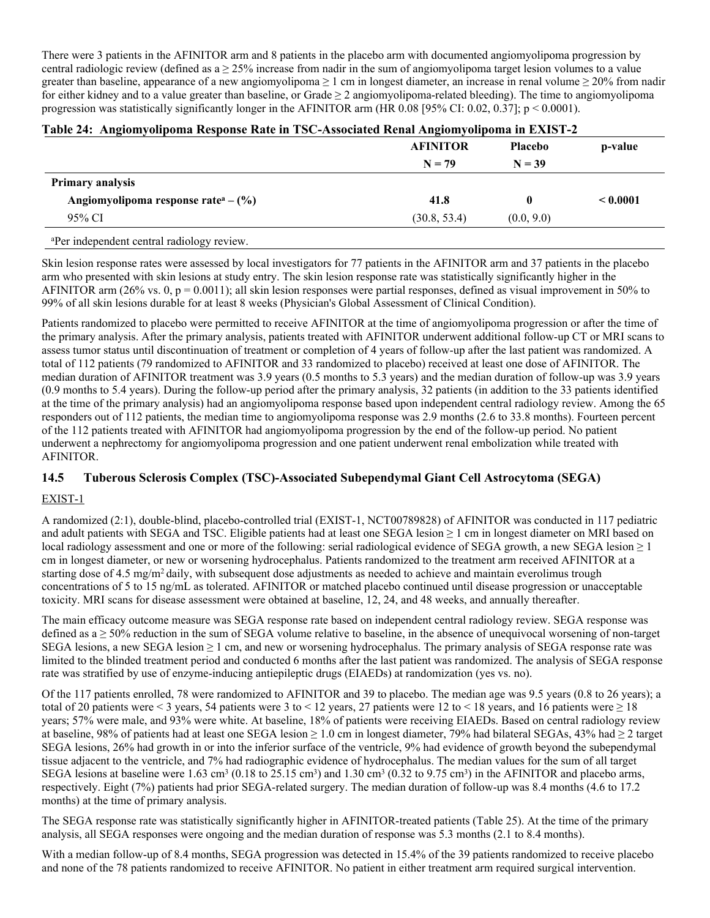There were 3 patients in the AFINITOR arm and 8 patients in the placebo arm with documented angiomyolipoma progression by central radiologic review (defined as a ≥ 25% increase from nadir in the sum of angiomyolipoma target lesion volumes to a value greater than baseline, appearance of a new angiomyolipoma ≥ 1 cm in longest diameter, an increase in renal volume ≥ 20% from nadir for either kidney and to a value greater than baseline, or Grade ≥ 2 angiomyolipoma-related bleeding). The time to angiomyolipoma progression was statistically significantly longer in the AFINITOR arm (HR 0.08 [95% CI: 0.02, 0.37]; $p < 0.0001$).

**Table 24: Angiomyolipoma Response Rate in TSC-Associated Renal Angiomyolipoma in EXIST-2**

| | AFINITOR N = 79 | Placebo N = 39 | p-value |
|---|---|---|---|
| **Primary analysis** | | | |
| **Angiomyolipoma response rate[a] – (%)** | **41.8** | **0** | **< 0.0001** |
| 95% CI | (30.8, 53.4) | (0.0, 9.0) | |

[a]Per independent central radiology review.

Skin lesion response rates were assessed by local investigators for 77 patients in the AFINITOR arm and 37 patients in the placebo arm who presented with skin lesions at study entry. The skin lesion response rate was statistically significantly higher in the AFINITOR arm (26% vs. 0, $p = 0.0011$); all skin lesion responses were partial responses, defined as visual improvement in 50% to 99% of all skin lesions durable for at least 8 weeks (Physician's Global Assessment of Clinical Condition).

Patients randomized to placebo were permitted to receive AFINITOR at the time of angiomyolipoma progression or after the time of the primary analysis. After the primary analysis, patients treated with AFINITOR underwent additional follow-up CT or MRI scans to assess tumor status until discontinuation of treatment or completion of 4 years of follow-up after the last patient was randomized. A total of 112 patients (79 randomized to AFINITOR and 33 randomized to placebo) received at least one dose of AFINITOR. The median duration of AFINITOR treatment was 3.9 years (0.5 months to 5.3 years) and the median duration of follow-up was 3.9 years (0.9 months to 5.4 years). During the follow-up period after the primary analysis, 32 patients (in addition to the 33 patients identified at the time of the primary analysis) had an angiomyolipoma response based upon independent central radiology review. Among the 65 responders out of 112 patients, the median time to angiomyolipoma response was 2.9 months (2.6 to 33.8 months). Fourteen percent of the 112 patients treated with AFINITOR had angiomyolipoma progression by the end of the follow-up period. No patient underwent a nephrectomy for angiomyolipoma progression and one patient underwent renal embolization while treated with AFINITOR.

## 14.5 Tuberous Sclerosis Complex (TSC)-Associated Subependymal Giant Cell Astrocytoma (SEGA)

EXIST-1

A randomized (2:1), double-blind, placebo-controlled trial (EXIST-1, NCT00789828) of AFINITOR was conducted in 117 pediatric and adult patients with SEGA and TSC. Eligible patients had at least one SEGA lesion ≥ 1 cm in longest diameter on MRI based on local radiology assessment and one or more of the following: serial radiological evidence of SEGA growth, a new SEGA lesion ≥ 1 cm in longest diameter, or new or worsening hydrocephalus. Patients randomized to the treatment arm received AFINITOR at a starting dose of 4.5 mg/m$^2$ daily, with subsequent dose adjustments as needed to achieve and maintain everolimus trough concentrations of 5 to 15 ng/mL as tolerated. AFINITOR or matched placebo continued until disease progression or unacceptable toxicity. MRI scans for disease assessment were obtained at baseline, 12, 24, and 48 weeks, and annually thereafter.

The main efficacy outcome measure was SEGA response rate based on independent central radiology review. SEGA response was defined as a ≥ 50% reduction in the sum of SEGA volume relative to baseline, in the absence of unequivocal worsening of non-target SEGA lesions, a new SEGA lesion ≥ 1 cm, and new or worsening hydrocephalus. The primary analysis of SEGA response rate was limited to the blinded treatment period and conducted 6 months after the last patient was randomized. The analysis of SEGA response rate was stratified by use of enzyme-inducing antiepileptic drugs (EIAEDs) at randomization (yes vs. no).

Of the 117 patients enrolled, 78 were randomized to AFINITOR and 39 to placebo. The median age was 9.5 years (0.8 to 26 years); a total of 20 patients were < 3 years, 54 patients were 3 to < 12 years, 27 patients were 12 to < 18 years, and 16 patients were ≥ 18 years; 57% were male, and 93% were white. At baseline, 18% of patients were receiving EIAEDs. Based on central radiology review at baseline, 98% of patients had at least one SEGA lesion ≥ 1.0 cm in longest diameter, 79% had bilateral SEGAs, 43% had ≥ 2 target SEGA lesions, 26% had growth in or into the inferior surface of the ventricle, 9% had evidence of growth beyond the subependymal tissue adjacent to the ventricle, and 7% had radiographic evidence of hydrocephalus. The median values for the sum of all target SEGA lesions at baseline were 1.63 cm$^3$ (0.18 to 25.15 cm$^3$) and 1.30 cm$^3$ (0.32 to 9.75 cm$^3$) in the AFINITOR and placebo arms, respectively. Eight (7%) patients had prior SEGA-related surgery. The median duration of follow-up was 8.4 months (4.6 to 17.2 months) at the time of primary analysis.

The SEGA response rate was statistically significantly higher in AFINITOR-treated patients (Table 25). At the time of the primary analysis, all SEGA responses were ongoing and the median duration of response was 5.3 months (2.1 to 8.4 months).

With a median follow-up of 8.4 months, SEGA progression was detected in 15.4% of the 39 patients randomized to receive placebo and none of the 78 patients randomized to receive AFINITOR. No patient in either treatment arm required surgical intervention.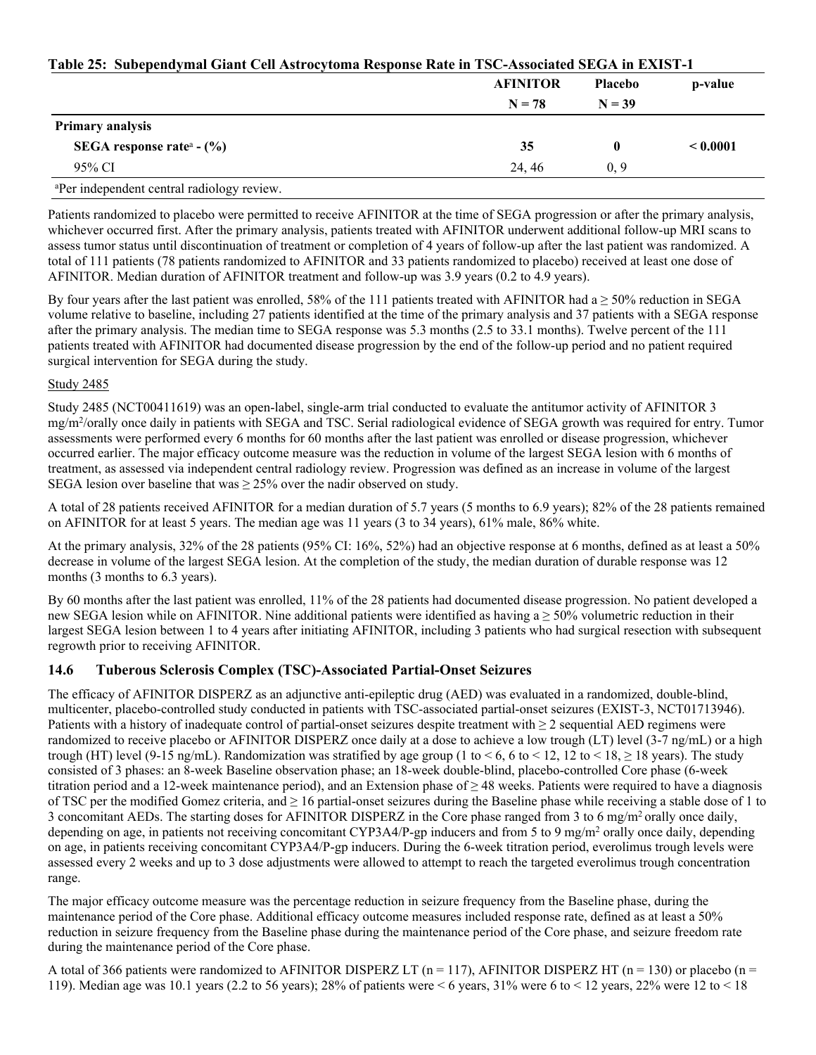**Table 25: Subependymal Giant Cell Astrocytoma Response Rate in TSC-Associated SEGA in EXIST-1**

| | AFINITOR N = 78 | Placebo N = 39 | p-value |
|---|---|---|---|
| **Primary analysis** | | | |
| **SEGA response rate[a] - (%)** | **35** | **0** | **< 0.0001** |
| 95% CI | 24, 46 | 0, 9 | |

[a]Per independent central radiology review.

Patients randomized to placebo were permitted to receive AFINITOR at the time of SEGA progression or after the primary analysis, whichever occurred first. After the primary analysis, patients treated with AFINITOR underwent additional follow-up MRI scans to assess tumor status until discontinuation of treatment or completion of 4 years of follow-up after the last patient was randomized. A total of 111 patients (78 patients randomized to AFINITOR and 33 patients randomized to placebo) received at least one dose of AFINITOR. Median duration of AFINITOR treatment and follow-up was 3.9 years (0.2 to 4.9 years).

By four years after the last patient was enrolled, 58% of the 111 patients treated with AFINITOR had a ≥ 50% reduction in SEGA volume relative to baseline, including 27 patients identified at the time of the primary analysis and 37 patients with a SEGA response after the primary analysis. The median time to SEGA response was 5.3 months (2.5 to 33.1 months). Twelve percent of the 111 patients treated with AFINITOR had documented disease progression by the end of the follow-up period and no patient required surgical intervention for SEGA during the study.

Study 2485

Study 2485 (NCT00411619) was an open-label, single-arm trial conducted to evaluate the antitumor activity of AFINITOR 3 mg/m$^2$/orally once daily in patients with SEGA and TSC. Serial radiological evidence of SEGA growth was required for entry. Tumor assessments were performed every 6 months for 60 months after the last patient was enrolled or disease progression, whichever occurred earlier. The major efficacy outcome measure was the reduction in volume of the largest SEGA lesion with 6 months of treatment, as assessed via independent central radiology review. Progression was defined as an increase in volume of the largest SEGA lesion over baseline that was ≥ 25% over the nadir observed on study.

A total of 28 patients received AFINITOR for a median duration of 5.7 years (5 months to 6.9 years); 82% of the 28 patients remained on AFINITOR for at least 5 years. The median age was 11 years (3 to 34 years), 61% male, 86% white.

At the primary analysis, 32% of the 28 patients (95% CI: 16%, 52%) had an objective response at 6 months, defined as at least a 50% decrease in volume of the largest SEGA lesion. At the completion of the study, the median duration of durable response was 12 months (3 months to 6.3 years).

By 60 months after the last patient was enrolled, 11% of the 28 patients had documented disease progression. No patient developed a new SEGA lesion while on AFINITOR. Nine additional patients were identified as having a ≥ 50% volumetric reduction in their largest SEGA lesion between 1 to 4 years after initiating AFINITOR, including 3 patients who had surgical resection with subsequent regrowth prior to receiving AFINITOR.

### 14.6 Tuberous Sclerosis Complex (TSC)-Associated Partial-Onset Seizures

The efficacy of AFINITOR DISPERZ as an adjunctive anti-epileptic drug (AED) was evaluated in a randomized, double-blind, multicenter, placebo-controlled study conducted in patients with TSC-associated partial-onset seizures (EXIST-3, NCT01713946). Patients with a history of inadequate control of partial-onset seizures despite treatment with ≥ 2 sequential AED regimens were randomized to receive placebo or AFINITOR DISPERZ once daily at a dose to achieve a low trough (LT) level (3-7 ng/mL) or a high trough (HT) level (9-15 ng/mL). Randomization was stratified by age group (1 to < 6, 6 to < 12, 12 to < 18, ≥ 18 years). The study consisted of 3 phases: an 8-week Baseline observation phase; an 18-week double-blind, placebo-controlled Core phase (6-week titration period and a 12-week maintenance period), and an Extension phase of ≥ 48 weeks. Patients were required to have a diagnosis of TSC per the modified Gomez criteria, and ≥ 16 partial-onset seizures during the Baseline phase while receiving a stable dose of 1 to 3 concomitant AEDs. The starting doses for AFINITOR DISPERZ in the Core phase ranged from 3 to 6 mg/m$^2$ orally once daily, depending on age, in patients not receiving concomitant CYP3A4/P-gp inducers and from 5 to 9 mg/m$^2$ orally once daily, depending on age, in patients receiving concomitant CYP3A4/P-gp inducers. During the 6-week titration period, everolimus trough levels were assessed every 2 weeks and up to 3 dose adjustments were allowed to attempt to reach the targeted everolimus trough concentration range.

The major efficacy outcome measure was the percentage reduction in seizure frequency from the Baseline phase, during the maintenance period of the Core phase. Additional efficacy outcome measures included response rate, defined as at least a 50% reduction in seizure frequency from the Baseline phase during the maintenance period of the Core phase, and seizure freedom rate during the maintenance period of the Core phase.

A total of 366 patients were randomized to AFINITOR DISPERZ LT (n = 117), AFINITOR DISPERZ HT (n = 130) or placebo (n = 119). Median age was 10.1 years (2.2 to 56 years); 28% of patients were < 6 years, 31% were 6 to < 12 years, 22% were 12 to < 18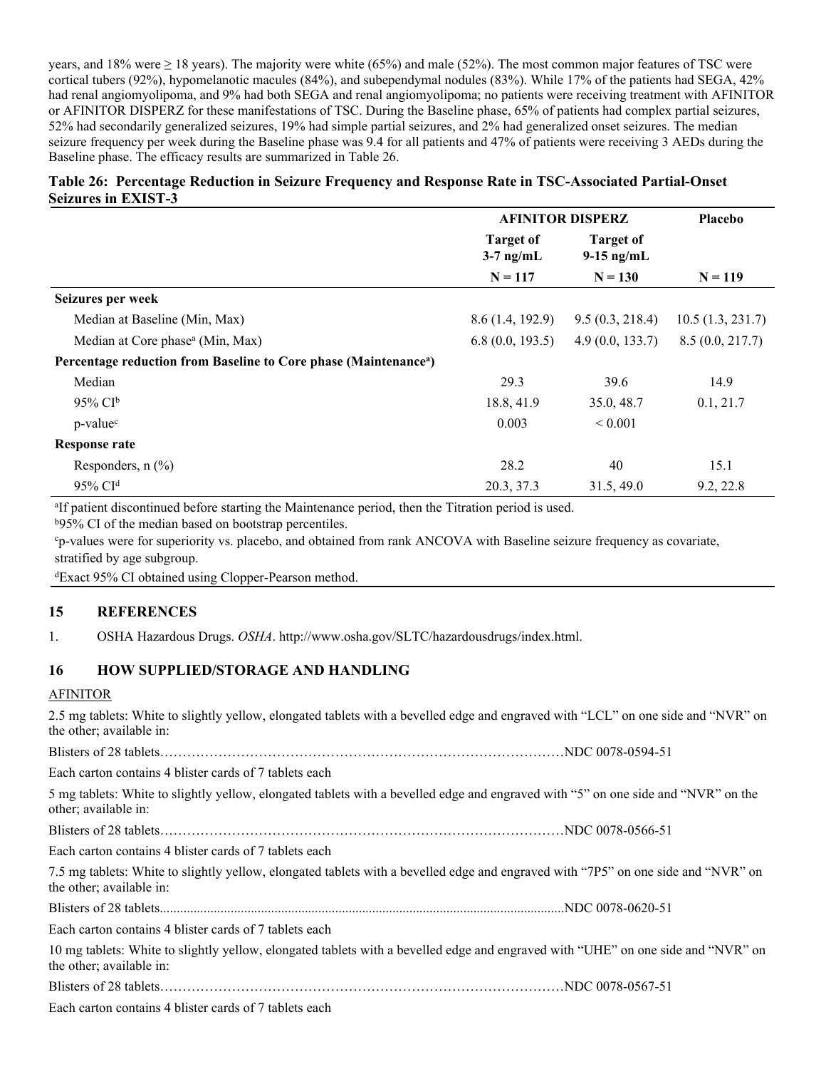years, and 18% were ≥ 18 years). The majority were white (65%) and male (52%). The most common major features of TSC were cortical tubers (92%), hypomelanotic macules (84%), and subependymal nodules (83%). While 17% of the patients had SEGA, 42% had renal angiomyolipoma, and 9% had both SEGA and renal angiomyolipoma; no patients were receiving treatment with AFINITOR or AFINITOR DISPERZ for these manifestations of TSC. During the Baseline phase, 65% of patients had complex partial seizures, 52% had secondarily generalized seizures, 19% had simple partial seizures, and 2% had generalized onset seizures. The median seizure frequency per week during the Baseline phase was 9.4 for all patients and 47% of patients were receiving 3 AEDs during the Baseline phase. The efficacy results are summarized in Table 26.

**Table 26: Percentage Reduction in Seizure Frequency and Response Rate in TSC-Associated Partial-Onset Seizures in EXIST-3**

| | AFINITOR DISPERZ | | Placebo |
|---|---|---|---|
| | Target of 3-7 ng/mL | Target of 9-15 ng/mL | |
| | N = 117 | N = 130 | N = 119 |
| **Seizures per week** | | | |
| Median at Baseline (Min, Max) | 8.6 (1.4, 192.9) | 9.5 (0.3, 218.4) | 10.5 (1.3, 231.7) |
| Median at Core phase[a] (Min, Max) | 6.8 (0.0, 193.5) | 4.9 (0.0, 133.7) | 8.5 (0.0, 217.7) |
| **Percentage reduction from Baseline to Core phase (Maintenance[a])** | | | |
| Median | 29.3 | 39.6 | 14.9 |
| 95% CI[b] | 18.8, 41.9 | 35.0, 48.7 | 0.1, 21.7 |
| p-value[c] | 0.003 | < 0.001 | |
| **Response rate** | | | |
| Responders, n (%) | 28.2 | 40 | 15.1 |
| 95% CI[d] | 20.3, 37.3 | 31.5, 49.0 | 9.2, 22.8 |

[a]If patient discontinued before starting the Maintenance period, then the Titration period is used.
[b]95% CI of the median based on bootstrap percentiles.
[c]p-values were for superiority vs. placebo, and obtained from rank ANCOVA with Baseline seizure frequency as covariate, stratified by age subgroup.
[d]Exact 95% CI obtained using Clopper-Pearson method.

## 15 REFERENCES

1. OSHA Hazardous Drugs. *OSHA*. http://www.osha.gov/SLTC/hazardousdrugs/index.html.

## 16 HOW SUPPLIED/STORAGE AND HANDLING

AFINITOR

2.5 mg tablets: White to slightly yellow, elongated tablets with a bevelled edge and engraved with "LCL" on one side and "NVR" on the other; available in:

Blisters of 28 tablets……………………………………………………………………………NDC 0078-0594-51

Each carton contains 4 blister cards of 7 tablets each

5 mg tablets: White to slightly yellow, elongated tablets with a bevelled edge and engraved with "5" on one side and "NVR" on the other; available in:

Blisters of 28 tablets……………………………………………………………………………NDC 0078-0566-51

Each carton contains 4 blister cards of 7 tablets each

7.5 mg tablets: White to slightly yellow, elongated tablets with a bevelled edge and engraved with "7P5" on one side and "NVR" on the other; available in:

Blisters of 28 tablets......................................................................................................................NDC 0078-0620-51

Each carton contains 4 blister cards of 7 tablets each

10 mg tablets: White to slightly yellow, elongated tablets with a bevelled edge and engraved with "UHE" on one side and "NVR" on the other; available in:

Blisters of 28 tablets……………………………………………………………………………NDC 0078-0567-51

Each carton contains 4 blister cards of 7 tablets each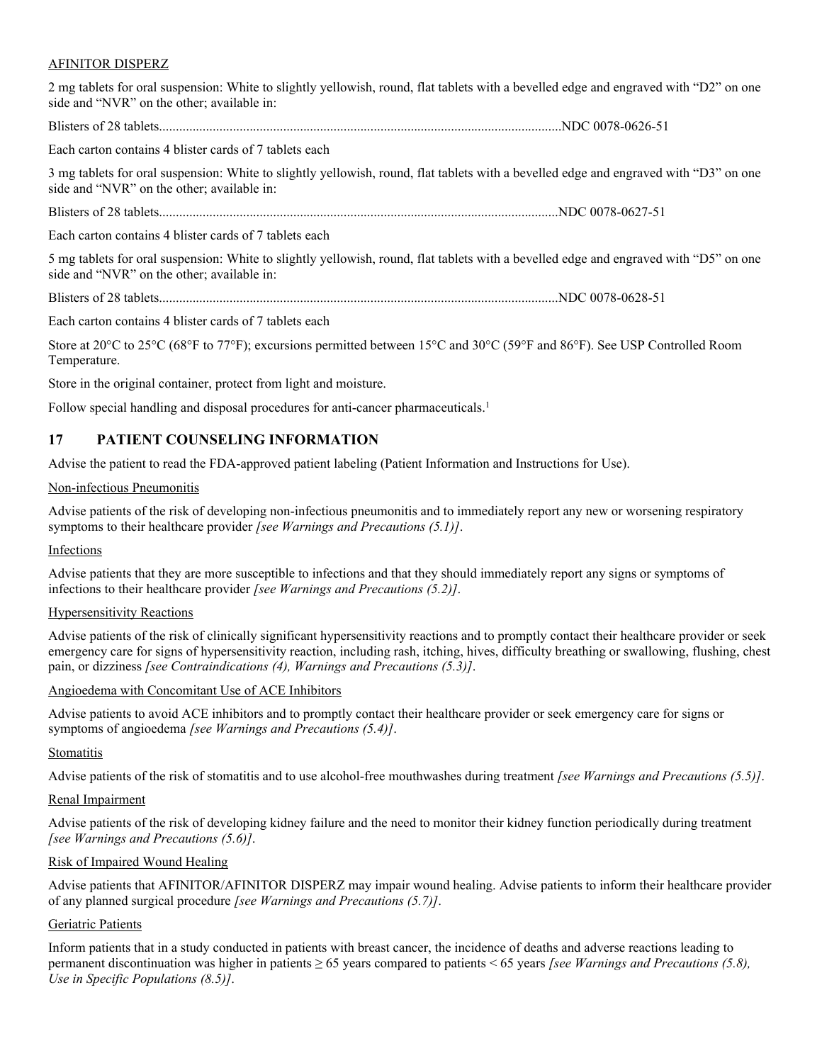AFINITOR DISPERZ

2 mg tablets for oral suspension: White to slightly yellowish, round, flat tablets with a bevelled edge and engraved with "D2" on one side and "NVR" on the other; available in:

Blisters of 28 tablets.......................................................................................................................NDC 0078-0626-51

Each carton contains 4 blister cards of 7 tablets each

3 mg tablets for oral suspension: White to slightly yellowish, round, flat tablets with a bevelled edge and engraved with "D3" on one side and "NVR" on the other; available in:

Blisters of 28 tablets.......................................................................................................................NDC 0078-0627-51

Each carton contains 4 blister cards of 7 tablets each

5 mg tablets for oral suspension: White to slightly yellowish, round, flat tablets with a bevelled edge and engraved with "D5" on one side and "NVR" on the other; available in:

Blisters of 28 tablets.......................................................................................................................NDC 0078-0628-51

Each carton contains 4 blister cards of 7 tablets each

Store at 20°C to 25°C (68°F to 77°F); excursions permitted between 15°C and 30°C (59°F and 86°F). See USP Controlled Room Temperature.

Store in the original container, protect from light and moisture.

Follow special handling and disposal procedures for anti-cancer pharmaceuticals.[1]

## 17 PATIENT COUNSELING INFORMATION

Advise the patient to read the FDA-approved patient labeling (Patient Information and Instructions for Use).

Non-infectious Pneumonitis

Advise patients of the risk of developing non-infectious pneumonitis and to immediately report any new or worsening respiratory symptoms to their healthcare provider *[see Warnings and Precautions (5.1)]*.

Infections

Advise patients that they are more susceptible to infections and that they should immediately report any signs or symptoms of infections to their healthcare provider *[see Warnings and Precautions (5.2)]*.

Hypersensitivity Reactions

Advise patients of the risk of clinically significant hypersensitivity reactions and to promptly contact their healthcare provider or seek emergency care for signs of hypersensitivity reaction, including rash, itching, hives, difficulty breathing or swallowing, flushing, chest pain, or dizziness *[see Contraindications (4), Warnings and Precautions (5.3)]*.

Angioedema with Concomitant Use of ACE Inhibitors

Advise patients to avoid ACE inhibitors and to promptly contact their healthcare provider or seek emergency care for signs or symptoms of angioedema *[see Warnings and Precautions (5.4)]*.

Stomatitis

Advise patients of the risk of stomatitis and to use alcohol-free mouthwashes during treatment *[see Warnings and Precautions (5.5)]*.

Renal Impairment

Advise patients of the risk of developing kidney failure and the need to monitor their kidney function periodically during treatment *[see Warnings and Precautions (5.6)]*.

Risk of Impaired Wound Healing

Advise patients that AFINITOR/AFINITOR DISPERZ may impair wound healing. Advise patients to inform their healthcare provider of any planned surgical procedure *[see Warnings and Precautions (5.7)]*.

Geriatric Patients

Inform patients that in a study conducted in patients with breast cancer, the incidence of deaths and adverse reactions leading to permanent discontinuation was higher in patients ≥ 65 years compared to patients < 65 years *[see Warnings and Precautions (5.8), Use in Specific Populations (8.5)]*.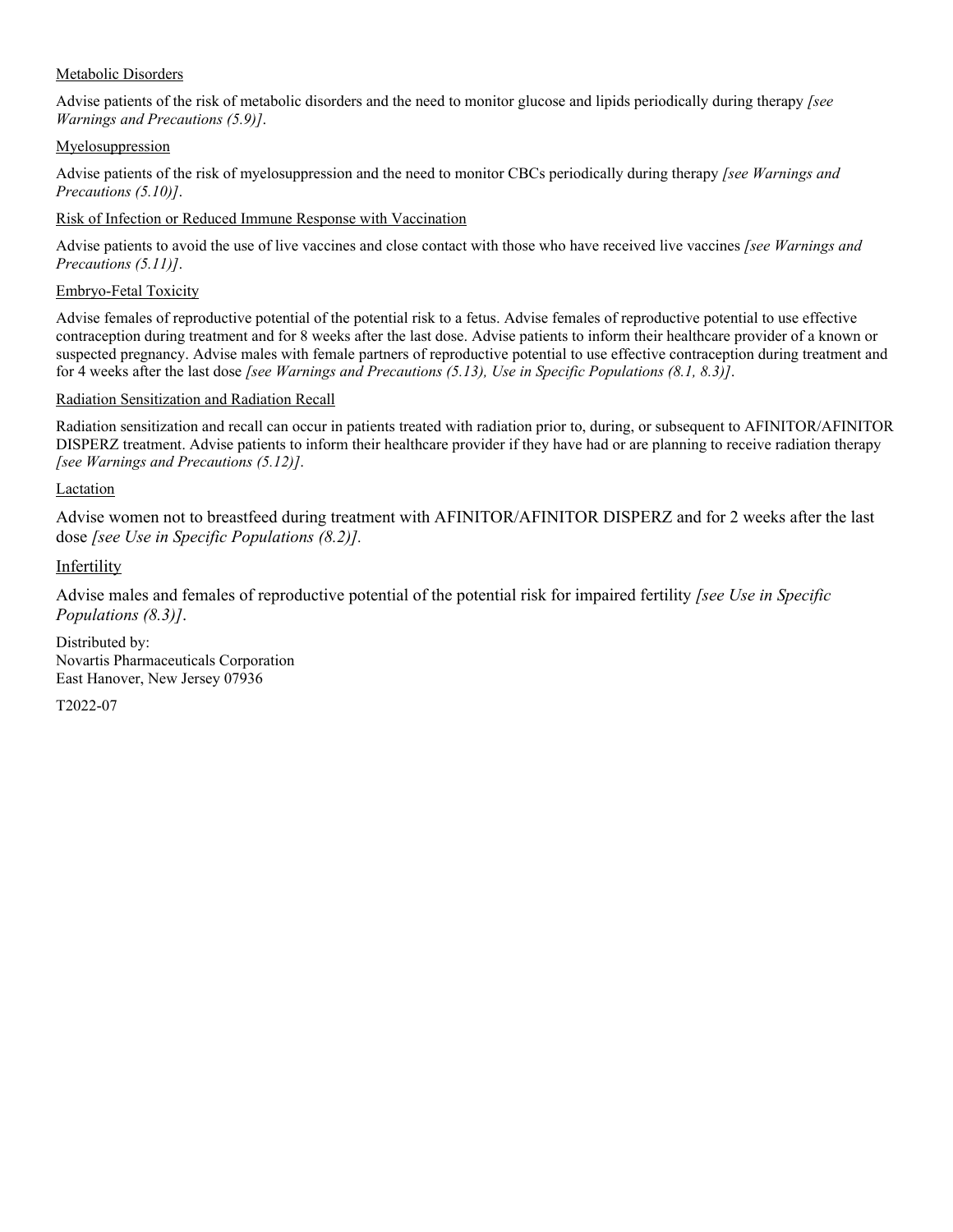Metabolic Disorders

Advise patients of the risk of metabolic disorders and the need to monitor glucose and lipids periodically during therapy *[see Warnings and Precautions (5.9)]*.

Myelosuppression

Advise patients of the risk of myelosuppression and the need to monitor CBCs periodically during therapy *[see Warnings and Precautions (5.10)]*.

Risk of Infection or Reduced Immune Response with Vaccination

Advise patients to avoid the use of live vaccines and close contact with those who have received live vaccines *[see Warnings and Precautions (5.11)]*.

Embryo-Fetal Toxicity

Advise females of reproductive potential of the potential risk to a fetus. Advise females of reproductive potential to use effective contraception during treatment and for 8 weeks after the last dose. Advise patients to inform their healthcare provider of a known or suspected pregnancy. Advise males with female partners of reproductive potential to use effective contraception during treatment and for 4 weeks after the last dose *[see Warnings and Precautions (5.13), Use in Specific Populations (8.1, 8.3)]*.

Radiation Sensitization and Radiation Recall

Radiation sensitization and recall can occur in patients treated with radiation prior to, during, or subsequent to AFINITOR/AFINITOR DISPERZ treatment. Advise patients to inform their healthcare provider if they have had or are planning to receive radiation therapy *[see Warnings and Precautions (5.12)]*.

Lactation

Advise women not to breastfeed during treatment with AFINITOR/AFINITOR DISPERZ and for 2 weeks after the last dose *[see Use in Specific Populations (8.2)]*.

Infertility

Advise males and females of reproductive potential of the potential risk for impaired fertility *[see Use in Specific Populations (8.3)]*.

Distributed by:
Novartis Pharmaceuticals Corporation
East Hanover, New Jersey 07936

T2022-07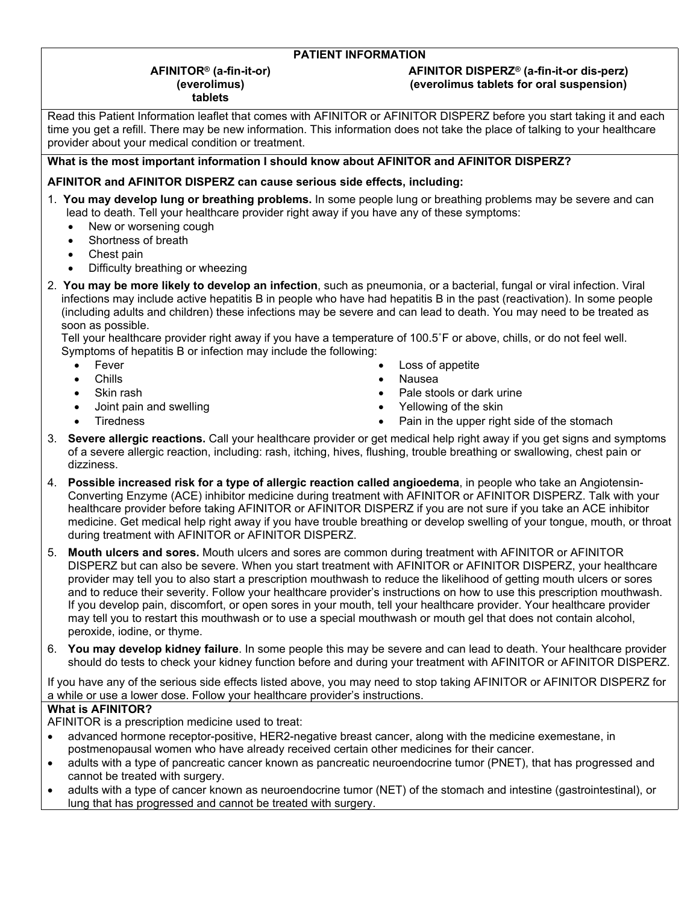# PATIENT INFORMATION

**AFINITOR® (a-fin-it-or)**
**(everolimus)**
**tablets**

**AFINITOR DISPERZ® (a-fin-it-or dis-perz)**
**(everolimus tablets for oral suspension)**

Read this Patient Information leaflet that comes with AFINITOR or AFINITOR DISPERZ before you start taking it and each time you get a refill. There may be new information. This information does not take the place of talking to your healthcare provider about your medical condition or treatment.

**What is the most important information I should know about AFINITOR and AFINITOR DISPERZ?**

**AFINITOR and AFINITOR DISPERZ can cause serious side effects, including:**

1. **You may develop lung or breathing problems.** In some people lung or breathing problems may be severe and can lead to death. Tell your healthcare provider right away if you have any of these symptoms:
   - New or worsening cough
   - Shortness of breath
   - Chest pain
   - Difficulty breathing or wheezing
2. **You may be more likely to develop an infection**, such as pneumonia, or a bacterial, fungal or viral infection. Viral infections may include active hepatitis B in people who have had hepatitis B in the past (reactivation). In some people (including adults and children) these infections may be severe and can lead to death. You may need to be treated as soon as possible.
   Tell your healthcare provider right away if you have a temperature of 100.5˚F or above, chills, or do not feel well. Symptoms of hepatitis B or infection may include the following:
   - Fever
   - Chills
   - Skin rash
   - Joint pain and swelling
   - Tiredness
   - Loss of appetite
   - Nausea
   - Pale stools or dark urine
   - Yellowing of the skin
   - Pain in the upper right side of the stomach
3. **Severe allergic reactions.** Call your healthcare provider or get medical help right away if you get signs and symptoms of a severe allergic reaction, including: rash, itching, hives, flushing, trouble breathing or swallowing, chest pain or dizziness.
4. **Possible increased risk for a type of allergic reaction called angioedema**, in people who take an Angiotensin-Converting Enzyme (ACE) inhibitor medicine during treatment with AFINITOR or AFINITOR DISPERZ. Talk with your healthcare provider before taking AFINITOR or AFINITOR DISPERZ if you are not sure if you take an ACE inhibitor medicine. Get medical help right away if you have trouble breathing or develop swelling of your tongue, mouth, or throat during treatment with AFINITOR or AFINITOR DISPERZ.
5. **Mouth ulcers and sores.** Mouth ulcers and sores are common during treatment with AFINITOR or AFINITOR DISPERZ but can also be severe. When you start treatment with AFINITOR or AFINITOR DISPERZ, your healthcare provider may tell you to also start a prescription mouthwash to reduce the likelihood of getting mouth ulcers or sores and to reduce their severity. Follow your healthcare provider's instructions on how to use this prescription mouthwash. If you develop pain, discomfort, or open sores in your mouth, tell your healthcare provider. Your healthcare provider may tell you to restart this mouthwash or to use a special mouthwash or mouth gel that does not contain alcohol, peroxide, iodine, or thyme.
6. **You may develop kidney failure**. In some people this may be severe and can lead to death. Your healthcare provider should do tests to check your kidney function before and during your treatment with AFINITOR or AFINITOR DISPERZ.

If you have any of the serious side effects listed above, you may need to stop taking AFINITOR or AFINITOR DISPERZ for a while or use a lower dose. Follow your healthcare provider's instructions.

**What is AFINITOR?**

AFINITOR is a prescription medicine used to treat:

- advanced hormone receptor-positive, HER2-negative breast cancer, along with the medicine exemestane, in postmenopausal women who have already received certain other medicines for their cancer.
- adults with a type of pancreatic cancer known as pancreatic neuroendocrine tumor (PNET), that has progressed and cannot be treated with surgery.
- adults with a type of cancer known as neuroendocrine tumor (NET) of the stomach and intestine (gastrointestinal), or lung that has progressed and cannot be treated with surgery.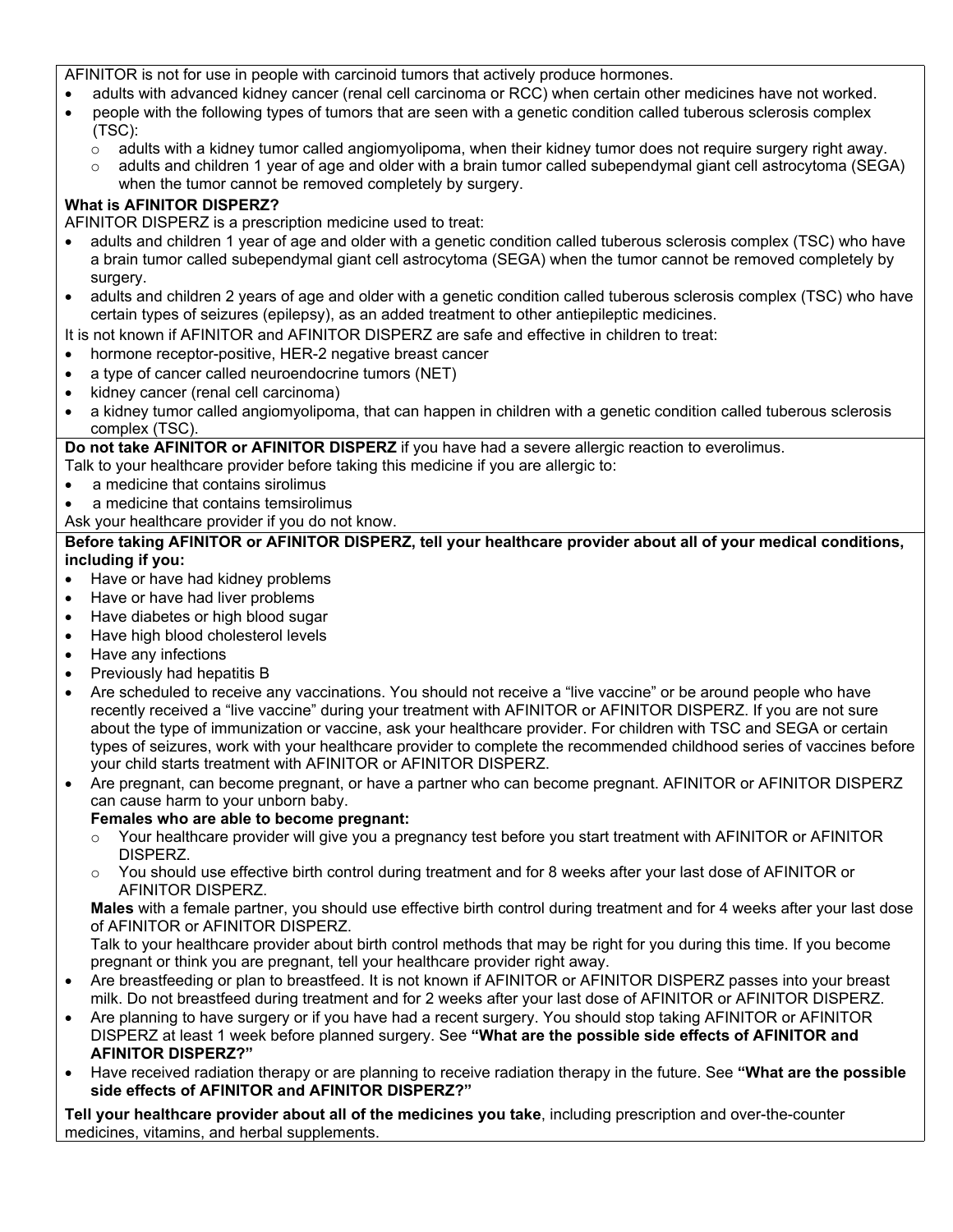AFINITOR is not for use in people with carcinoid tumors that actively produce hormones.

- adults with advanced kidney cancer (renal cell carcinoma or RCC) when certain other medicines have not worked.
- people with the following types of tumors that are seen with a genetic condition called tuberous sclerosis complex (TSC):
  - adults with a kidney tumor called angiomyolipoma, when their kidney tumor does not require surgery right away.
  - adults and children 1 year of age and older with a brain tumor called subependymal giant cell astrocytoma (SEGA) when the tumor cannot be removed completely by surgery.

**What is AFINITOR DISPERZ?**

AFINITOR DISPERZ is a prescription medicine used to treat:

- adults and children 1 year of age and older with a genetic condition called tuberous sclerosis complex (TSC) who have a brain tumor called subependymal giant cell astrocytoma (SEGA) when the tumor cannot be removed completely by surgery.
- adults and children 2 years of age and older with a genetic condition called tuberous sclerosis complex (TSC) who have certain types of seizures (epilepsy), as an added treatment to other antiepileptic medicines.

It is not known if AFINITOR and AFINITOR DISPERZ are safe and effective in children to treat:

- hormone receptor-positive, HER-2 negative breast cancer
- a type of cancer called neuroendocrine tumors (NET)
- kidney cancer (renal cell carcinoma)
- a kidney tumor called angiomyolipoma, that can happen in children with a genetic condition called tuberous sclerosis complex (TSC).

**Do not take AFINITOR or AFINITOR DISPERZ** if you have had a severe allergic reaction to everolimus.

Talk to your healthcare provider before taking this medicine if you are allergic to:

- a medicine that contains sirolimus
- a medicine that contains temsirolimus

Ask your healthcare provider if you do not know.

**Before taking AFINITOR or AFINITOR DISPERZ, tell your healthcare provider about all of your medical conditions, including if you:**

- Have or have had kidney problems
- Have or have had liver problems
- Have diabetes or high blood sugar
- Have high blood cholesterol levels
- Have any infections
- Previously had hepatitis B
- Are scheduled to receive any vaccinations. You should not receive a "live vaccine" or be around people who have recently received a "live vaccine" during your treatment with AFINITOR or AFINITOR DISPERZ. If you are not sure about the type of immunization or vaccine, ask your healthcare provider. For children with TSC and SEGA or certain types of seizures, work with your healthcare provider to complete the recommended childhood series of vaccines before your child starts treatment with AFINITOR or AFINITOR DISPERZ.
- Are pregnant, can become pregnant, or have a partner who can become pregnant. AFINITOR or AFINITOR DISPERZ can cause harm to your unborn baby.

  **Females who are able to become pregnant:**
  - Your healthcare provider will give you a pregnancy test before you start treatment with AFINITOR or AFINITOR DISPERZ.
  - You should use effective birth control during treatment and for 8 weeks after your last dose of AFINITOR or AFINITOR DISPERZ.

  **Males** with a female partner, you should use effective birth control during treatment and for 4 weeks after your last dose of AFINITOR or AFINITOR DISPERZ.

  Talk to your healthcare provider about birth control methods that may be right for you during this time. If you become pregnant or think you are pregnant, tell your healthcare provider right away.
- Are breastfeeding or plan to breastfeed. It is not known if AFINITOR or AFINITOR DISPERZ passes into your breast milk. Do not breastfeed during treatment and for 2 weeks after your last dose of AFINITOR or AFINITOR DISPERZ.
- Are planning to have surgery or if you have had a recent surgery. You should stop taking AFINITOR or AFINITOR DISPERZ at least 1 week before planned surgery. See **"What are the possible side effects of AFINITOR and AFINITOR DISPERZ?"**
- Have received radiation therapy or are planning to receive radiation therapy in the future. See **"What are the possible side effects of AFINITOR and AFINITOR DISPERZ?"**

**Tell your healthcare provider about all of the medicines you take**, including prescription and over-the-counter medicines, vitamins, and herbal supplements.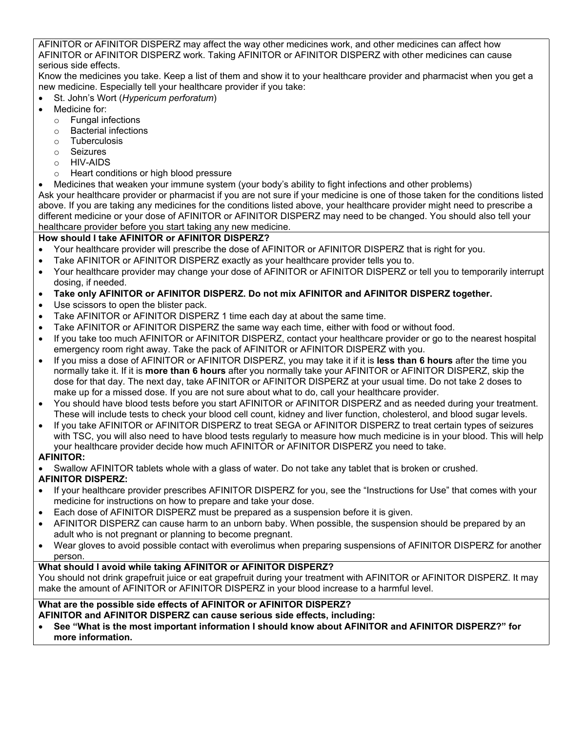AFINITOR or AFINITOR DISPERZ may affect the way other medicines work, and other medicines can affect how AFINITOR or AFINITOR DISPERZ work. Taking AFINITOR or AFINITOR DISPERZ with other medicines can cause serious side effects.

Know the medicines you take. Keep a list of them and show it to your healthcare provider and pharmacist when you get a new medicine. Especially tell your healthcare provider if you take:

- St. John's Wort (*Hypericum perforatum*)
- Medicine for:
  - Fungal infections
  - Bacterial infections
  - Tuberculosis
  - Seizures
  - HIV-AIDS
  - Heart conditions or high blood pressure
- Medicines that weaken your immune system (your body's ability to fight infections and other problems)

Ask your healthcare provider or pharmacist if you are not sure if your medicine is one of those taken for the conditions listed above. If you are taking any medicines for the conditions listed above, your healthcare provider might need to prescribe a different medicine or your dose of AFINITOR or AFINITOR DISPERZ may need to be changed. You should also tell your healthcare provider before you start taking any new medicine.

**How should I take AFINITOR or AFINITOR DISPERZ?**

- Your healthcare provider will prescribe the dose of AFINITOR or AFINITOR DISPERZ that is right for you.
- Take AFINITOR or AFINITOR DISPERZ exactly as your healthcare provider tells you to.
- Your healthcare provider may change your dose of AFINITOR or AFINITOR DISPERZ or tell you to temporarily interrupt dosing, if needed.
- **Take only AFINITOR or AFINITOR DISPERZ. Do not mix AFINITOR and AFINITOR DISPERZ together.**
- Use scissors to open the blister pack.
- Take AFINITOR or AFINITOR DISPERZ 1 time each day at about the same time.
- Take AFINITOR or AFINITOR DISPERZ the same way each time, either with food or without food.
- If you take too much AFINITOR or AFINITOR DISPERZ, contact your healthcare provider or go to the nearest hospital emergency room right away. Take the pack of AFINITOR or AFINITOR DISPERZ with you.
- If you miss a dose of AFINITOR or AFINITOR DISPERZ, you may take it if it is **less than 6 hours** after the time you normally take it. If it is **more than 6 hours** after you normally take your AFINITOR or AFINITOR DISPERZ, skip the dose for that day. The next day, take AFINITOR or AFINITOR DISPERZ at your usual time. Do not take 2 doses to make up for a missed dose. If you are not sure about what to do, call your healthcare provider.
- You should have blood tests before you start AFINITOR or AFINITOR DISPERZ and as needed during your treatment. These will include tests to check your blood cell count, kidney and liver function, cholesterol, and blood sugar levels.
- If you take AFINITOR or AFINITOR DISPERZ to treat SEGA or AFINITOR DISPERZ to treat certain types of seizures with TSC, you will also need to have blood tests regularly to measure how much medicine is in your blood. This will help your healthcare provider decide how much AFINITOR or AFINITOR DISPERZ you need to take.

**AFINITOR:**

- Swallow AFINITOR tablets whole with a glass of water. Do not take any tablet that is broken or crushed.

**AFINITOR DISPERZ:**

- If your healthcare provider prescribes AFINITOR DISPERZ for you, see the "Instructions for Use" that comes with your medicine for instructions on how to prepare and take your dose.
- Each dose of AFINITOR DISPERZ must be prepared as a suspension before it is given.
- AFINITOR DISPERZ can cause harm to an unborn baby. When possible, the suspension should be prepared by an adult who is not pregnant or planning to become pregnant.
- Wear gloves to avoid possible contact with everolimus when preparing suspensions of AFINITOR DISPERZ for another person.

**What should I avoid while taking AFINITOR or AFINITOR DISPERZ?**

You should not drink grapefruit juice or eat grapefruit during your treatment with AFINITOR or AFINITOR DISPERZ. It may make the amount of AFINITOR or AFINITOR DISPERZ in your blood increase to a harmful level.

**What are the possible side effects of AFINITOR or AFINITOR DISPERZ?**

**AFINITOR and AFINITOR DISPERZ can cause serious side effects, including:**

- **See "What is the most important information I should know about AFINITOR and AFINITOR DISPERZ?" for more information.**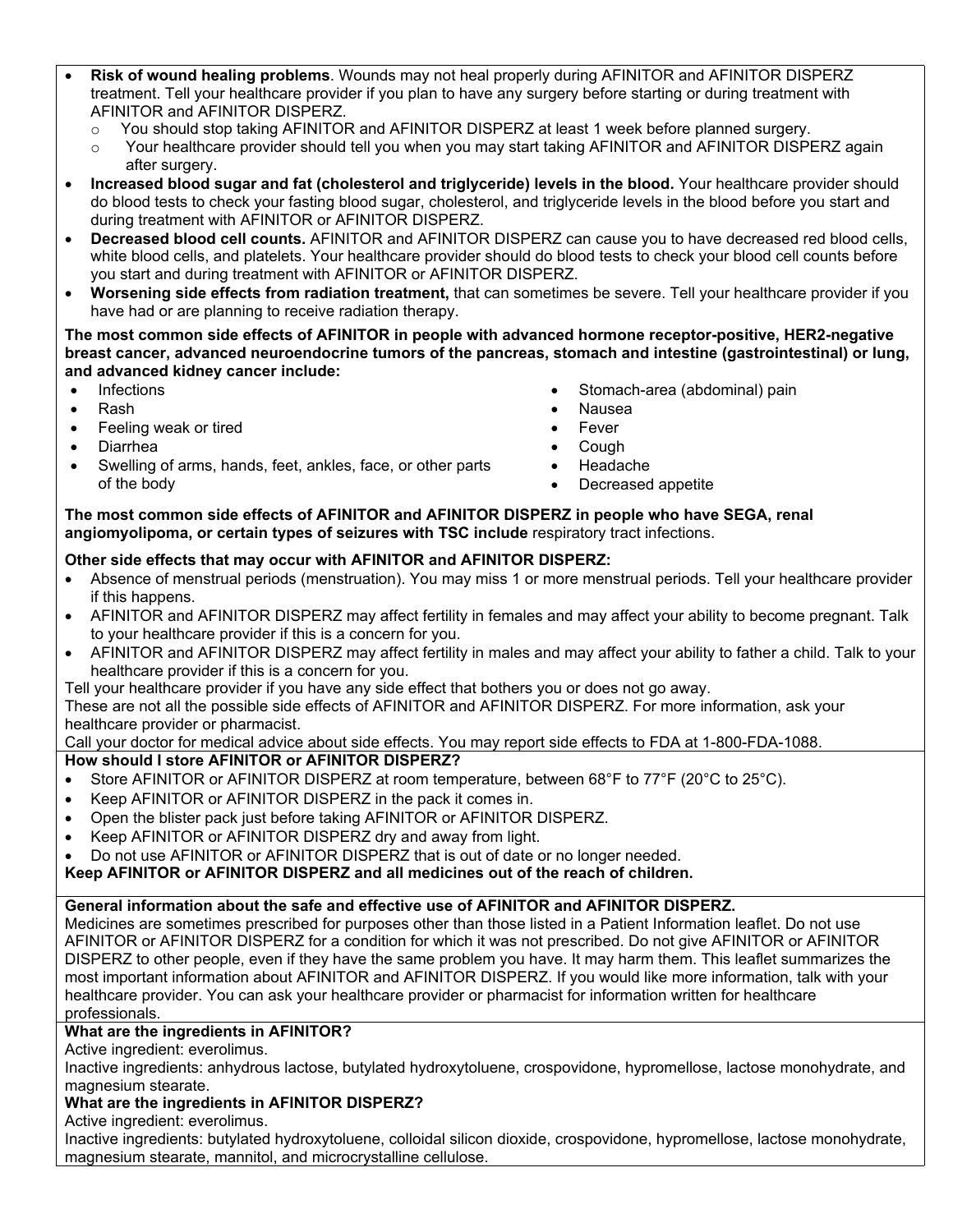- **Risk of wound healing problems**. Wounds may not heal properly during AFINITOR and AFINITOR DISPERZ treatment. Tell your healthcare provider if you plan to have any surgery before starting or during treatment with AFINITOR and AFINITOR DISPERZ.
  - You should stop taking AFINITOR and AFINITOR DISPERZ at least 1 week before planned surgery.
  - Your healthcare provider should tell you when you may start taking AFINITOR and AFINITOR DISPERZ again after surgery.
- **Increased blood sugar and fat (cholesterol and triglyceride) levels in the blood.** Your healthcare provider should do blood tests to check your fasting blood sugar, cholesterol, and triglyceride levels in the blood before you start and during treatment with AFINITOR or AFINITOR DISPERZ.
- **Decreased blood cell counts.** AFINITOR and AFINITOR DISPERZ can cause you to have decreased red blood cells, white blood cells, and platelets. Your healthcare provider should do blood tests to check your blood cell counts before you start and during treatment with AFINITOR or AFINITOR DISPERZ.
- **Worsening side effects from radiation treatment,** that can sometimes be severe. Tell your healthcare provider if you have had or are planning to receive radiation therapy.

**The most common side effects of AFINITOR in people with advanced hormone receptor-positive, HER2-negative breast cancer, advanced neuroendocrine tumors of the pancreas, stomach and intestine (gastrointestinal) or lung, and advanced kidney cancer include:**

- Infections
- Rash
- Feeling weak or tired
- Diarrhea
- Swelling of arms, hands, feet, ankles, face, or other parts of the body
- Stomach-area (abdominal) pain
- Nausea
- Fever
- Cough
- Headache
- Decreased appetite

**The most common side effects of AFINITOR and AFINITOR DISPERZ in people who have SEGA, renal angiomyolipoma, or certain types of seizures with TSC include** respiratory tract infections.

**Other side effects that may occur with AFINITOR and AFINITOR DISPERZ:**

- Absence of menstrual periods (menstruation). You may miss 1 or more menstrual periods. Tell your healthcare provider if this happens.
- AFINITOR and AFINITOR DISPERZ may affect fertility in females and may affect your ability to become pregnant. Talk to your healthcare provider if this is a concern for you.
- AFINITOR and AFINITOR DISPERZ may affect fertility in males and may affect your ability to father a child. Talk to your healthcare provider if this is a concern for you.

Tell your healthcare provider if you have any side effect that bothers you or does not go away.

These are not all the possible side effects of AFINITOR and AFINITOR DISPERZ. For more information, ask your healthcare provider or pharmacist.

Call your doctor for medical advice about side effects. You may report side effects to FDA at 1-800-FDA-1088.

**How should I store AFINITOR or AFINITOR DISPERZ?**

- Store AFINITOR or AFINITOR DISPERZ at room temperature, between 68°F to 77°F (20°C to 25°C).
- Keep AFINITOR or AFINITOR DISPERZ in the pack it comes in.
- Open the blister pack just before taking AFINITOR or AFINITOR DISPERZ.
- Keep AFINITOR or AFINITOR DISPERZ dry and away from light.
- Do not use AFINITOR or AFINITOR DISPERZ that is out of date or no longer needed.

**Keep AFINITOR or AFINITOR DISPERZ and all medicines out of the reach of children.**

**General information about the safe and effective use of AFINITOR and AFINITOR DISPERZ.**

Medicines are sometimes prescribed for purposes other than those listed in a Patient Information leaflet. Do not use AFINITOR or AFINITOR DISPERZ for a condition for which it was not prescribed. Do not give AFINITOR or AFINITOR DISPERZ to other people, even if they have the same problem you have. It may harm them. This leaflet summarizes the most important information about AFINITOR and AFINITOR DISPERZ. If you would like more information, talk with your healthcare provider. You can ask your healthcare provider or pharmacist for information written for healthcare professionals.

**What are the ingredients in AFINITOR?**

Active ingredient: everolimus.

Inactive ingredients: anhydrous lactose, butylated hydroxytoluene, crospovidone, hypromellose, lactose monohydrate, and magnesium stearate.

**What are the ingredients in AFINITOR DISPERZ?**

Active ingredient: everolimus.

Inactive ingredients: butylated hydroxytoluene, colloidal silicon dioxide, crospovidone, hypromellose, lactose monohydrate, magnesium stearate, mannitol, and microcrystalline cellulose.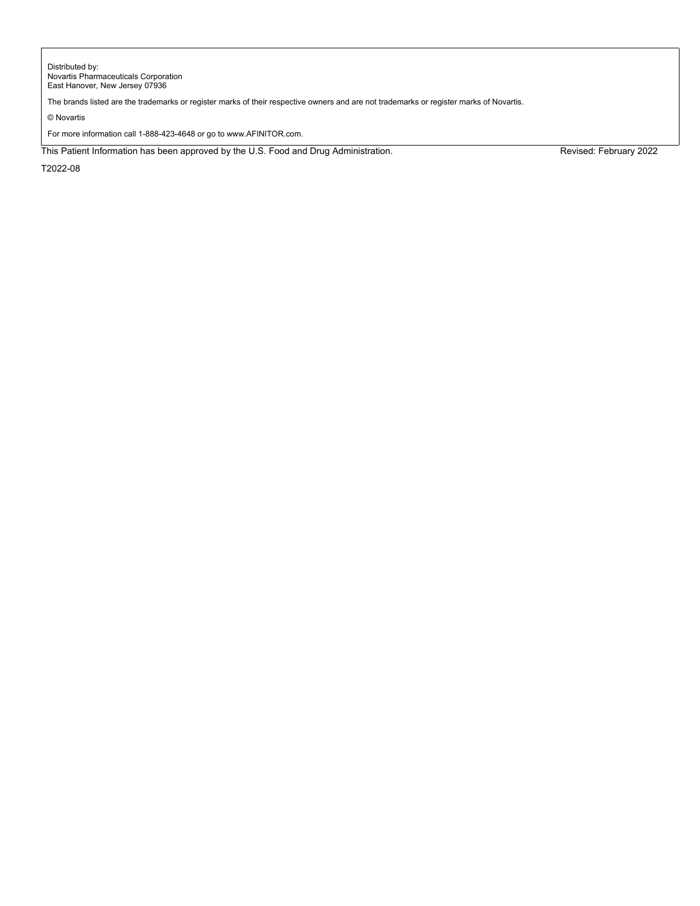Distributed by:
Novartis Pharmaceuticals Corporation
East Hanover, New Jersey 07936

The brands listed are the trademarks or register marks of their respective owners and are not trademarks or register marks of Novartis.

© Novartis

For more information call 1-888-423-4648 or go to www.AFINITOR.com.

This Patient Information has been approved by the U.S. Food and Drug Administration. Revised: February 2022

T2022-08